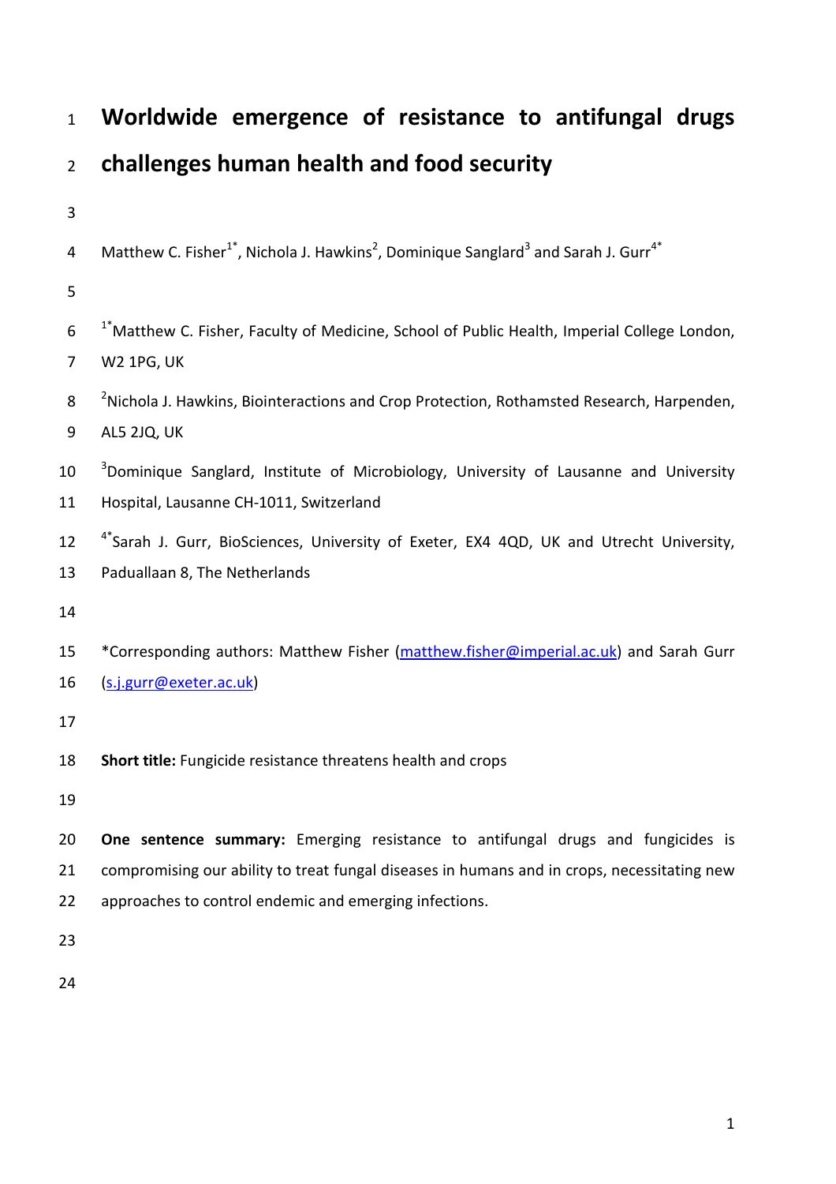# Worldwide emergence of resistance to antifungal drugs challenges human health and food security

Matthew C. Fisher[1*], Nichola J. Hawkins[2], Dominique Sanglard[3] and Sarah J. Gurr[4*]

[1*]Matthew C. Fisher, Faculty of Medicine, School of Public Health, Imperial College London, W2 1PG, UK

[2]Nichola J. Hawkins, Biointeractions and Crop Protection, Rothamsted Research, Harpenden, AL5 2JQ, UK

[3]Dominique Sanglard, Institute of Microbiology, University of Lausanne and University Hospital, Lausanne CH-1011, Switzerland

[4*]Sarah J. Gurr, BioSciences, University of Exeter, EX4 4QD, UK and Utrecht University, Paduallaan 8, The Netherlands

*Corresponding authors: Matthew Fisher (matthew.fisher@imperial.ac.uk) and Sarah Gurr (s.j.gurr@exeter.ac.uk)

**Short title:** Fungicide resistance threatens health and crops

**One sentence summary:** Emerging resistance to antifungal drugs and fungicides is compromising our ability to treat fungal diseases in humans and in crops, necessitating new approaches to control endemic and emerging infections.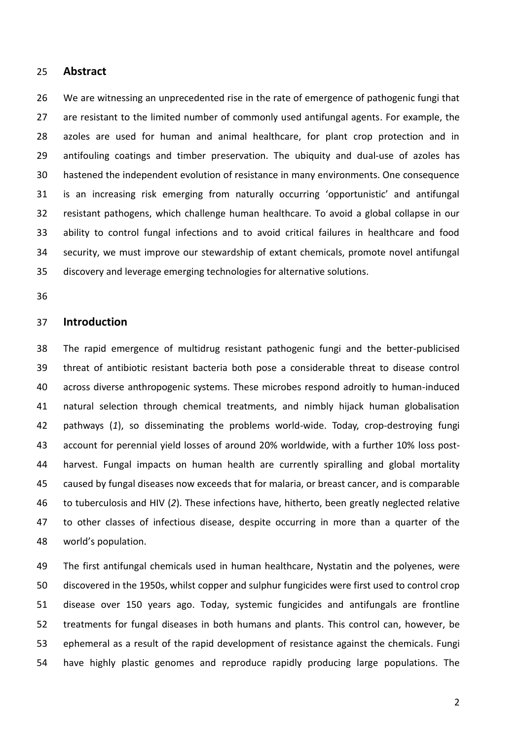## Abstract

We are witnessing an unprecedented rise in the rate of emergence of pathogenic fungi that are resistant to the limited number of commonly used antifungal agents. For example, the azoles are used for human and animal healthcare, for plant crop protection and in antifouling coatings and timber preservation. The ubiquity and dual-use of azoles has hastened the independent evolution of resistance in many environments. One consequence is an increasing risk emerging from naturally occurring 'opportunistic' and antifungal resistant pathogens, which challenge human healthcare. To avoid a global collapse in our ability to control fungal infections and to avoid critical failures in healthcare and food security, we must improve our stewardship of extant chemicals, promote novel antifungal discovery and leverage emerging technologies for alternative solutions.

## Introduction

The rapid emergence of multidrug resistant pathogenic fungi and the better-publicised threat of antibiotic resistant bacteria both pose a considerable threat to disease control across diverse anthropogenic systems. These microbes respond adroitly to human-induced natural selection through chemical treatments, and nimbly hijack human globalisation pathways (*1*), so disseminating the problems world-wide. Today, crop-destroying fungi account for perennial yield losses of around 20% worldwide, with a further 10% loss post-harvest. Fungal impacts on human health are currently spiralling and global mortality caused by fungal diseases now exceeds that for malaria, or breast cancer, and is comparable to tuberculosis and HIV (*2*). These infections have, hitherto, been greatly neglected relative to other classes of infectious disease, despite occurring in more than a quarter of the world's population.

The first antifungal chemicals used in human healthcare, Nystatin and the polyenes, were discovered in the 1950s, whilst copper and sulphur fungicides were first used to control crop disease over 150 years ago. Today, systemic fungicides and antifungals are frontline treatments for fungal diseases in both humans and plants. This control can, however, be ephemeral as a result of the rapid development of resistance against the chemicals. Fungi have highly plastic genomes and reproduce rapidly producing large populations. The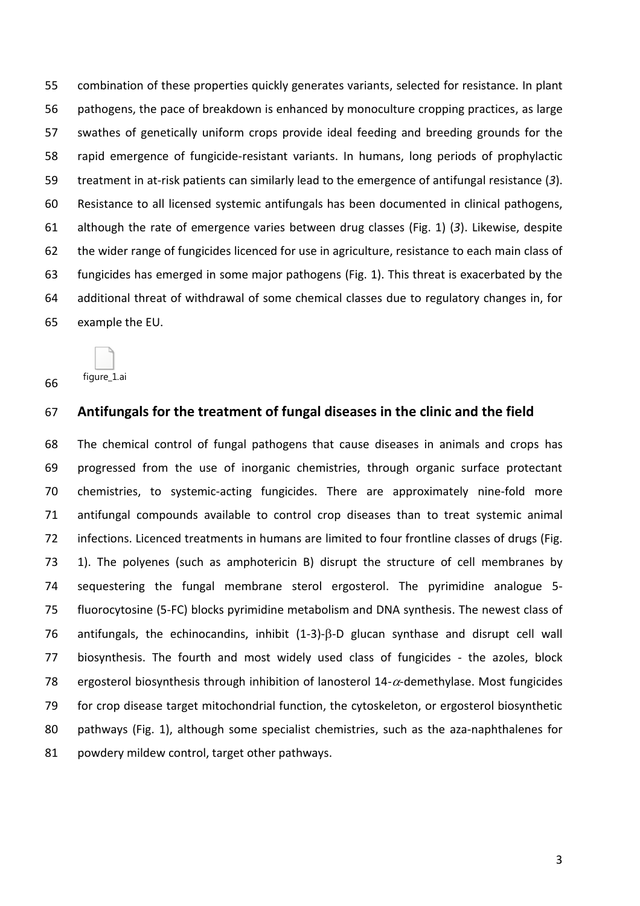combination of these properties quickly generates variants, selected for resistance. In plant pathogens, the pace of breakdown is enhanced by monoculture cropping practices, as large swathes of genetically uniform crops provide ideal feeding and breeding grounds for the rapid emergence of fungicide-resistant variants. In humans, long periods of prophylactic treatment in at-risk patients can similarly lead to the emergence of antifungal resistance (*3*). Resistance to all licensed systemic antifungals has been documented in clinical pathogens, although the rate of emergence varies between drug classes (Fig. 1) (*3*). Likewise, despite the wider range of fungicides licenced for use in agriculture, resistance to each main class of fungicides has emerged in some major pathogens (Fig. 1). This threat is exacerbated by the additional threat of withdrawal of some chemical classes due to regulatory changes in, for example the EU.

figure_1.ai

## Antifungals for the treatment of fungal diseases in the clinic and the field

The chemical control of fungal pathogens that cause diseases in animals and crops has progressed from the use of inorganic chemistries, through organic surface protectant chemistries, to systemic-acting fungicides. There are approximately nine-fold more antifungal compounds available to control crop diseases than to treat systemic animal infections. Licenced treatments in humans are limited to four frontline classes of drugs (Fig. 1). The polyenes (such as amphotericin B) disrupt the structure of cell membranes by sequestering the fungal membrane sterol ergosterol. The pyrimidine analogue 5-fluorocytosine (5-FC) blocks pyrimidine metabolism and DNA synthesis. The newest class of antifungals, the echinocandins, inhibit (1-3)-$\beta$-D glucan synthase and disrupt cell wall biosynthesis. The fourth and most widely used class of fungicides - the azoles, block ergosterol biosynthesis through inhibition of lanosterol 14-$\alpha$-demethylase. Most fungicides for crop disease target mitochondrial function, the cytoskeleton, or ergosterol biosynthetic pathways (Fig. 1), although some specialist chemistries, such as the aza-naphthalenes for powdery mildew control, target other pathways.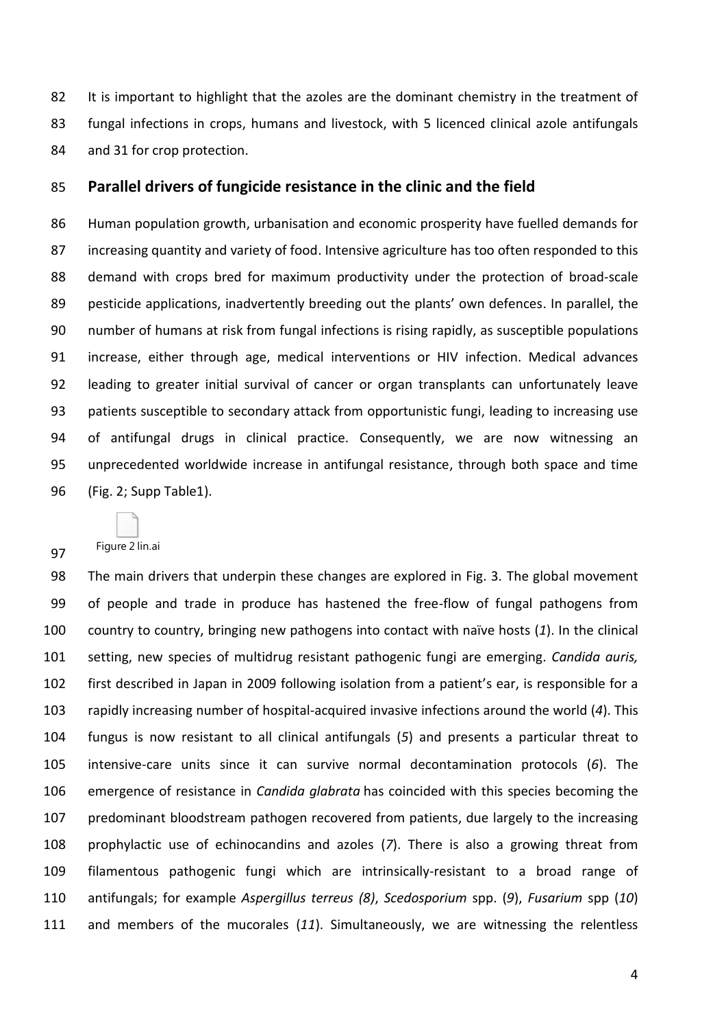It is important to highlight that the azoles are the dominant chemistry in the treatment of fungal infections in crops, humans and livestock, with 5 licenced clinical azole antifungals and 31 for crop protection.

## Parallel drivers of fungicide resistance in the clinic and the field

Human population growth, urbanisation and economic prosperity have fuelled demands for increasing quantity and variety of food. Intensive agriculture has too often responded to this demand with crops bred for maximum productivity under the protection of broad-scale pesticide applications, inadvertently breeding out the plants' own defences. In parallel, the number of humans at risk from fungal infections is rising rapidly, as susceptible populations increase, either through age, medical interventions or HIV infection. Medical advances leading to greater initial survival of cancer or organ transplants can unfortunately leave patients susceptible to secondary attack from opportunistic fungi, leading to increasing use of antifungal drugs in clinical practice. Consequently, we are now witnessing an unprecedented worldwide increase in antifungal resistance, through both space and time (Fig. 2; Supp Table1).

Figure 2 lin.ai

The main drivers that underpin these changes are explored in Fig. 3. The global movement of people and trade in produce has hastened the free-flow of fungal pathogens from country to country, bringing new pathogens into contact with naïve hosts (*1*). In the clinical setting, new species of multidrug resistant pathogenic fungi are emerging. *Candida auris,* first described in Japan in 2009 following isolation from a patient's ear, is responsible for a rapidly increasing number of hospital-acquired invasive infections around the world (*4*). This fungus is now resistant to all clinical antifungals (*5*) and presents a particular threat to intensive-care units since it can survive normal decontamination protocols (*6*). The emergence of resistance in *Candida glabrata* has coincided with this species becoming the predominant bloodstream pathogen recovered from patients, due largely to the increasing prophylactic use of echinocandins and azoles (*7*). There is also a growing threat from filamentous pathogenic fungi which are intrinsically-resistant to a broad range of antifungals; for example *Aspergillus terreus (8)*, *Scedosporium* spp. (*9*), *Fusarium* spp (*10*) and members of the mucorales (*11*). Simultaneously, we are witnessing the relentless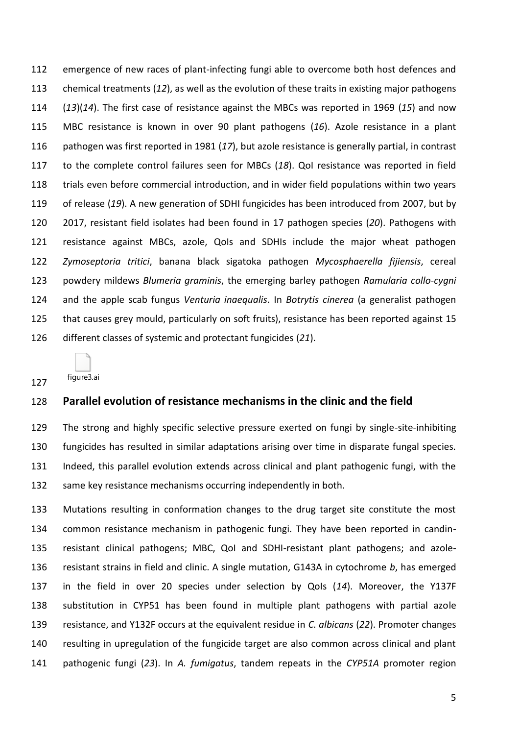emergence of new races of plant-infecting fungi able to overcome both host defences and chemical treatments (*12*), as well as the evolution of these traits in existing major pathogens (*13*)(*14*). The first case of resistance against the MBCs was reported in 1969 (*15*) and now MBC resistance is known in over 90 plant pathogens (*16*). Azole resistance in a plant pathogen was first reported in 1981 (*17*), but azole resistance is generally partial, in contrast to the complete control failures seen for MBCs (*18*). QoI resistance was reported in field trials even before commercial introduction, and in wider field populations within two years of release (*19*). A new generation of SDHI fungicides has been introduced from 2007, but by 2017, resistant field isolates had been found in 17 pathogen species (*20*). Pathogens with resistance against MBCs, azole, QoIs and SDHIs include the major wheat pathogen *Zymoseptoria tritici*, banana black sigatoka pathogen *Mycosphaerella fijiensis*, cereal powdery mildews *Blumeria graminis*, the emerging barley pathogen *Ramularia collo-cygni* and the apple scab fungus *Venturia inaequalis*. In *Botrytis cinerea* (a generalist pathogen that causes grey mould, particularly on soft fruits), resistance has been reported against 15 different classes of systemic and protectant fungicides (*21*).

figure3.ai

## Parallel evolution of resistance mechanisms in the clinic and the field

The strong and highly specific selective pressure exerted on fungi by single-site-inhibiting fungicides has resulted in similar adaptations arising over time in disparate fungal species. Indeed, this parallel evolution extends across clinical and plant pathogenic fungi, with the same key resistance mechanisms occurring independently in both.

Mutations resulting in conformation changes to the drug target site constitute the most common resistance mechanism in pathogenic fungi. They have been reported in candin-resistant clinical pathogens; MBC, QoI and SDHI-resistant plant pathogens; and azole-resistant strains in field and clinic. A single mutation, G143A in cytochrome *b*, has emerged in the field in over 20 species under selection by QoIs (*14*). Moreover, the Y137F substitution in CYP51 has been found in multiple plant pathogens with partial azole resistance, and Y132F occurs at the equivalent residue in *C. albicans* (*22*). Promoter changes resulting in upregulation of the fungicide target are also common across clinical and plant pathogenic fungi (*23*). In *A. fumigatus*, tandem repeats in the *CYP51A* promoter region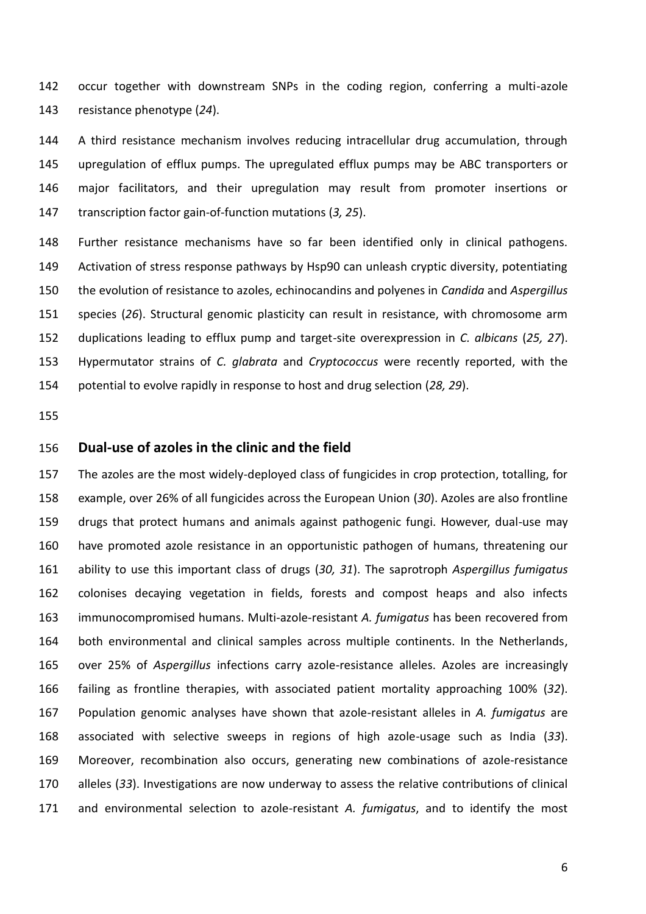occur together with downstream SNPs in the coding region, conferring a multi-azole resistance phenotype (*24*).

A third resistance mechanism involves reducing intracellular drug accumulation, through upregulation of efflux pumps. The upregulated efflux pumps may be ABC transporters or major facilitators, and their upregulation may result from promoter insertions or transcription factor gain-of-function mutations (*3, 25*).

Further resistance mechanisms have so far been identified only in clinical pathogens. Activation of stress response pathways by Hsp90 can unleash cryptic diversity, potentiating the evolution of resistance to azoles, echinocandins and polyenes in *Candida* and *Aspergillus* species (*26*). Structural genomic plasticity can result in resistance, with chromosome arm duplications leading to efflux pump and target-site overexpression in *C. albicans* (*25, 27*). Hypermutator strains of *C. glabrata* and *Cryptococcus* were recently reported, with the potential to evolve rapidly in response to host and drug selection (*28, 29*).

## Dual-use of azoles in the clinic and the field

The azoles are the most widely-deployed class of fungicides in crop protection, totalling, for example, over 26% of all fungicides across the European Union (*30*). Azoles are also frontline drugs that protect humans and animals against pathogenic fungi. However, dual-use may have promoted azole resistance in an opportunistic pathogen of humans, threatening our ability to use this important class of drugs (*30, 31*). The saprotroph *Aspergillus fumigatus* colonises decaying vegetation in fields, forests and compost heaps and also infects immunocompromised humans. Multi-azole-resistant *A. fumigatus* has been recovered from both environmental and clinical samples across multiple continents. In the Netherlands, over 25% of *Aspergillus* infections carry azole-resistance alleles. Azoles are increasingly failing as frontline therapies, with associated patient mortality approaching 100% (*32*). Population genomic analyses have shown that azole-resistant alleles in *A. fumigatus* are associated with selective sweeps in regions of high azole-usage such as India (*33*). Moreover, recombination also occurs, generating new combinations of azole-resistance alleles (*33*). Investigations are now underway to assess the relative contributions of clinical and environmental selection to azole-resistant *A. fumigatus*, and to identify the most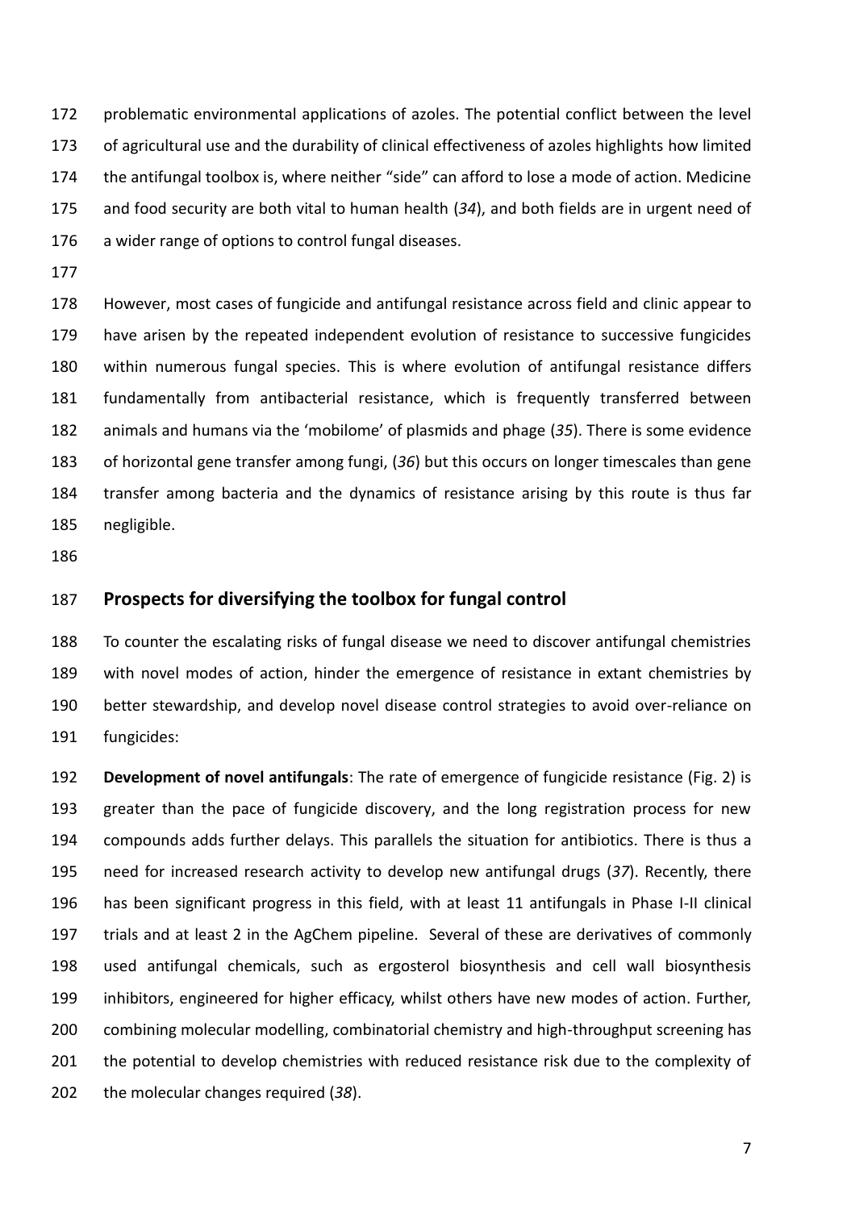problematic environmental applications of azoles. The potential conflict between the level of agricultural use and the durability of clinical effectiveness of azoles highlights how limited the antifungal toolbox is, where neither "side" can afford to lose a mode of action. Medicine and food security are both vital to human health (*34*), and both fields are in urgent need of a wider range of options to control fungal diseases.

However, most cases of fungicide and antifungal resistance across field and clinic appear to have arisen by the repeated independent evolution of resistance to successive fungicides within numerous fungal species. This is where evolution of antifungal resistance differs fundamentally from antibacterial resistance, which is frequently transferred between animals and humans via the 'mobilome' of plasmids and phage (*35*). There is some evidence of horizontal gene transfer among fungi, (*36*) but this occurs on longer timescales than gene transfer among bacteria and the dynamics of resistance arising by this route is thus far negligible.

## Prospects for diversifying the toolbox for fungal control

To counter the escalating risks of fungal disease we need to discover antifungal chemistries with novel modes of action, hinder the emergence of resistance in extant chemistries by better stewardship, and develop novel disease control strategies to avoid over-reliance on fungicides:

**Development of novel antifungals**: The rate of emergence of fungicide resistance (Fig. 2) is greater than the pace of fungicide discovery, and the long registration process for new compounds adds further delays. This parallels the situation for antibiotics. There is thus a need for increased research activity to develop new antifungal drugs (*37*). Recently, there has been significant progress in this field, with at least 11 antifungals in Phase I-II clinical trials and at least 2 in the AgChem pipeline. Several of these are derivatives of commonly used antifungal chemicals, such as ergosterol biosynthesis and cell wall biosynthesis inhibitors, engineered for higher efficacy, whilst others have new modes of action. Further, combining molecular modelling, combinatorial chemistry and high-throughput screening has the potential to develop chemistries with reduced resistance risk due to the complexity of the molecular changes required (*38*).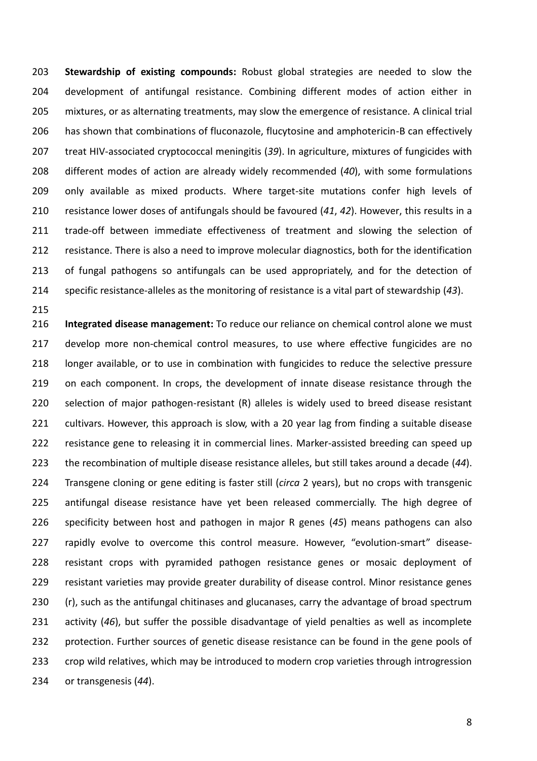**Stewardship of existing compounds:** Robust global strategies are needed to slow the development of antifungal resistance. Combining different modes of action either in mixtures, or as alternating treatments, may slow the emergence of resistance. A clinical trial has shown that combinations of fluconazole, flucytosine and amphotericin-B can effectively treat HIV-associated cryptococcal meningitis (*39*). In agriculture, mixtures of fungicides with different modes of action are already widely recommended (*40*), with some formulations only available as mixed products. Where target-site mutations confer high levels of resistance lower doses of antifungals should be favoured (*41*, *42*). However, this results in a trade-off between immediate effectiveness of treatment and slowing the selection of resistance. There is also a need to improve molecular diagnostics, both for the identification of fungal pathogens so antifungals can be used appropriately, and for the detection of specific resistance-alleles as the monitoring of resistance is a vital part of stewardship (*43*).

**Integrated disease management:** To reduce our reliance on chemical control alone we must develop more non-chemical control measures, to use where effective fungicides are no longer available, or to use in combination with fungicides to reduce the selective pressure on each component. In crops, the development of innate disease resistance through the selection of major pathogen-resistant (R) alleles is widely used to breed disease resistant cultivars. However, this approach is slow, with a 20 year lag from finding a suitable disease resistance gene to releasing it in commercial lines. Marker-assisted breeding can speed up the recombination of multiple disease resistance alleles, but still takes around a decade (*44*). Transgene cloning or gene editing is faster still (*circa* 2 years), but no crops with transgenic antifungal disease resistance have yet been released commercially. The high degree of specificity between host and pathogen in major R genes (*45*) means pathogens can also rapidly evolve to overcome this control measure. However, "evolution-smart" disease-resistant crops with pyramided pathogen resistance genes or mosaic deployment of resistant varieties may provide greater durability of disease control. Minor resistance genes (r), such as the antifungal chitinases and glucanases, carry the advantage of broad spectrum activity (*46*), but suffer the possible disadvantage of yield penalties as well as incomplete protection. Further sources of genetic disease resistance can be found in the gene pools of crop wild relatives, which may be introduced to modern crop varieties through introgression or transgenesis (*44*).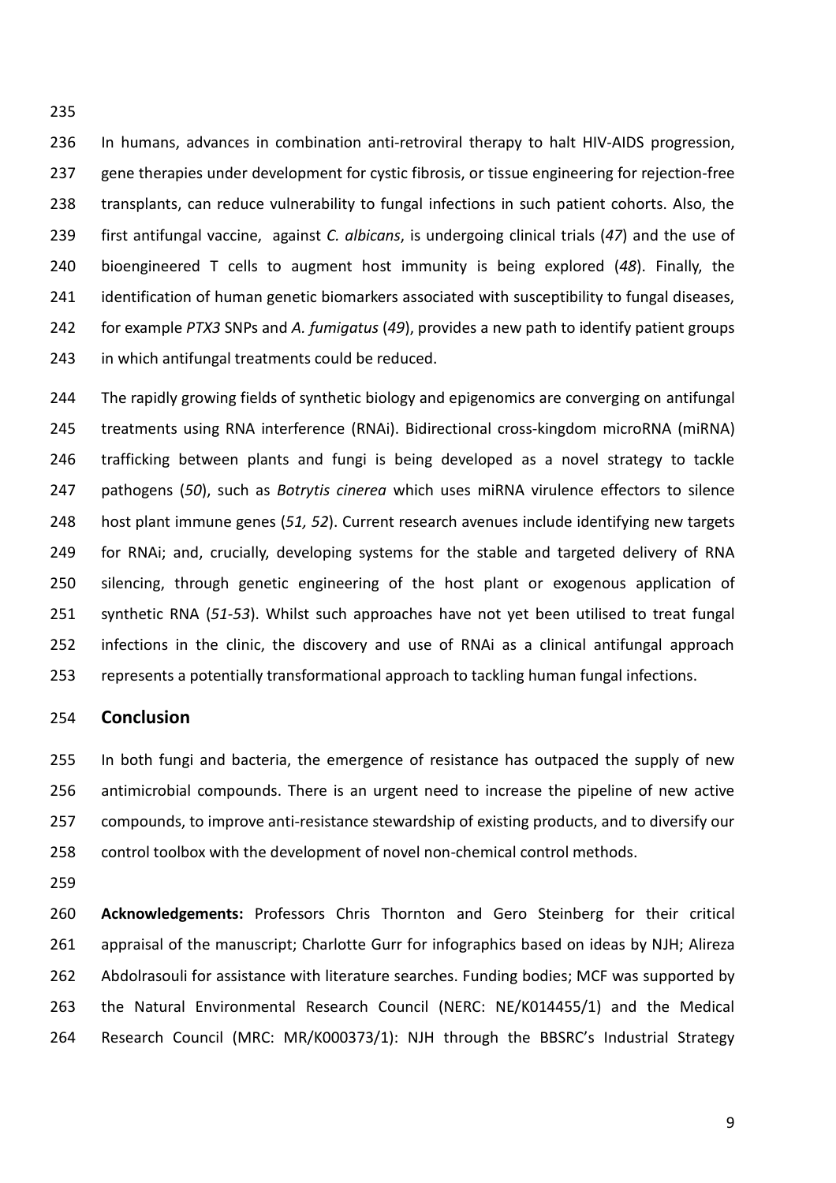In humans, advances in combination anti-retroviral therapy to halt HIV-AIDS progression, gene therapies under development for cystic fibrosis, or tissue engineering for rejection-free transplants, can reduce vulnerability to fungal infections in such patient cohorts. Also, the first antifungal vaccine, against *C. albicans*, is undergoing clinical trials (*47*) and the use of bioengineered T cells to augment host immunity is being explored (*48*). Finally, the identification of human genetic biomarkers associated with susceptibility to fungal diseases, for example *PTX3* SNPs and *A. fumigatus* (*49*), provides a new path to identify patient groups in which antifungal treatments could be reduced.

The rapidly growing fields of synthetic biology and epigenomics are converging on antifungal treatments using RNA interference (RNAi). Bidirectional cross-kingdom microRNA (miRNA) trafficking between plants and fungi is being developed as a novel strategy to tackle pathogens (*50*), such as *Botrytis cinerea* which uses miRNA virulence effectors to silence host plant immune genes (*51, 52*). Current research avenues include identifying new targets for RNAi; and, crucially, developing systems for the stable and targeted delivery of RNA silencing, through genetic engineering of the host plant or exogenous application of synthetic RNA (*51-53*). Whilst such approaches have not yet been utilised to treat fungal infections in the clinic, the discovery and use of RNAi as a clinical antifungal approach represents a potentially transformational approach to tackling human fungal infections.

## Conclusion

In both fungi and bacteria, the emergence of resistance has outpaced the supply of new antimicrobial compounds. There is an urgent need to increase the pipeline of new active compounds, to improve anti-resistance stewardship of existing products, and to diversify our control toolbox with the development of novel non-chemical control methods.

**Acknowledgements:** Professors Chris Thornton and Gero Steinberg for their critical appraisal of the manuscript; Charlotte Gurr for infographics based on ideas by NJH; Alireza Abdolrasouli for assistance with literature searches. Funding bodies; MCF was supported by the Natural Environmental Research Council (NERC: NE/K014455/1) and the Medical Research Council (MRC: MR/K000373/1): NJH through the BBSRC's Industrial Strategy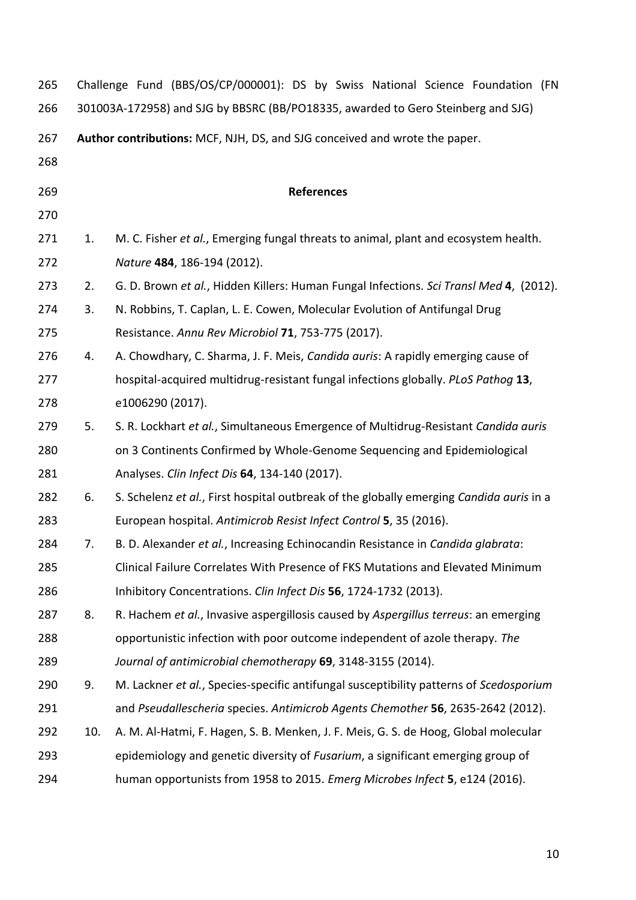Challenge Fund (BBS/OS/CP/000001): DS by Swiss National Science Foundation (FN 301003A-172958) and SJG by BBSRC (BB/PO18335, awarded to Gero Steinberg and SJG)

**Author contributions:** MCF, NJH, DS, and SJG conceived and wrote the paper.

## References

1. M. C. Fisher *et al.*, Emerging fungal threats to animal, plant and ecosystem health. *Nature* **484**, 186-194 (2012).
2. G. D. Brown *et al.*, Hidden Killers: Human Fungal Infections. *Sci Transl Med* **4**, (2012).
3. N. Robbins, T. Caplan, L. E. Cowen, Molecular Evolution of Antifungal Drug Resistance. *Annu Rev Microbiol* **71**, 753-775 (2017).
4. A. Chowdhary, C. Sharma, J. F. Meis, *Candida auris*: A rapidly emerging cause of hospital-acquired multidrug-resistant fungal infections globally. *PLoS Pathog* **13**, e1006290 (2017).
5. S. R. Lockhart *et al.*, Simultaneous Emergence of Multidrug-Resistant *Candida auris* on 3 Continents Confirmed by Whole-Genome Sequencing and Epidemiological Analyses. *Clin Infect Dis* **64**, 134-140 (2017).
6. S. Schelenz *et al.*, First hospital outbreak of the globally emerging *Candida auris* in a European hospital. *Antimicrob Resist Infect Control* **5**, 35 (2016).
7. B. D. Alexander *et al.*, Increasing Echinocandin Resistance in *Candida glabrata*: Clinical Failure Correlates With Presence of FKS Mutations and Elevated Minimum Inhibitory Concentrations. *Clin Infect Dis* **56**, 1724-1732 (2013).
8. R. Hachem *et al.*, Invasive aspergillosis caused by *Aspergillus terreus*: an emerging opportunistic infection with poor outcome independent of azole therapy. *The Journal of antimicrobial chemotherapy* **69**, 3148-3155 (2014).
9. M. Lackner *et al.*, Species-specific antifungal susceptibility patterns of *Scedosporium* and *Pseudallescheria* species. *Antimicrob Agents Chemother* **56**, 2635-2642 (2012).
10. A. M. Al-Hatmi, F. Hagen, S. B. Menken, J. F. Meis, G. S. de Hoog, Global molecular epidemiology and genetic diversity of *Fusarium*, a significant emerging group of human opportunists from 1958 to 2015. *Emerg Microbes Infect* **5**, e124 (2016).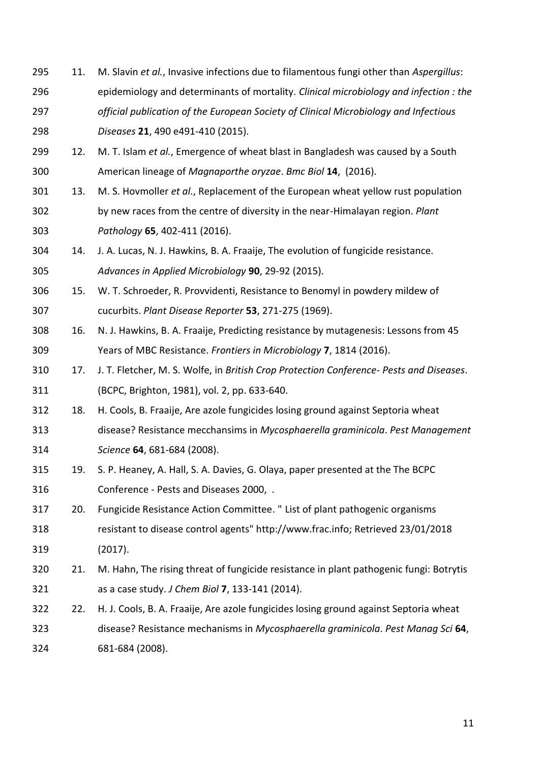11. M. Slavin *et al.*, Invasive infections due to filamentous fungi other than *Aspergillus*: epidemiology and determinants of mortality. *Clinical microbiology and infection : the official publication of the European Society of Clinical Microbiology and Infectious Diseases* **21**, 490 e491-410 (2015).
12. M. T. Islam *et al.*, Emergence of wheat blast in Bangladesh was caused by a South American lineage of *Magnaporthe oryzae*. *Bmc Biol* **14**, (2016).
13. M. S. Hovmoller *et al.*, Replacement of the European wheat yellow rust population by new races from the centre of diversity in the near-Himalayan region. *Plant Pathology* **65**, 402-411 (2016).
14. J. A. Lucas, N. J. Hawkins, B. A. Fraaije, The evolution of fungicide resistance. *Advances in Applied Microbiology* **90**, 29-92 (2015).
15. W. T. Schroeder, R. Provvidenti, Resistance to Benomyl in powdery mildew of cucurbits. *Plant Disease Reporter* **53**, 271-275 (1969).
16. N. J. Hawkins, B. A. Fraaije, Predicting resistance by mutagenesis: Lessons from 45 Years of MBC Resistance. *Frontiers in Microbiology* **7**, 1814 (2016).
17. J. T. Fletcher, M. S. Wolfe, in *British Crop Protection Conference- Pests and Diseases*. (BCPC, Brighton, 1981), vol. 2, pp. 633-640.
18. H. Cools, B. Fraaije, Are azole fungicides losing ground against Septoria wheat disease? Resistance mecchansims in *Mycosphaerella graminicola*. *Pest Management Science* **64**, 681-684 (2008).
19. S. P. Heaney, A. Hall, S. A. Davies, G. Olaya, paper presented at the The BCPC Conference - Pests and Diseases 2000, .
20. Fungicide Resistance Action Committee. " List of plant pathogenic organisms resistant to disease control agents" http://www.frac.info; Retrieved 23/01/2018 (2017).
21. M. Hahn, The rising threat of fungicide resistance in plant pathogenic fungi: Botrytis as a case study. *J Chem Biol* **7**, 133-141 (2014).
22. H. J. Cools, B. A. Fraaije, Are azole fungicides losing ground against Septoria wheat disease? Resistance mechanisms in *Mycosphaerella graminicola*. *Pest Manag Sci* **64**, 681-684 (2008).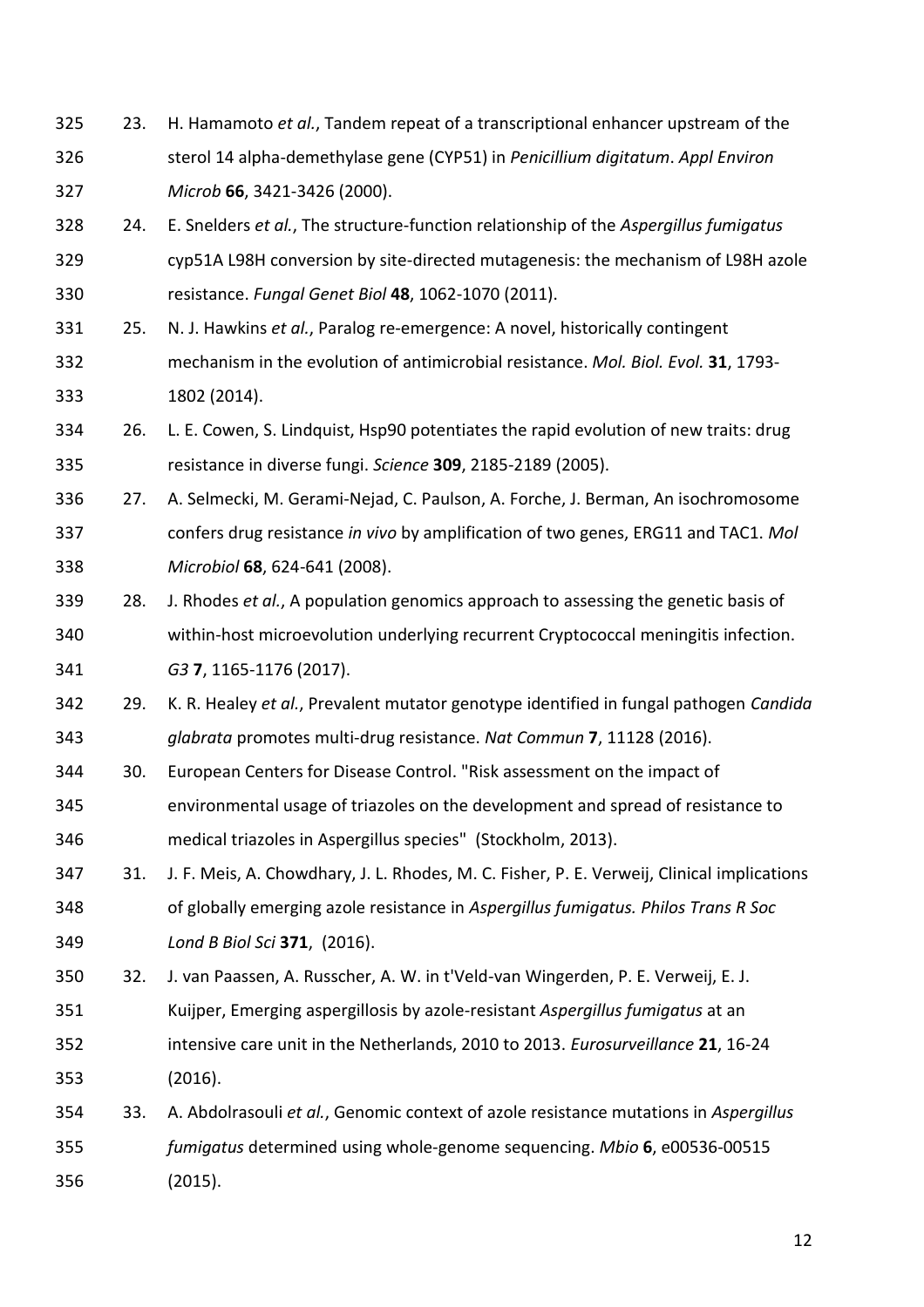23. H. Hamamoto *et al.*, Tandem repeat of a transcriptional enhancer upstream of the sterol 14 alpha-demethylase gene (CYP51) in *Penicillium digitatum*. *Appl Environ Microb* **66**, 3421-3426 (2000).
24. E. Snelders *et al.*, The structure-function relationship of the *Aspergillus fumigatus* cyp51A L98H conversion by site-directed mutagenesis: the mechanism of L98H azole resistance. *Fungal Genet Biol* **48**, 1062-1070 (2011).
25. N. J. Hawkins *et al.*, Paralog re-emergence: A novel, historically contingent mechanism in the evolution of antimicrobial resistance. *Mol. Biol. Evol.* **31**, 1793-1802 (2014).
26. L. E. Cowen, S. Lindquist, Hsp90 potentiates the rapid evolution of new traits: drug resistance in diverse fungi. *Science* **309**, 2185-2189 (2005).
27. A. Selmecki, M. Gerami-Nejad, C. Paulson, A. Forche, J. Berman, An isochromosome confers drug resistance *in vivo* by amplification of two genes, ERG11 and TAC1. *Mol Microbiol* **68**, 624-641 (2008).
28. J. Rhodes *et al.*, A population genomics approach to assessing the genetic basis of within-host microevolution underlying recurrent Cryptococcal meningitis infection. *G3* **7**, 1165-1176 (2017).
29. K. R. Healey *et al.*, Prevalent mutator genotype identified in fungal pathogen *Candida glabrata* promotes multi-drug resistance. *Nat Commun* **7**, 11128 (2016).
30. European Centers for Disease Control. "Risk assessment on the impact of environmental usage of triazoles on the development and spread of resistance to medical triazoles in Aspergillus species" (Stockholm, 2013).
31. J. F. Meis, A. Chowdhary, J. L. Rhodes, M. C. Fisher, P. E. Verweij, Clinical implications of globally emerging azole resistance in *Aspergillus fumigatus. Philos Trans R Soc Lond B Biol Sci* **371**, (2016).
32. J. van Paassen, A. Russcher, A. W. in t'Veld-van Wingerden, P. E. Verweij, E. J. Kuijper, Emerging aspergillosis by azole-resistant *Aspergillus fumigatus* at an intensive care unit in the Netherlands, 2010 to 2013. *Eurosurveillance* **21**, 16-24 (2016).
33. A. Abdolrasouli *et al.*, Genomic context of azole resistance mutations in *Aspergillus fumigatus* determined using whole-genome sequencing. *Mbio* **6**, e00536-00515 (2015).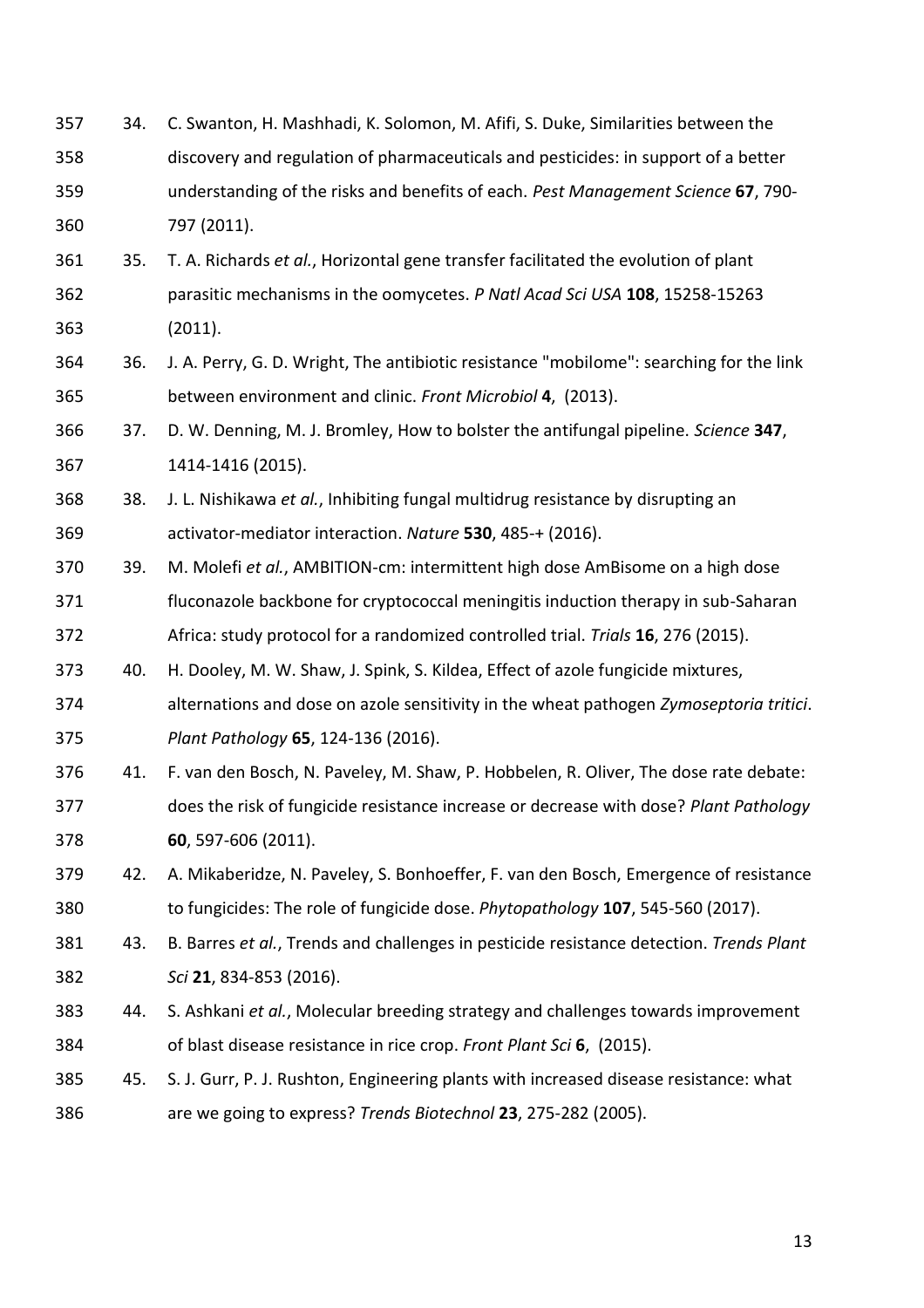34. C. Swanton, H. Mashhadi, K. Solomon, M. Afifi, S. Duke, Similarities between the discovery and regulation of pharmaceuticals and pesticides: in support of a better understanding of the risks and benefits of each. *Pest Management Science* **67**, 790-797 (2011).
35. T. A. Richards *et al.*, Horizontal gene transfer facilitated the evolution of plant parasitic mechanisms in the oomycetes. *P Natl Acad Sci USA* **108**, 15258-15263 (2011).
36. J. A. Perry, G. D. Wright, The antibiotic resistance "mobilome": searching for the link between environment and clinic. *Front Microbiol* **4**, (2013).
37. D. W. Denning, M. J. Bromley, How to bolster the antifungal pipeline. *Science* **347**, 1414-1416 (2015).
38. J. L. Nishikawa *et al.*, Inhibiting fungal multidrug resistance by disrupting an activator-mediator interaction. *Nature* **530**, 485-+ (2016).
39. M. Molefi *et al.*, AMBITION-cm: intermittent high dose AmBisome on a high dose fluconazole backbone for cryptococcal meningitis induction therapy in sub-Saharan Africa: study protocol for a randomized controlled trial. *Trials* **16**, 276 (2015).
40. H. Dooley, M. W. Shaw, J. Spink, S. Kildea, Effect of azole fungicide mixtures, alternations and dose on azole sensitivity in the wheat pathogen *Zymoseptoria tritici*. *Plant Pathology* **65**, 124-136 (2016).
41. F. van den Bosch, N. Paveley, M. Shaw, P. Hobbelen, R. Oliver, The dose rate debate: does the risk of fungicide resistance increase or decrease with dose? *Plant Pathology* **60**, 597-606 (2011).
42. A. Mikaberidze, N. Paveley, S. Bonhoeffer, F. van den Bosch, Emergence of resistance to fungicides: The role of fungicide dose. *Phytopathology* **107**, 545-560 (2017).
43. B. Barres *et al.*, Trends and challenges in pesticide resistance detection. *Trends Plant Sci* **21**, 834-853 (2016).
44. S. Ashkani *et al.*, Molecular breeding strategy and challenges towards improvement of blast disease resistance in rice crop. *Front Plant Sci* **6**, (2015).
45. S. J. Gurr, P. J. Rushton, Engineering plants with increased disease resistance: what are we going to express? *Trends Biotechnol* **23**, 275-282 (2005).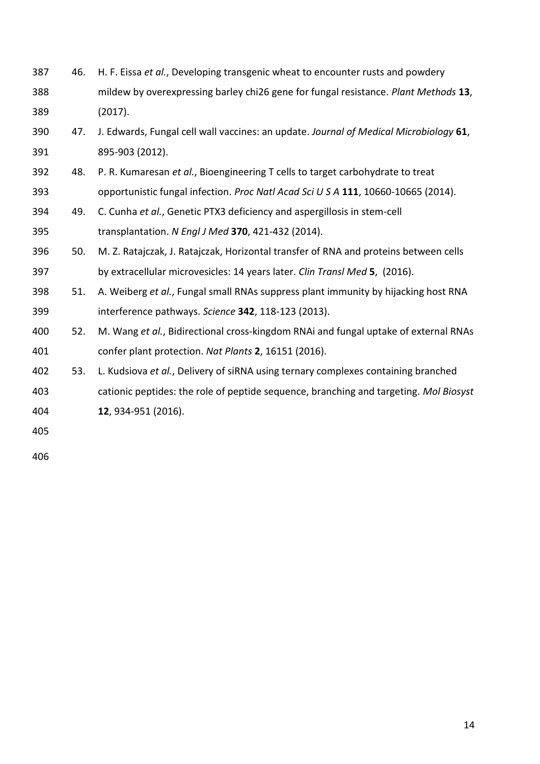46. H. F. Eissa *et al.*, Developing transgenic wheat to encounter rusts and powdery mildew by overexpressing barley chi26 gene for fungal resistance. *Plant Methods* **13**, (2017).
47. J. Edwards, Fungal cell wall vaccines: an update. *Journal of Medical Microbiology* **61**, 895-903 (2012).
48. P. R. Kumaresan *et al.*, Bioengineering T cells to target carbohydrate to treat opportunistic fungal infection. *Proc Natl Acad Sci U S A* **111**, 10660-10665 (2014).
49. C. Cunha *et al.*, Genetic PTX3 deficiency and aspergillosis in stem-cell transplantation. *N Engl J Med* **370**, 421-432 (2014).
50. M. Z. Ratajczak, J. Ratajczak, Horizontal transfer of RNA and proteins between cells by extracellular microvesicles: 14 years later. *Clin Transl Med* **5**, (2016).
51. A. Weiberg *et al.*, Fungal small RNAs suppress plant immunity by hijacking host RNA interference pathways. *Science* **342**, 118-123 (2013).
52. M. Wang *et al.*, Bidirectional cross-kingdom RNAi and fungal uptake of external RNAs confer plant protection. *Nat Plants* **2**, 16151 (2016).
53. L. Kudsiova *et al.*, Delivery of siRNA using ternary complexes containing branched cationic peptides: the role of peptide sequence, branching and targeting. *Mol Biosyst* **12**, 934-951 (2016).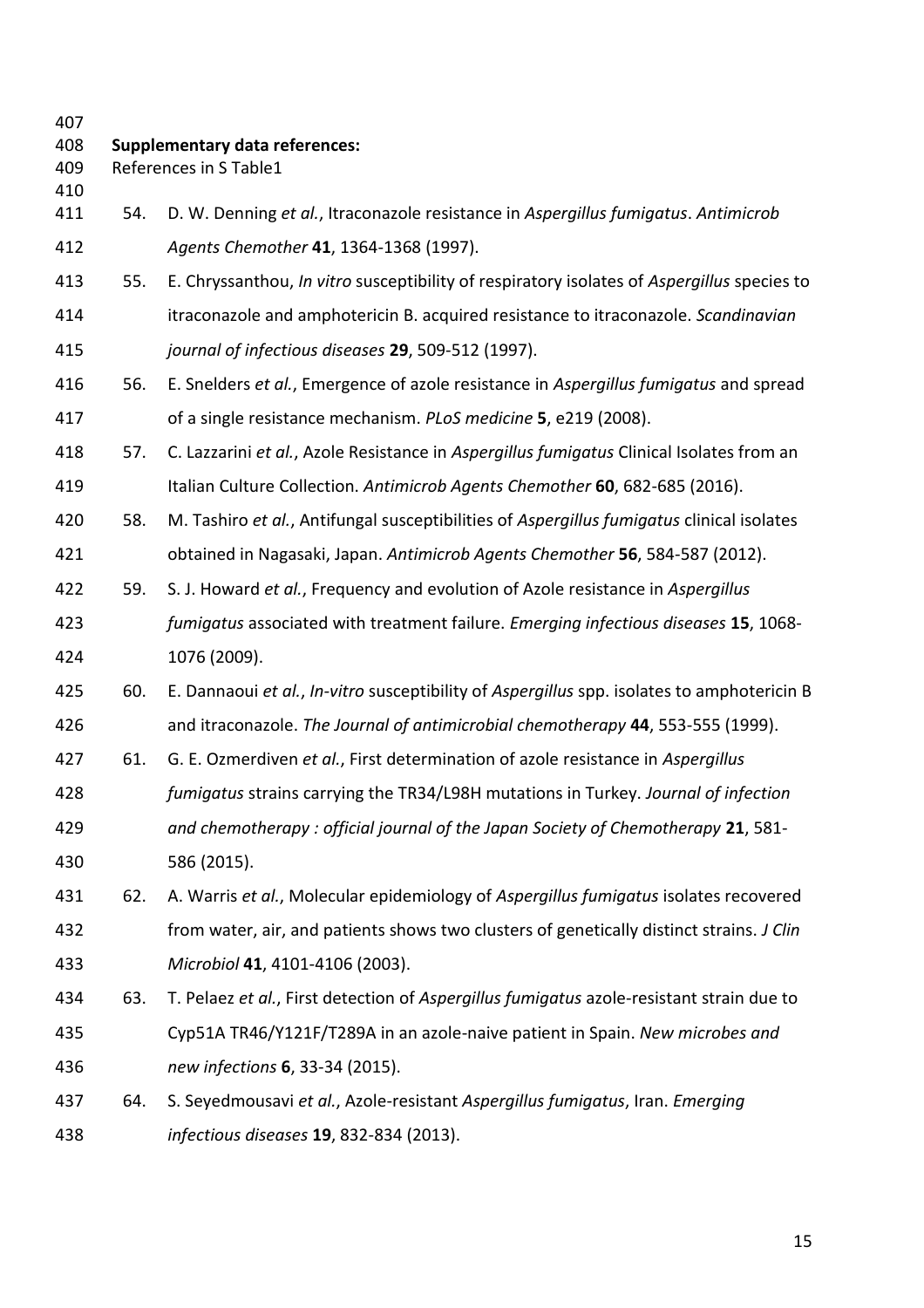**Supplementary data references:**

References in S Table1

54. D. W. Denning *et al.*, Itraconazole resistance in *Aspergillus fumigatus*. *Antimicrob Agents Chemother* **41**, 1364-1368 (1997).
55. E. Chryssanthou, *In vitro* susceptibility of respiratory isolates of *Aspergillus* species to itraconazole and amphotericin B. acquired resistance to itraconazole. *Scandinavian journal of infectious diseases* **29**, 509-512 (1997).
56. E. Snelders *et al.*, Emergence of azole resistance in *Aspergillus fumigatus* and spread of a single resistance mechanism. *PLoS medicine* **5**, e219 (2008).
57. C. Lazzarini *et al.*, Azole Resistance in *Aspergillus fumigatus* Clinical Isolates from an Italian Culture Collection. *Antimicrob Agents Chemother* **60**, 682-685 (2016).
58. M. Tashiro *et al.*, Antifungal susceptibilities of *Aspergillus fumigatus* clinical isolates obtained in Nagasaki, Japan. *Antimicrob Agents Chemother* **56**, 584-587 (2012).
59. S. J. Howard *et al.*, Frequency and evolution of Azole resistance in *Aspergillus fumigatus* associated with treatment failure. *Emerging infectious diseases* **15**, 1068-1076 (2009).
60. E. Dannaoui *et al.*, *In-vitro* susceptibility of *Aspergillus* spp. isolates to amphotericin B and itraconazole. *The Journal of antimicrobial chemotherapy* **44**, 553-555 (1999).
61. G. E. Ozmerdiven *et al.*, First determination of azole resistance in *Aspergillus fumigatus* strains carrying the TR34/L98H mutations in Turkey. *Journal of infection and chemotherapy : official journal of the Japan Society of Chemotherapy* **21**, 581-586 (2015).
62. A. Warris *et al.*, Molecular epidemiology of *Aspergillus fumigatus* isolates recovered from water, air, and patients shows two clusters of genetically distinct strains. *J Clin Microbiol* **41**, 4101-4106 (2003).
63. T. Pelaez *et al.*, First detection of *Aspergillus fumigatus* azole-resistant strain due to Cyp51A TR46/Y121F/T289A in an azole-naive patient in Spain. *New microbes and new infections* **6**, 33-34 (2015).
64. S. Seyedmousavi *et al.*, Azole-resistant *Aspergillus fumigatus*, Iran. *Emerging infectious diseases* **19**, 832-834 (2013).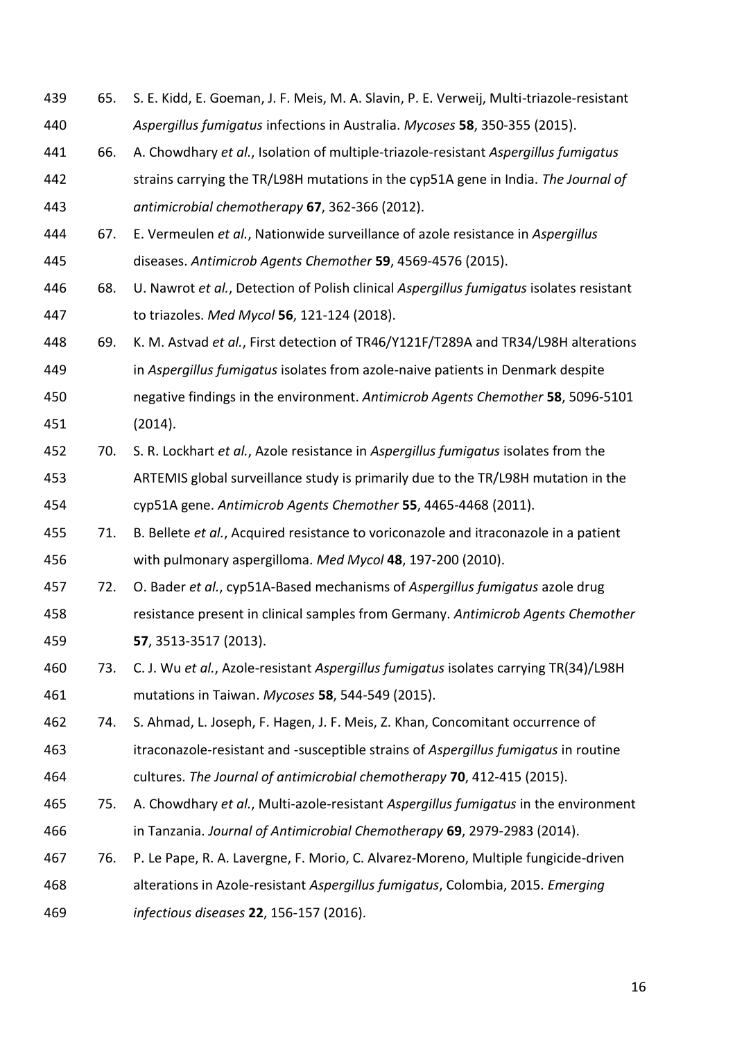65. S. E. Kidd, E. Goeman, J. F. Meis, M. A. Slavin, P. E. Verweij, Multi-triazole-resistant *Aspergillus fumigatus* infections in Australia. *Mycoses* **58**, 350-355 (2015).
66. A. Chowdhary *et al.*, Isolation of multiple-triazole-resistant *Aspergillus fumigatus* strains carrying the TR/L98H mutations in the cyp51A gene in India. *The Journal of antimicrobial chemotherapy* **67**, 362-366 (2012).
67. E. Vermeulen *et al.*, Nationwide surveillance of azole resistance in *Aspergillus* diseases. *Antimicrob Agents Chemother* **59**, 4569-4576 (2015).
68. U. Nawrot *et al.*, Detection of Polish clinical *Aspergillus fumigatus* isolates resistant to triazoles. *Med Mycol* **56**, 121-124 (2018).
69. K. M. Astvad *et al.*, First detection of TR46/Y121F/T289A and TR34/L98H alterations in *Aspergillus fumigatus* isolates from azole-naive patients in Denmark despite negative findings in the environment. *Antimicrob Agents Chemother* **58**, 5096-5101 (2014).
70. S. R. Lockhart *et al.*, Azole resistance in *Aspergillus fumigatus* isolates from the ARTEMIS global surveillance study is primarily due to the TR/L98H mutation in the cyp51A gene. *Antimicrob Agents Chemother* **55**, 4465-4468 (2011).
71. B. Bellete *et al.*, Acquired resistance to voriconazole and itraconazole in a patient with pulmonary aspergilloma. *Med Mycol* **48**, 197-200 (2010).
72. O. Bader *et al.*, cyp51A-Based mechanisms of *Aspergillus fumigatus* azole drug resistance present in clinical samples from Germany. *Antimicrob Agents Chemother* **57**, 3513-3517 (2013).
73. C. J. Wu *et al.*, Azole-resistant *Aspergillus fumigatus* isolates carrying TR(34)/L98H mutations in Taiwan. *Mycoses* **58**, 544-549 (2015).
74. S. Ahmad, L. Joseph, F. Hagen, J. F. Meis, Z. Khan, Concomitant occurrence of itraconazole-resistant and -susceptible strains of *Aspergillus fumigatus* in routine cultures. *The Journal of antimicrobial chemotherapy* **70**, 412-415 (2015).
75. A. Chowdhary *et al.*, Multi-azole-resistant *Aspergillus fumigatus* in the environment in Tanzania. *Journal of Antimicrobial Chemotherapy* **69**, 2979-2983 (2014).
76. P. Le Pape, R. A. Lavergne, F. Morio, C. Alvarez-Moreno, Multiple fungicide-driven alterations in Azole-resistant *Aspergillus fumigatus*, Colombia, 2015. *Emerging infectious diseases* **22**, 156-157 (2016).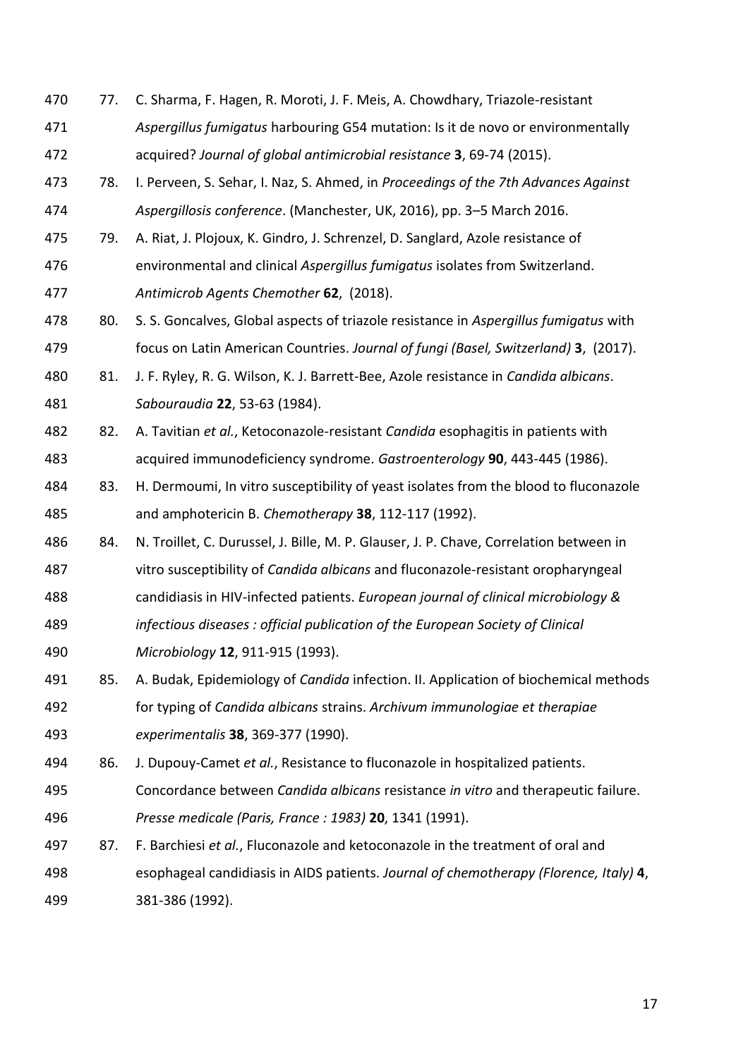77. C. Sharma, F. Hagen, R. Moroti, J. F. Meis, A. Chowdhary, Triazole-resistant *Aspergillus fumigatus* harbouring G54 mutation: Is it de novo or environmentally acquired? *Journal of global antimicrobial resistance* **3**, 69-74 (2015).
78. I. Perveen, S. Sehar, I. Naz, S. Ahmed, in *Proceedings of the 7th Advances Against Aspergillosis conference*. (Manchester, UK, 2016), pp. 3–5 March 2016.
79. A. Riat, J. Plojoux, K. Gindro, J. Schrenzel, D. Sanglard, Azole resistance of environmental and clinical *Aspergillus fumigatus* isolates from Switzerland. *Antimicrob Agents Chemother* **62**, (2018).
80. S. S. Goncalves, Global aspects of triazole resistance in *Aspergillus fumigatus* with focus on Latin American Countries. *Journal of fungi (Basel, Switzerland)* **3**, (2017).
81. J. F. Ryley, R. G. Wilson, K. J. Barrett-Bee, Azole resistance in *Candida albicans*. *Sabouraudia* **22**, 53-63 (1984).
82. A. Tavitian *et al.*, Ketoconazole-resistant *Candida* esophagitis in patients with acquired immunodeficiency syndrome. *Gastroenterology* **90**, 443-445 (1986).
83. H. Dermoumi, In vitro susceptibility of yeast isolates from the blood to fluconazole and amphotericin B. *Chemotherapy* **38**, 112-117 (1992).
84. N. Troillet, C. Durussel, J. Bille, M. P. Glauser, J. P. Chave, Correlation between in vitro susceptibility of *Candida albicans* and fluconazole-resistant oropharyngeal candidiasis in HIV-infected patients. *European journal of clinical microbiology & infectious diseases : official publication of the European Society of Clinical Microbiology* **12**, 911-915 (1993).
85. A. Budak, Epidemiology of *Candida* infection. II. Application of biochemical methods for typing of *Candida albicans* strains. *Archivum immunologiae et therapiae experimentalis* **38**, 369-377 (1990).
86. J. Dupouy-Camet *et al.*, Resistance to fluconazole in hospitalized patients. Concordance between *Candida albicans* resistance *in vitro* and therapeutic failure. *Presse medicale (Paris, France : 1983)* **20**, 1341 (1991).
87. F. Barchiesi *et al.*, Fluconazole and ketoconazole in the treatment of oral and esophageal candidiasis in AIDS patients. *Journal of chemotherapy (Florence, Italy)* **4**, 381-386 (1992).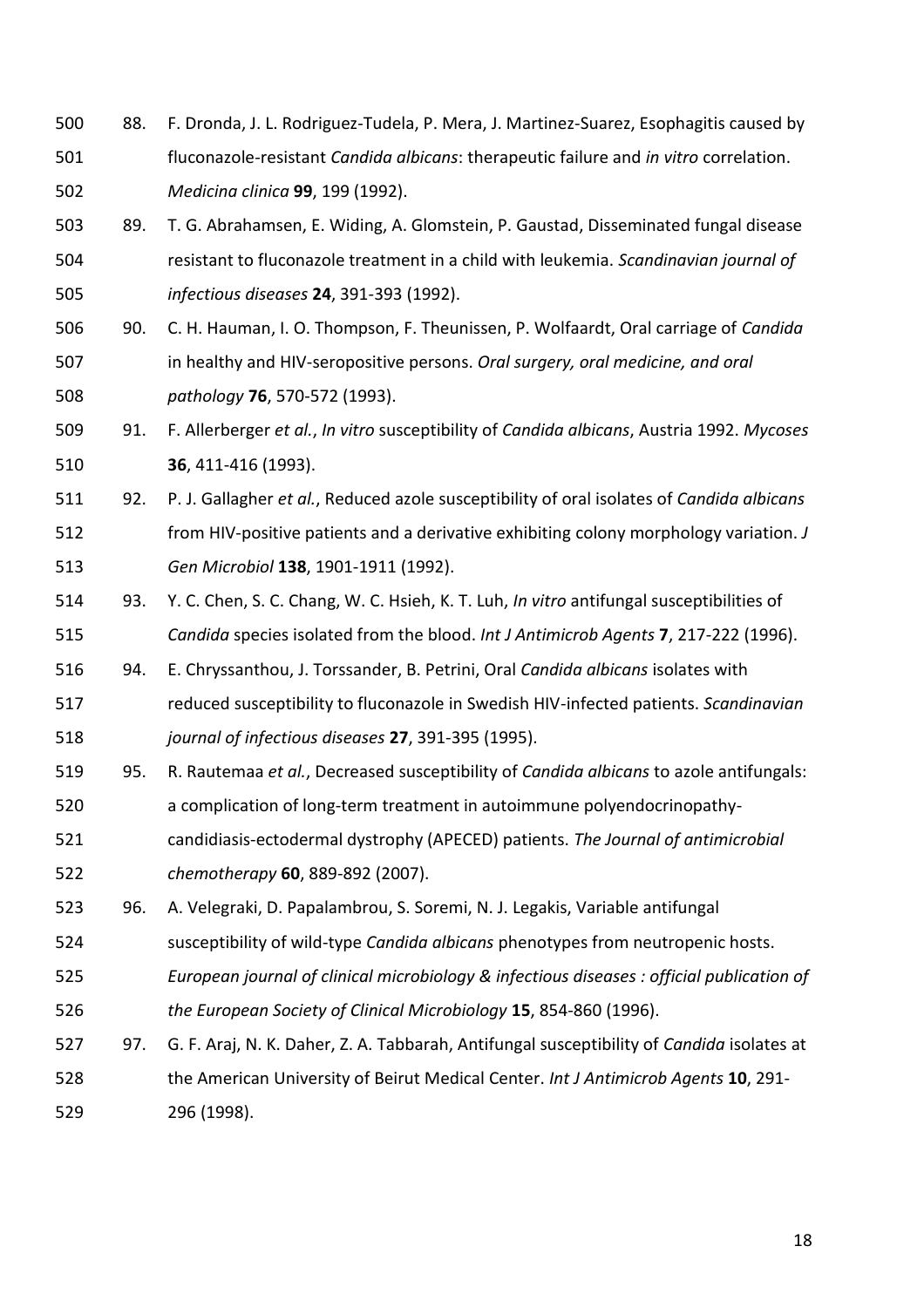88. F. Dronda, J. L. Rodriguez-Tudela, P. Mera, J. Martinez-Suarez, Esophagitis caused by fluconazole-resistant *Candida albicans*: therapeutic failure and *in vitro* correlation. *Medicina clinica* **99**, 199 (1992).
89. T. G. Abrahamsen, E. Widing, A. Glomstein, P. Gaustad, Disseminated fungal disease resistant to fluconazole treatment in a child with leukemia. *Scandinavian journal of infectious diseases* **24**, 391-393 (1992).
90. C. H. Hauman, I. O. Thompson, F. Theunissen, P. Wolfaardt, Oral carriage of *Candida* in healthy and HIV-seropositive persons. *Oral surgery, oral medicine, and oral pathology* **76**, 570-572 (1993).
91. F. Allerberger *et al.*, *In vitro* susceptibility of *Candida albicans*, Austria 1992. *Mycoses* **36**, 411-416 (1993).
92. P. J. Gallagher *et al.*, Reduced azole susceptibility of oral isolates of *Candida albicans* from HIV-positive patients and a derivative exhibiting colony morphology variation. *J Gen Microbiol* **138**, 1901-1911 (1992).
93. Y. C. Chen, S. C. Chang, W. C. Hsieh, K. T. Luh, *In vitro* antifungal susceptibilities of *Candida* species isolated from the blood. *Int J Antimicrob Agents* **7**, 217-222 (1996).
94. E. Chryssanthou, J. Torssander, B. Petrini, Oral *Candida albicans* isolates with reduced susceptibility to fluconazole in Swedish HIV-infected patients. *Scandinavian journal of infectious diseases* **27**, 391-395 (1995).
95. R. Rautemaa *et al.*, Decreased susceptibility of *Candida albicans* to azole antifungals: a complication of long-term treatment in autoimmune polyendocrinopathy-candidiasis-ectodermal dystrophy (APECED) patients. *The Journal of antimicrobial chemotherapy* **60**, 889-892 (2007).
96. A. Velegraki, D. Papalambrou, S. Soremi, N. J. Legakis, Variable antifungal susceptibility of wild-type *Candida albicans* phenotypes from neutropenic hosts. *European journal of clinical microbiology & infectious diseases : official publication of the European Society of Clinical Microbiology* **15**, 854-860 (1996).
97. G. F. Araj, N. K. Daher, Z. A. Tabbarah, Antifungal susceptibility of *Candida* isolates at the American University of Beirut Medical Center. *Int J Antimicrob Agents* **10**, 291-296 (1998).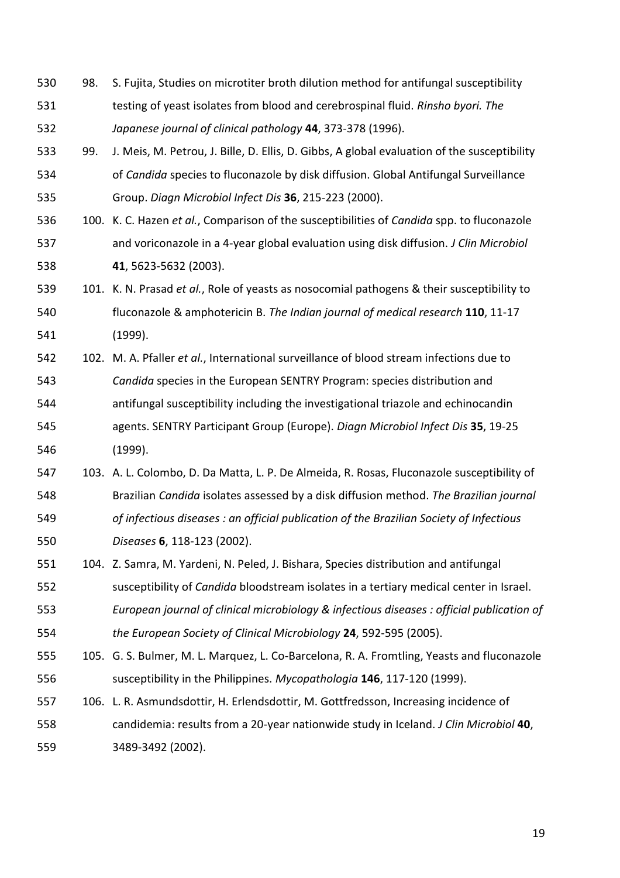98. S. Fujita, Studies on microtiter broth dilution method for antifungal susceptibility testing of yeast isolates from blood and cerebrospinal fluid. *Rinsho byori. The Japanese journal of clinical pathology* **44**, 373-378 (1996).
99. J. Meis, M. Petrou, J. Bille, D. Ellis, D. Gibbs, A global evaluation of the susceptibility of *Candida* species to fluconazole by disk diffusion. Global Antifungal Surveillance Group. *Diagn Microbiol Infect Dis* **36**, 215-223 (2000).
100. K. C. Hazen *et al.*, Comparison of the susceptibilities of *Candida* spp. to fluconazole and voriconazole in a 4-year global evaluation using disk diffusion. *J Clin Microbiol* **41**, 5623-5632 (2003).
101. K. N. Prasad *et al.*, Role of yeasts as nosocomial pathogens & their susceptibility to fluconazole & amphotericin B. *The Indian journal of medical research* **110**, 11-17 (1999).
102. M. A. Pfaller *et al.*, International surveillance of blood stream infections due to *Candida* species in the European SENTRY Program: species distribution and antifungal susceptibility including the investigational triazole and echinocandin agents. SENTRY Participant Group (Europe). *Diagn Microbiol Infect Dis* **35**, 19-25 (1999).
103. A. L. Colombo, D. Da Matta, L. P. De Almeida, R. Rosas, Fluconazole susceptibility of Brazilian *Candida* isolates assessed by a disk diffusion method. *The Brazilian journal of infectious diseases : an official publication of the Brazilian Society of Infectious Diseases* **6**, 118-123 (2002).
104. Z. Samra, M. Yardeni, N. Peled, J. Bishara, Species distribution and antifungal susceptibility of *Candida* bloodstream isolates in a tertiary medical center in Israel. *European journal of clinical microbiology & infectious diseases : official publication of the European Society of Clinical Microbiology* **24**, 592-595 (2005).
105. G. S. Bulmer, M. L. Marquez, L. Co-Barcelona, R. A. Fromtling, Yeasts and fluconazole susceptibility in the Philippines. *Mycopathologia* **146**, 117-120 (1999).
106. L. R. Asmundsdottir, H. Erlendsdottir, M. Gottfredsson, Increasing incidence of candidemia: results from a 20-year nationwide study in Iceland. *J Clin Microbiol* **40**, 3489-3492 (2002).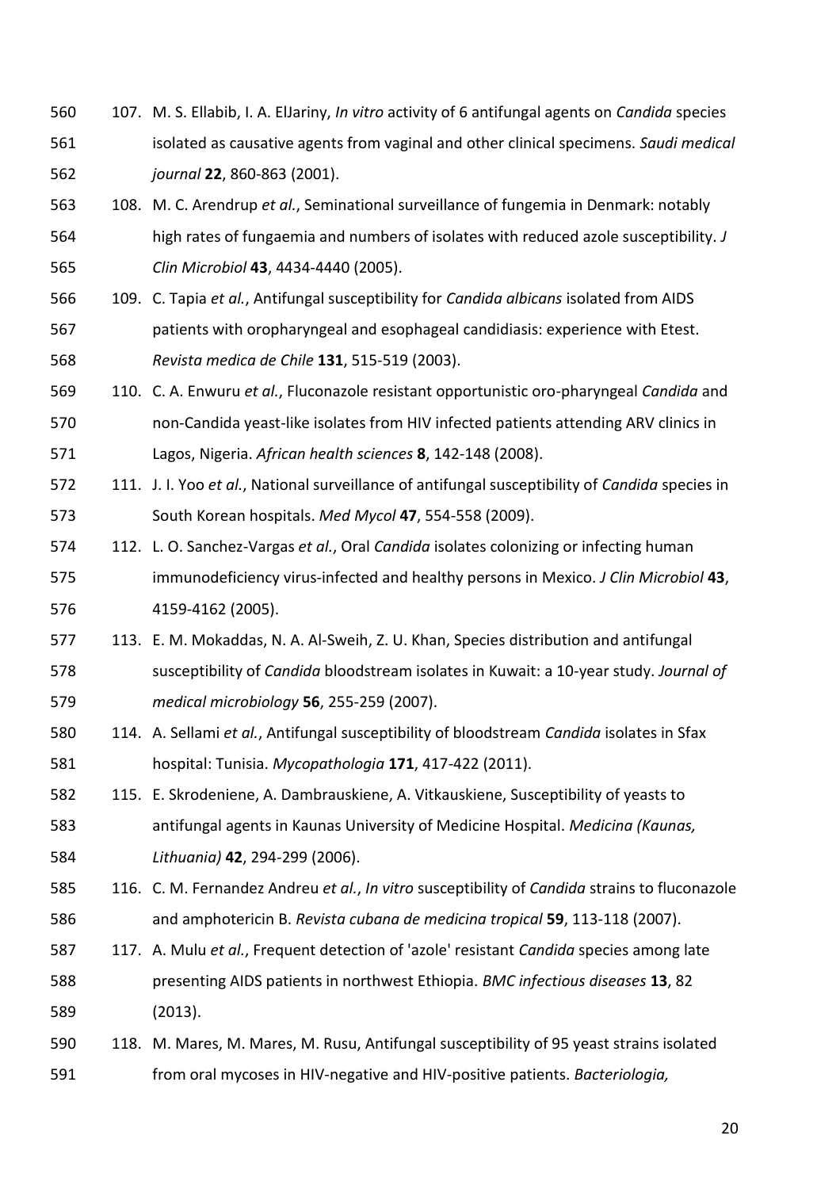107. M. S. Ellabib, I. A. ElJariny, *In vitro* activity of 6 antifungal agents on *Candida* species isolated as causative agents from vaginal and other clinical specimens. *Saudi medical journal* **22**, 860-863 (2001).
108. M. C. Arendrup *et al.*, Seminational surveillance of fungemia in Denmark: notably high rates of fungaemia and numbers of isolates with reduced azole susceptibility. *J Clin Microbiol* **43**, 4434-4440 (2005).
109. C. Tapia *et al.*, Antifungal susceptibility for *Candida albicans* isolated from AIDS patients with oropharyngeal and esophageal candidiasis: experience with Etest. *Revista medica de Chile* **131**, 515-519 (2003).
110. C. A. Enwuru *et al.*, Fluconazole resistant opportunistic oro-pharyngeal *Candida* and non-Candida yeast-like isolates from HIV infected patients attending ARV clinics in Lagos, Nigeria. *African health sciences* **8**, 142-148 (2008).
111. J. I. Yoo *et al.*, National surveillance of antifungal susceptibility of *Candida* species in South Korean hospitals. *Med Mycol* **47**, 554-558 (2009).
112. L. O. Sanchez-Vargas *et al.*, Oral *Candida* isolates colonizing or infecting human immunodeficiency virus-infected and healthy persons in Mexico. *J Clin Microbiol* **43**, 4159-4162 (2005).
113. E. M. Mokaddas, N. A. Al-Sweih, Z. U. Khan, Species distribution and antifungal susceptibility of *Candida* bloodstream isolates in Kuwait: a 10-year study. *Journal of medical microbiology* **56**, 255-259 (2007).
114. A. Sellami *et al.*, Antifungal susceptibility of bloodstream *Candida* isolates in Sfax hospital: Tunisia. *Mycopathologia* **171**, 417-422 (2011).
115. E. Skrodeniene, A. Dambrauskiene, A. Vitkauskiene, Susceptibility of yeasts to antifungal agents in Kaunas University of Medicine Hospital. *Medicina (Kaunas, Lithuania)* **42**, 294-299 (2006).
116. C. M. Fernandez Andreu *et al.*, *In vitro* susceptibility of *Candida* strains to fluconazole and amphotericin B. *Revista cubana de medicina tropical* **59**, 113-118 (2007).
117. A. Mulu *et al.*, Frequent detection of 'azole' resistant *Candida* species among late presenting AIDS patients in northwest Ethiopia. *BMC infectious diseases* **13**, 82 (2013).
118. M. Mares, M. Mares, M. Rusu, Antifungal susceptibility of 95 yeast strains isolated from oral mycoses in HIV-negative and HIV-positive patients. *Bacteriologia,*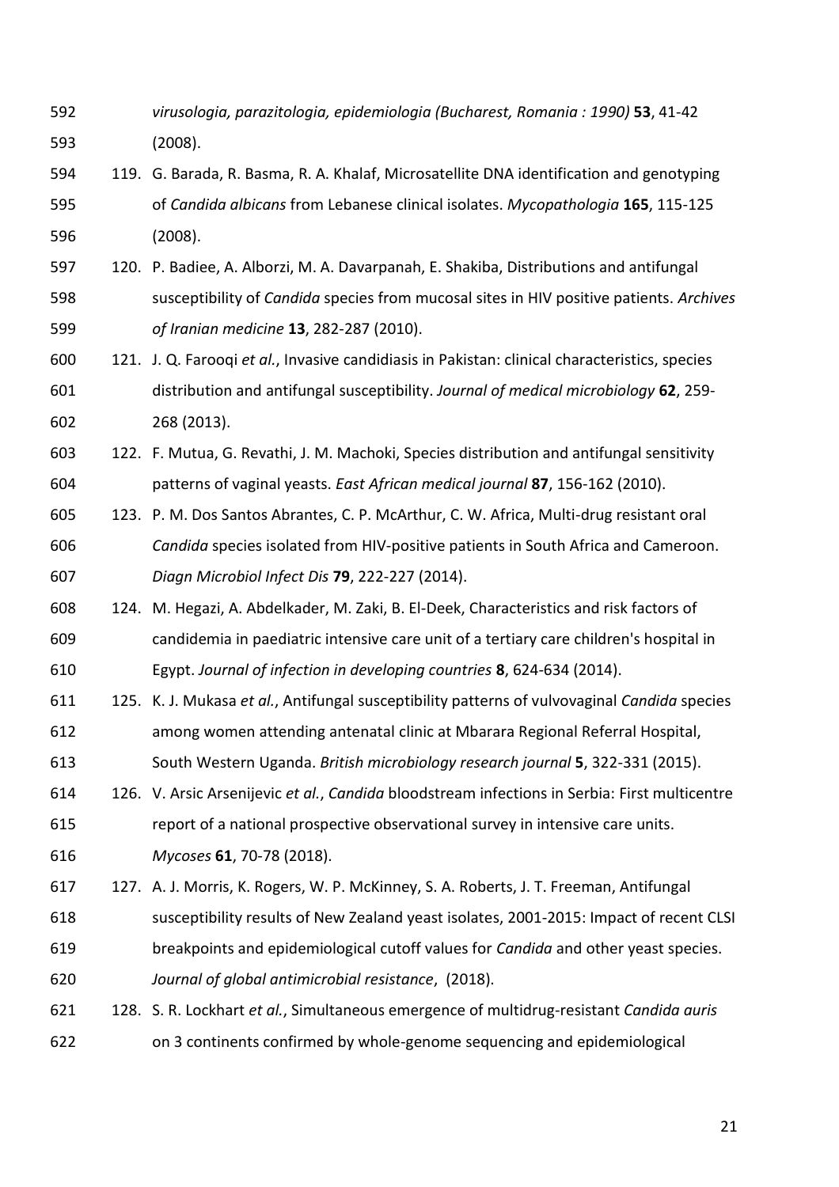*virusologia, parazitologia, epidemiologia (Bucharest, Romania : 1990)* **53**, 41-42 (2008).

119. G. Barada, R. Basma, R. A. Khalaf, Microsatellite DNA identification and genotyping of *Candida albicans* from Lebanese clinical isolates. *Mycopathologia* **165**, 115-125 (2008).
120. P. Badiee, A. Alborzi, M. A. Davarpanah, E. Shakiba, Distributions and antifungal susceptibility of *Candida* species from mucosal sites in HIV positive patients. *Archives of Iranian medicine* **13**, 282-287 (2010).
121. J. Q. Farooqi *et al.*, Invasive candidiasis in Pakistan: clinical characteristics, species distribution and antifungal susceptibility. *Journal of medical microbiology* **62**, 259-268 (2013).
122. F. Mutua, G. Revathi, J. M. Machoki, Species distribution and antifungal sensitivity patterns of vaginal yeasts. *East African medical journal* **87**, 156-162 (2010).
123. P. M. Dos Santos Abrantes, C. P. McArthur, C. W. Africa, Multi-drug resistant oral *Candida* species isolated from HIV-positive patients in South Africa and Cameroon. *Diagn Microbiol Infect Dis* **79**, 222-227 (2014).
124. M. Hegazi, A. Abdelkader, M. Zaki, B. El-Deek, Characteristics and risk factors of candidemia in paediatric intensive care unit of a tertiary care children's hospital in Egypt. *Journal of infection in developing countries* **8**, 624-634 (2014).
125. K. J. Mukasa *et al.*, Antifungal susceptibility patterns of vulvovaginal *Candida* species among women attending antenatal clinic at Mbarara Regional Referral Hospital, South Western Uganda. *British microbiology research journal* **5**, 322-331 (2015).
126. V. Arsic Arsenijevic *et al.*, *Candida* bloodstream infections in Serbia: First multicentre report of a national prospective observational survey in intensive care units. *Mycoses* **61**, 70-78 (2018).
127. A. J. Morris, K. Rogers, W. P. McKinney, S. A. Roberts, J. T. Freeman, Antifungal susceptibility results of New Zealand yeast isolates, 2001-2015: Impact of recent CLSI breakpoints and epidemiological cutoff values for *Candida* and other yeast species. *Journal of global antimicrobial resistance*, (2018).
128. S. R. Lockhart *et al.*, Simultaneous emergence of multidrug-resistant *Candida auris* on 3 continents confirmed by whole-genome sequencing and epidemiological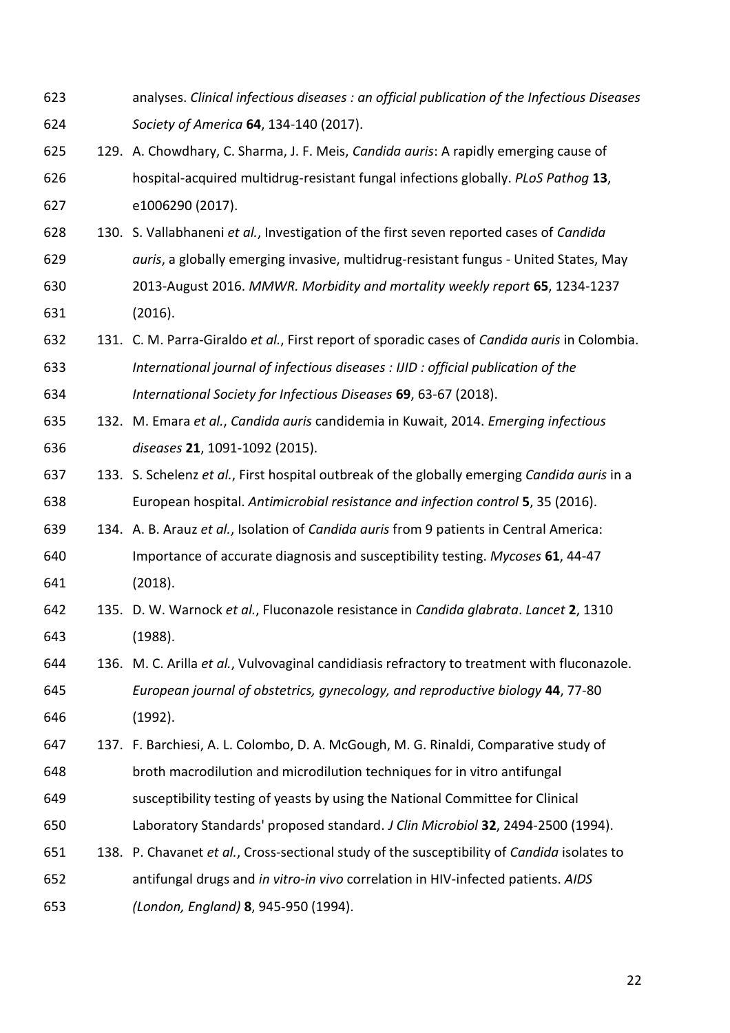analyses. *Clinical infectious diseases : an official publication of the Infectious Diseases Society of America* **64**, 134-140 (2017).

129. A. Chowdhary, C. Sharma, J. F. Meis, *Candida auris*: A rapidly emerging cause of hospital-acquired multidrug-resistant fungal infections globally. *PLoS Pathog* **13**, e1006290 (2017).
130. S. Vallabhaneni *et al.*, Investigation of the first seven reported cases of *Candida auris*, a globally emerging invasive, multidrug-resistant fungus - United States, May 2013-August 2016. *MMWR. Morbidity and mortality weekly report* **65**, 1234-1237 (2016).
131. C. M. Parra-Giraldo *et al.*, First report of sporadic cases of *Candida auris* in Colombia. *International journal of infectious diseases : IJID : official publication of the International Society for Infectious Diseases* **69**, 63-67 (2018).
132. M. Emara *et al.*, *Candida auris* candidemia in Kuwait, 2014. *Emerging infectious diseases* **21**, 1091-1092 (2015).
133. S. Schelenz *et al.*, First hospital outbreak of the globally emerging *Candida auris* in a European hospital. *Antimicrobial resistance and infection control* **5**, 35 (2016).
134. A. B. Arauz *et al.*, Isolation of *Candida auris* from 9 patients in Central America: Importance of accurate diagnosis and susceptibility testing. *Mycoses* **61**, 44-47 (2018).
135. D. W. Warnock *et al.*, Fluconazole resistance in *Candida glabrata*. *Lancet* **2**, 1310 (1988).
136. M. C. Arilla *et al.*, Vulvovaginal candidiasis refractory to treatment with fluconazole. *European journal of obstetrics, gynecology, and reproductive biology* **44**, 77-80 (1992).
137. F. Barchiesi, A. L. Colombo, D. A. McGough, M. G. Rinaldi, Comparative study of broth macrodilution and microdilution techniques for in vitro antifungal susceptibility testing of yeasts by using the National Committee for Clinical Laboratory Standards' proposed standard. *J Clin Microbiol* **32**, 2494-2500 (1994).
138. P. Chavanet *et al.*, Cross-sectional study of the susceptibility of *Candida* isolates to antifungal drugs and *in vitro-in vivo* correlation in HIV-infected patients. *AIDS (London, England)* **8**, 945-950 (1994).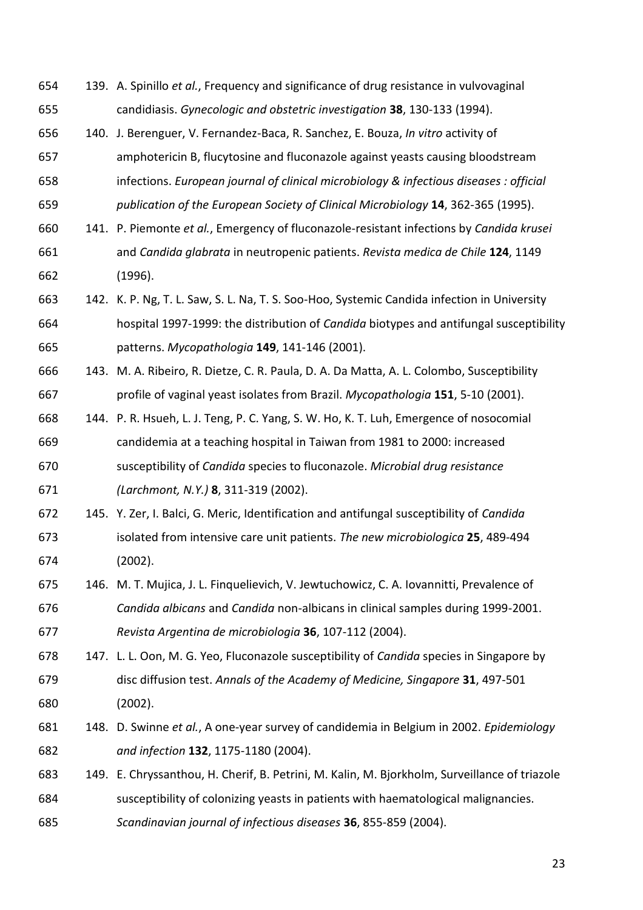139. A. Spinillo *et al.*, Frequency and significance of drug resistance in vulvovaginal candidiasis. *Gynecologic and obstetric investigation* **38**, 130-133 (1994).
140. J. Berenguer, V. Fernandez-Baca, R. Sanchez, E. Bouza, *In vitro* activity of amphotericin B, flucytosine and fluconazole against yeasts causing bloodstream infections. *European journal of clinical microbiology & infectious diseases : official publication of the European Society of Clinical Microbiology* **14**, 362-365 (1995).
141. P. Piemonte *et al.*, Emergency of fluconazole-resistant infections by *Candida krusei* and *Candida glabrata* in neutropenic patients. *Revista medica de Chile* **124**, 1149 (1996).
142. K. P. Ng, T. L. Saw, S. L. Na, T. S. Soo-Hoo, Systemic Candida infection in University hospital 1997-1999: the distribution of *Candida* biotypes and antifungal susceptibility patterns. *Mycopathologia* **149**, 141-146 (2001).
143. M. A. Ribeiro, R. Dietze, C. R. Paula, D. A. Da Matta, A. L. Colombo, Susceptibility profile of vaginal yeast isolates from Brazil. *Mycopathologia* **151**, 5-10 (2001).
144. P. R. Hsueh, L. J. Teng, P. C. Yang, S. W. Ho, K. T. Luh, Emergence of nosocomial candidemia at a teaching hospital in Taiwan from 1981 to 2000: increased susceptibility of *Candida* species to fluconazole. *Microbial drug resistance (Larchmont, N.Y.)* **8**, 311-319 (2002).
145. Y. Zer, I. Balci, G. Meric, Identification and antifungal susceptibility of *Candida* isolated from intensive care unit patients. *The new microbiologica* **25**, 489-494 (2002).
146. M. T. Mujica, J. L. Finquelievich, V. Jewtuchowicz, C. A. Iovannitti, Prevalence of *Candida albicans* and *Candida* non-albicans in clinical samples during 1999-2001. *Revista Argentina de microbiologia* **36**, 107-112 (2004).
147. L. L. Oon, M. G. Yeo, Fluconazole susceptibility of *Candida* species in Singapore by disc diffusion test. *Annals of the Academy of Medicine, Singapore* **31**, 497-501 (2002).
148. D. Swinne *et al.*, A one-year survey of candidemia in Belgium in 2002. *Epidemiology and infection* **132**, 1175-1180 (2004).
149. E. Chryssanthou, H. Cherif, B. Petrini, M. Kalin, M. Bjorkholm, Surveillance of triazole susceptibility of colonizing yeasts in patients with haematological malignancies. *Scandinavian journal of infectious diseases* **36**, 855-859 (2004).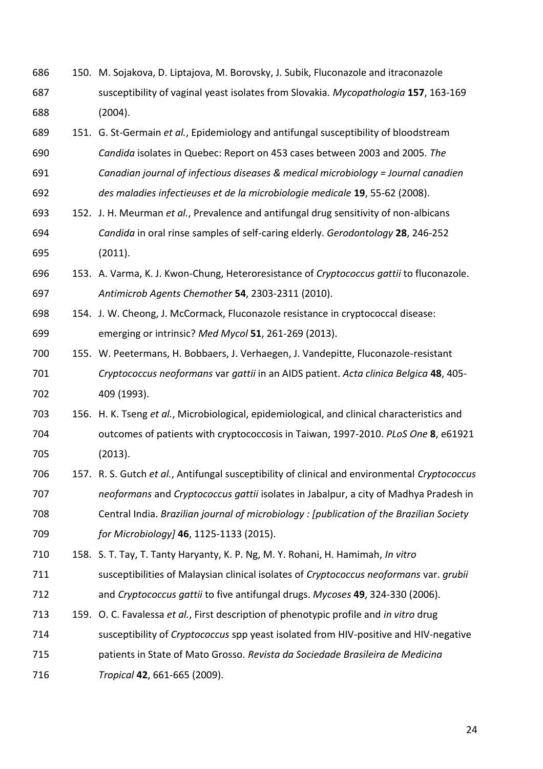150. M. Sojakova, D. Liptajova, M. Borovsky, J. Subik, Fluconazole and itraconazole susceptibility of vaginal yeast isolates from Slovakia. *Mycopathologia* **157**, 163-169 (2004).
151. G. St-Germain *et al.*, Epidemiology and antifungal susceptibility of bloodstream *Candida* isolates in Quebec: Report on 453 cases between 2003 and 2005. *The Canadian journal of infectious diseases & medical microbiology = Journal canadien des maladies infectieuses et de la microbiologie medicale* **19**, 55-62 (2008).
152. J. H. Meurman *et al.*, Prevalence and antifungal drug sensitivity of non-albicans *Candida* in oral rinse samples of self-caring elderly. *Gerodontology* **28**, 246-252 (2011).
153. A. Varma, K. J. Kwon-Chung, Heteroresistance of *Cryptococcus gattii* to fluconazole. *Antimicrob Agents Chemother* **54**, 2303-2311 (2010).
154. J. W. Cheong, J. McCormack, Fluconazole resistance in cryptococcal disease: emerging or intrinsic? *Med Mycol* **51**, 261-269 (2013).
155. W. Peetermans, H. Bobbaers, J. Verhaegen, J. Vandepitte, Fluconazole-resistant *Cryptococcus neoformans* var *gattii* in an AIDS patient. *Acta clinica Belgica* **48**, 405-409 (1993).
156. H. K. Tseng *et al.*, Microbiological, epidemiological, and clinical characteristics and outcomes of patients with cryptococcosis in Taiwan, 1997-2010. *PLoS One* **8**, e61921 (2013).
157. R. S. Gutch *et al.*, Antifungal susceptibility of clinical and environmental *Cryptococcus neoformans* and *Cryptococcus gattii* isolates in Jabalpur, a city of Madhya Pradesh in Central India. *Brazilian journal of microbiology : [publication of the Brazilian Society for Microbiology]* **46**, 1125-1133 (2015).
158. S. T. Tay, T. Tanty Haryanty, K. P. Ng, M. Y. Rohani, H. Hamimah, *In vitro* susceptibilities of Malaysian clinical isolates of *Cryptococcus neoformans* var. *grubii* and *Cryptococcus gattii* to five antifungal drugs. *Mycoses* **49**, 324-330 (2006).
159. O. C. Favalessa *et al.*, First description of phenotypic profile and *in vitro* drug susceptibility of *Cryptococcus* spp yeast isolated from HIV-positive and HIV-negative patients in State of Mato Grosso. *Revista da Sociedade Brasileira de Medicina Tropical* **42**, 661-665 (2009).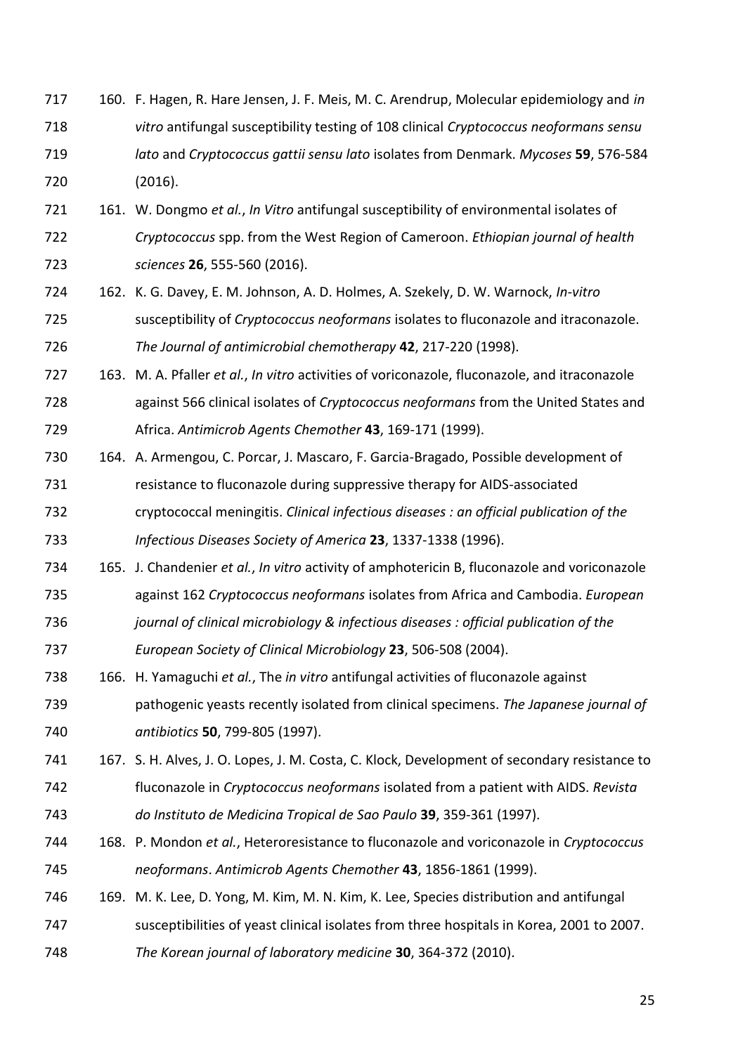160. F. Hagen, R. Hare Jensen, J. F. Meis, M. C. Arendrup, Molecular epidemiology and *in vitro* antifungal susceptibility testing of 108 clinical *Cryptococcus neoformans sensu lato* and *Cryptococcus gattii sensu lato* isolates from Denmark. *Mycoses* **59**, 576-584 (2016).
161. W. Dongmo *et al.*, *In Vitro* antifungal susceptibility of environmental isolates of *Cryptococcus* spp. from the West Region of Cameroon. *Ethiopian journal of health sciences* **26**, 555-560 (2016).
162. K. G. Davey, E. M. Johnson, A. D. Holmes, A. Szekely, D. W. Warnock, *In-vitro* susceptibility of *Cryptococcus neoformans* isolates to fluconazole and itraconazole. *The Journal of antimicrobial chemotherapy* **42**, 217-220 (1998).
163. M. A. Pfaller *et al.*, *In vitro* activities of voriconazole, fluconazole, and itraconazole against 566 clinical isolates of *Cryptococcus neoformans* from the United States and Africa. *Antimicrob Agents Chemother* **43**, 169-171 (1999).
164. A. Armengou, C. Porcar, J. Mascaro, F. Garcia-Bragado, Possible development of resistance to fluconazole during suppressive therapy for AIDS-associated cryptococcal meningitis. *Clinical infectious diseases : an official publication of the Infectious Diseases Society of America* **23**, 1337-1338 (1996).
165. J. Chandenier *et al.*, *In vitro* activity of amphotericin B, fluconazole and voriconazole against 162 *Cryptococcus neoformans* isolates from Africa and Cambodia. *European journal of clinical microbiology & infectious diseases : official publication of the European Society of Clinical Microbiology* **23**, 506-508 (2004).
166. H. Yamaguchi *et al.*, The *in vitro* antifungal activities of fluconazole against pathogenic yeasts recently isolated from clinical specimens. *The Japanese journal of antibiotics* **50**, 799-805 (1997).
167. S. H. Alves, J. O. Lopes, J. M. Costa, C. Klock, Development of secondary resistance to fluconazole in *Cryptococcus neoformans* isolated from a patient with AIDS. *Revista do Instituto de Medicina Tropical de Sao Paulo* **39**, 359-361 (1997).
168. P. Mondon *et al.*, Heteroresistance to fluconazole and voriconazole in *Cryptococcus neoformans*. *Antimicrob Agents Chemother* **43**, 1856-1861 (1999).
169. M. K. Lee, D. Yong, M. Kim, M. N. Kim, K. Lee, Species distribution and antifungal susceptibilities of yeast clinical isolates from three hospitals in Korea, 2001 to 2007. *The Korean journal of laboratory medicine* **30**, 364-372 (2010).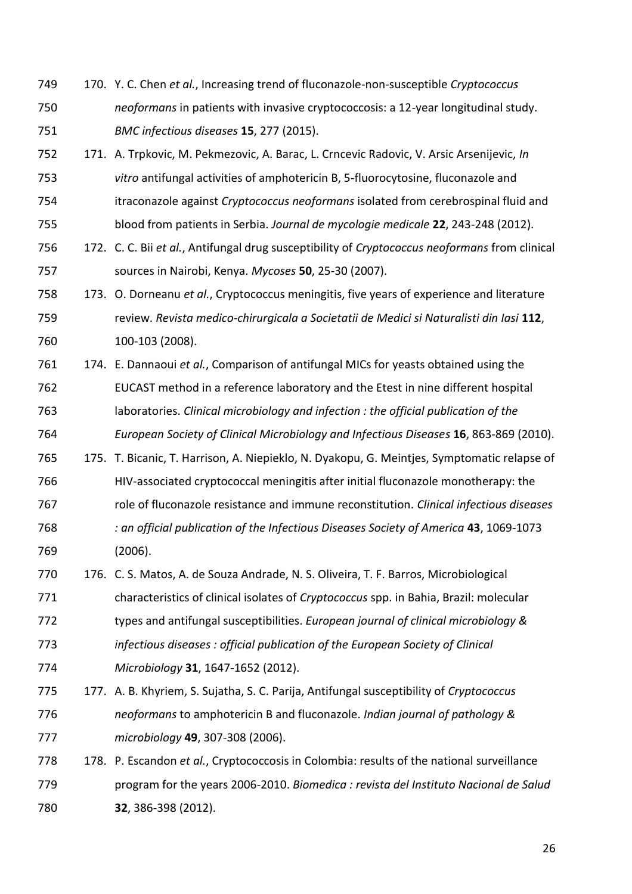170. Y. C. Chen *et al.*, Increasing trend of fluconazole-non-susceptible *Cryptococcus neoformans* in patients with invasive cryptococcosis: a 12-year longitudinal study. *BMC infectious diseases* **15**, 277 (2015).
171. A. Trpkovic, M. Pekmezovic, A. Barac, L. Crncevic Radovic, V. Arsic Arsenijevic, *In vitro* antifungal activities of amphotericin B, 5-fluorocytosine, fluconazole and itraconazole against *Cryptococcus neoformans* isolated from cerebrospinal fluid and blood from patients in Serbia. *Journal de mycologie medicale* **22**, 243-248 (2012).
172. C. C. Bii *et al.*, Antifungal drug susceptibility of *Cryptococcus neoformans* from clinical sources in Nairobi, Kenya. *Mycoses* **50**, 25-30 (2007).
173. O. Dorneanu *et al.*, Cryptococcus meningitis, five years of experience and literature review. *Revista medico-chirurgicala a Societatii de Medici si Naturalisti din Iasi* **112**, 100-103 (2008).
174. E. Dannaoui *et al.*, Comparison of antifungal MICs for yeasts obtained using the EUCAST method in a reference laboratory and the Etest in nine different hospital laboratories. *Clinical microbiology and infection : the official publication of the European Society of Clinical Microbiology and Infectious Diseases* **16**, 863-869 (2010).
175. T. Bicanic, T. Harrison, A. Niepieklo, N. Dyakopu, G. Meintjes, Symptomatic relapse of HIV-associated cryptococcal meningitis after initial fluconazole monotherapy: the role of fluconazole resistance and immune reconstitution. *Clinical infectious diseases : an official publication of the Infectious Diseases Society of America* **43**, 1069-1073 (2006).
176. C. S. Matos, A. de Souza Andrade, N. S. Oliveira, T. F. Barros, Microbiological characteristics of clinical isolates of *Cryptococcus* spp. in Bahia, Brazil: molecular types and antifungal susceptibilities. *European journal of clinical microbiology & infectious diseases : official publication of the European Society of Clinical Microbiology* **31**, 1647-1652 (2012).
177. A. B. Khyriem, S. Sujatha, S. C. Parija, Antifungal susceptibility of *Cryptococcus neoformans* to amphotericin B and fluconazole. *Indian journal of pathology & microbiology* **49**, 307-308 (2006).
178. P. Escandon *et al.*, Cryptococcosis in Colombia: results of the national surveillance program for the years 2006-2010. *Biomedica : revista del Instituto Nacional de Salud* **32**, 386-398 (2012).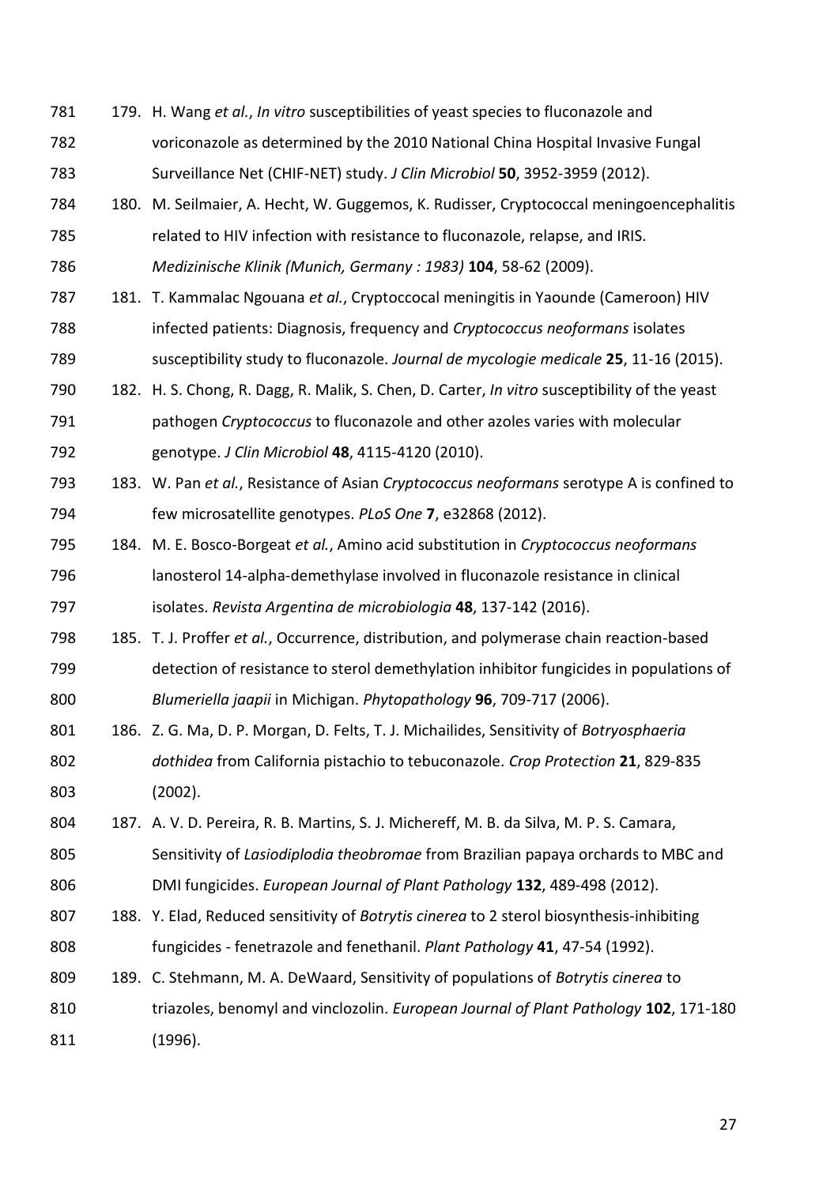179. H. Wang *et al.*, *In vitro* susceptibilities of yeast species to fluconazole and voriconazole as determined by the 2010 National China Hospital Invasive Fungal Surveillance Net (CHIF-NET) study. *J Clin Microbiol* **50**, 3952-3959 (2012).
180. M. Seilmaier, A. Hecht, W. Guggemos, K. Rudisser, Cryptococcal meningoencephalitis related to HIV infection with resistance to fluconazole, relapse, and IRIS. *Medizinische Klinik (Munich, Germany : 1983)* **104**, 58-62 (2009).
181. T. Kammalac Ngouana *et al.*, Cryptoccocal meningitis in Yaounde (Cameroon) HIV infected patients: Diagnosis, frequency and *Cryptococcus neoformans* isolates susceptibility study to fluconazole. *Journal de mycologie medicale* **25**, 11-16 (2015).
182. H. S. Chong, R. Dagg, R. Malik, S. Chen, D. Carter, *In vitro* susceptibility of the yeast pathogen *Cryptococcus* to fluconazole and other azoles varies with molecular genotype. *J Clin Microbiol* **48**, 4115-4120 (2010).
183. W. Pan *et al.*, Resistance of Asian *Cryptococcus neoformans* serotype A is confined to few microsatellite genotypes. *PLoS One* **7**, e32868 (2012).
184. M. E. Bosco-Borgeat *et al.*, Amino acid substitution in *Cryptococcus neoformans* lanosterol 14-alpha-demethylase involved in fluconazole resistance in clinical isolates. *Revista Argentina de microbiologia* **48**, 137-142 (2016).
185. T. J. Proffer *et al.*, Occurrence, distribution, and polymerase chain reaction-based detection of resistance to sterol demethylation inhibitor fungicides in populations of *Blumeriella jaapii* in Michigan. *Phytopathology* **96**, 709-717 (2006).
186. Z. G. Ma, D. P. Morgan, D. Felts, T. J. Michailides, Sensitivity of *Botryosphaeria dothidea* from California pistachio to tebuconazole. *Crop Protection* **21**, 829-835 (2002).
187. A. V. D. Pereira, R. B. Martins, S. J. Michereff, M. B. da Silva, M. P. S. Camara, Sensitivity of *Lasiodiplodia theobromae* from Brazilian papaya orchards to MBC and DMI fungicides. *European Journal of Plant Pathology* **132**, 489-498 (2012).
188. Y. Elad, Reduced sensitivity of *Botrytis cinerea* to 2 sterol biosynthesis-inhibiting fungicides - fenetrazole and fenethanil. *Plant Pathology* **41**, 47-54 (1992).
189. C. Stehmann, M. A. DeWaard, Sensitivity of populations of *Botrytis cinerea* to triazoles, benomyl and vinclozolin. *European Journal of Plant Pathology* **102**, 171-180 (1996).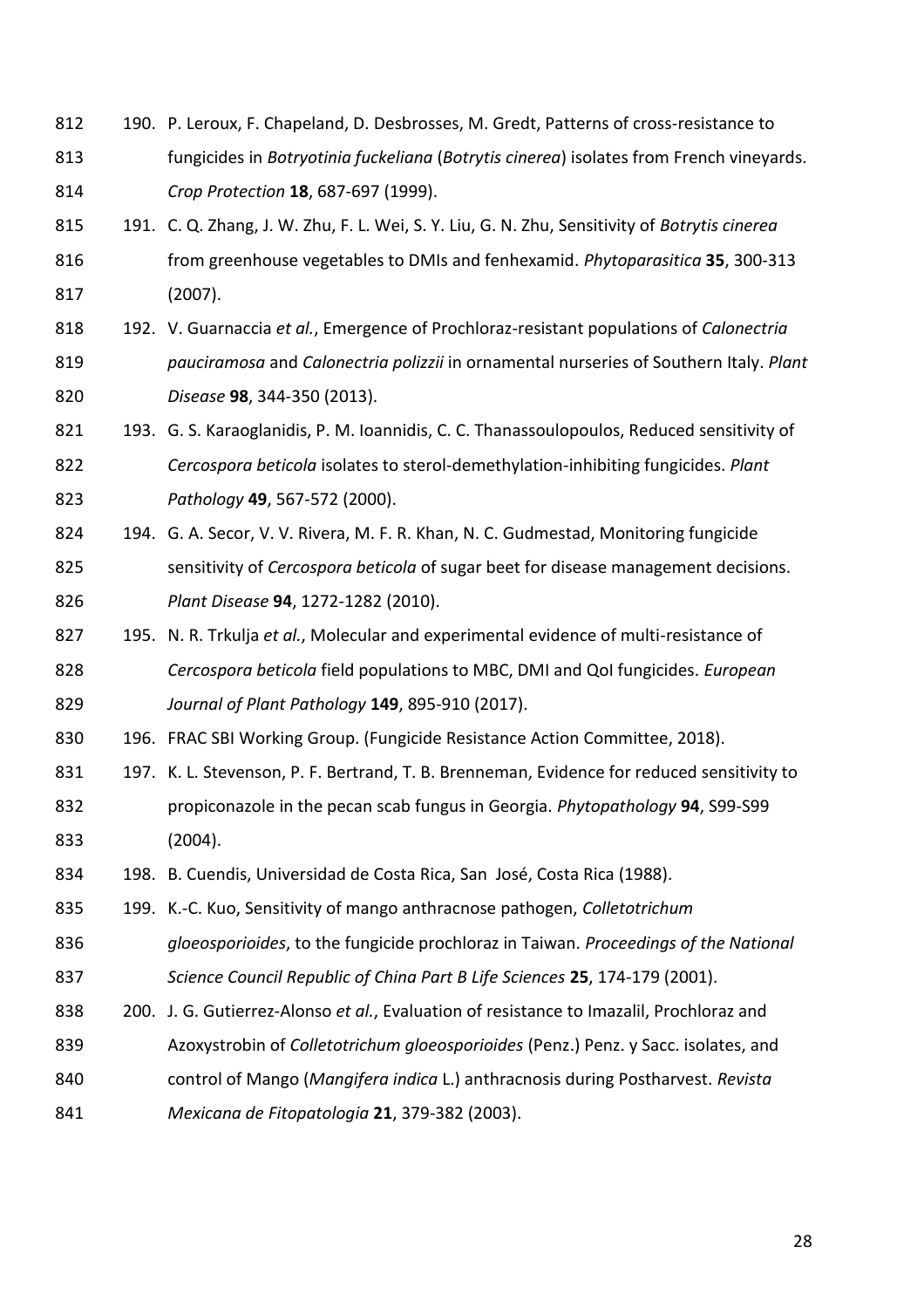190. P. Leroux, F. Chapeland, D. Desbrosses, M. Gredt, Patterns of cross-resistance to fungicides in *Botryotinia fuckeliana* (*Botrytis cinerea*) isolates from French vineyards. *Crop Protection* **18**, 687-697 (1999).
191. C. Q. Zhang, J. W. Zhu, F. L. Wei, S. Y. Liu, G. N. Zhu, Sensitivity of *Botrytis cinerea* from greenhouse vegetables to DMIs and fenhexamid. *Phytoparasitica* **35**, 300-313 (2007).
192. V. Guarnaccia *et al.*, Emergence of Prochloraz-resistant populations of *Calonectria pauciramosa* and *Calonectria polizzii* in ornamental nurseries of Southern Italy. *Plant Disease* **98**, 344-350 (2013).
193. G. S. Karaoglanidis, P. M. Ioannidis, C. C. Thanassoulopoulos, Reduced sensitivity of *Cercospora beticola* isolates to sterol-demethylation-inhibiting fungicides. *Plant Pathology* **49**, 567-572 (2000).
194. G. A. Secor, V. V. Rivera, M. F. R. Khan, N. C. Gudmestad, Monitoring fungicide sensitivity of *Cercospora beticola* of sugar beet for disease management decisions. *Plant Disease* **94**, 1272-1282 (2010).
195. N. R. Trkulja *et al.*, Molecular and experimental evidence of multi-resistance of *Cercospora beticola* field populations to MBC, DMI and QoI fungicides. *European Journal of Plant Pathology* **149**, 895-910 (2017).
196. FRAC SBI Working Group. (Fungicide Resistance Action Committee, 2018).
197. K. L. Stevenson, P. F. Bertrand, T. B. Brenneman, Evidence for reduced sensitivity to propiconazole in the pecan scab fungus in Georgia. *Phytopathology* **94**, S99-S99 (2004).
198. B. Cuendis, Universidad de Costa Rica, San José, Costa Rica (1988).
199. K.-C. Kuo, Sensitivity of mango anthracnose pathogen, *Colletotrichum gloeosporioides*, to the fungicide prochloraz in Taiwan. *Proceedings of the National Science Council Republic of China Part B Life Sciences* **25**, 174-179 (2001).
200. J. G. Gutierrez-Alonso *et al.*, Evaluation of resistance to Imazalil, Prochloraz and Azoxystrobin of *Colletotrichum gloeosporioides* (Penz.) Penz. y Sacc. isolates, and control of Mango (*Mangifera indica* L.) anthracnosis during Postharvest. *Revista Mexicana de Fitopatologia* **21**, 379-382 (2003).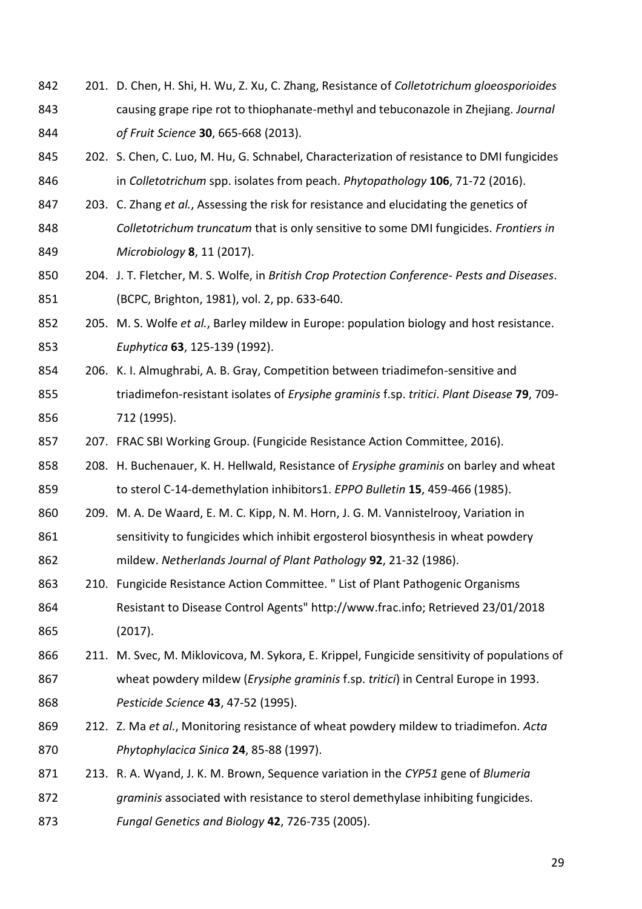201. D. Chen, H. Shi, H. Wu, Z. Xu, C. Zhang, Resistance of *Colletotrichum gloeosporioides* causing grape ripe rot to thiophanate-methyl and tebuconazole in Zhejiang. *Journal of Fruit Science* **30**, 665-668 (2013).
202. S. Chen, C. Luo, M. Hu, G. Schnabel, Characterization of resistance to DMI fungicides in *Colletotrichum* spp. isolates from peach. *Phytopathology* **106**, 71-72 (2016).
203. C. Zhang *et al.*, Assessing the risk for resistance and elucidating the genetics of *Colletotrichum truncatum* that is only sensitive to some DMI fungicides. *Frontiers in Microbiology* **8**, 11 (2017).
204. J. T. Fletcher, M. S. Wolfe, in *British Crop Protection Conference- Pests and Diseases*. (BCPC, Brighton, 1981), vol. 2, pp. 633-640.
205. M. S. Wolfe *et al.*, Barley mildew in Europe: population biology and host resistance. *Euphytica* **63**, 125-139 (1992).
206. K. I. Almughrabi, A. B. Gray, Competition between triadimefon-sensitive and triadimefon-resistant isolates of *Erysiphe graminis* f.sp. *tritici*. *Plant Disease* **79**, 709-712 (1995).
207. FRAC SBI Working Group. (Fungicide Resistance Action Committee, 2016).
208. H. Buchenauer, K. H. Hellwald, Resistance of *Erysiphe graminis* on barley and wheat to sterol C-14-demethylation inhibitors1. *EPPO Bulletin* **15**, 459-466 (1985).
209. M. A. De Waard, E. M. C. Kipp, N. M. Horn, J. G. M. Vannistelrooy, Variation in sensitivity to fungicides which inhibit ergosterol biosynthesis in wheat powdery mildew. *Netherlands Journal of Plant Pathology* **92**, 21-32 (1986).
210. Fungicide Resistance Action Committee. " List of Plant Pathogenic Organisms Resistant to Disease Control Agents" http://www.frac.info; Retrieved 23/01/2018 (2017).
211. M. Svec, M. Miklovicova, M. Sykora, E. Krippel, Fungicide sensitivity of populations of wheat powdery mildew (*Erysiphe graminis* f.sp. *tritici*) in Central Europe in 1993. *Pesticide Science* **43**, 47-52 (1995).
212. Z. Ma *et al.*, Monitoring resistance of wheat powdery mildew to triadimefon. *Acta Phytophylacica Sinica* **24**, 85-88 (1997).
213. R. A. Wyand, J. K. M. Brown, Sequence variation in the *CYP51* gene of *Blumeria graminis* associated with resistance to sterol demethylase inhibiting fungicides. *Fungal Genetics and Biology* **42**, 726-735 (2005).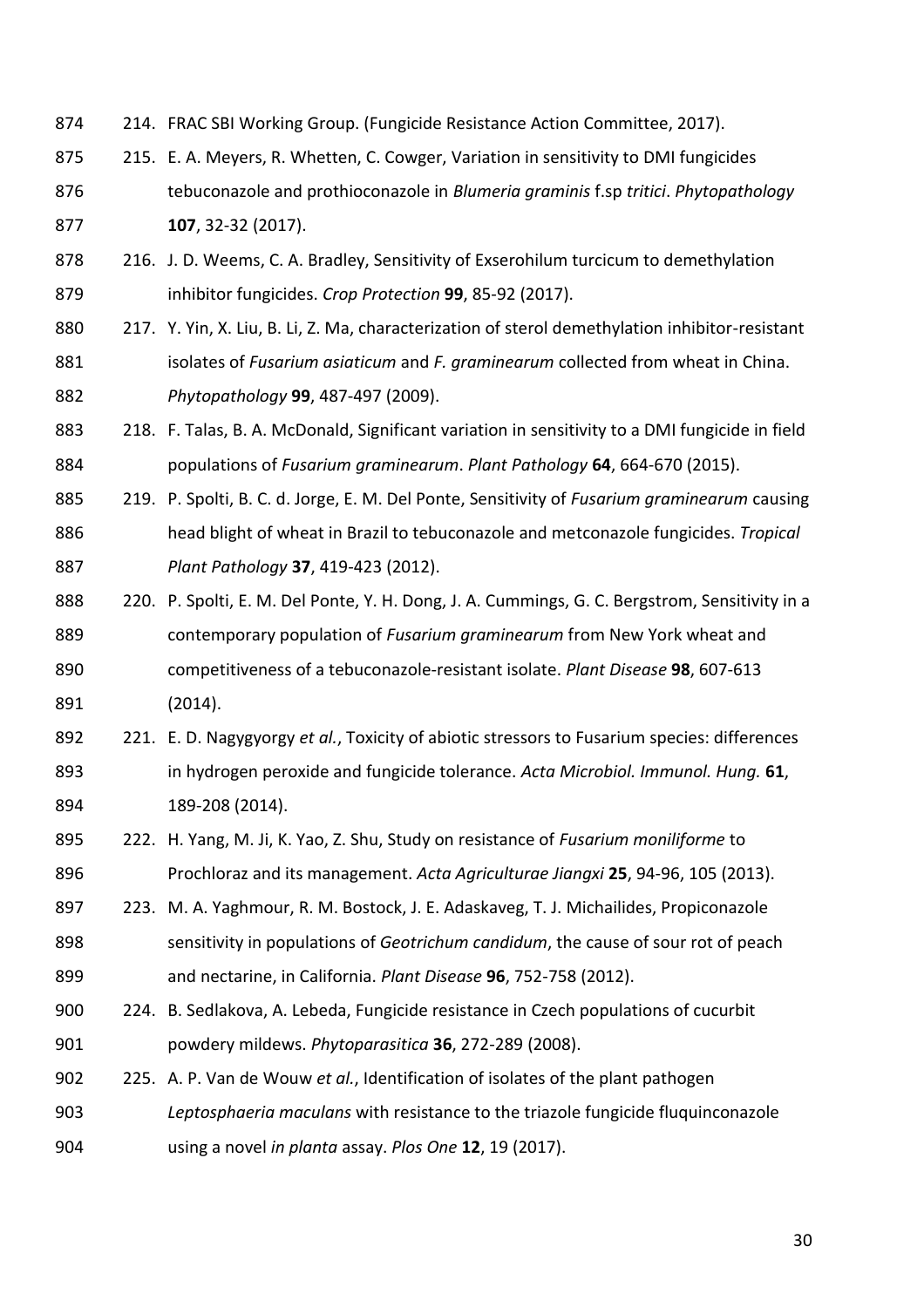214. FRAC SBI Working Group. (Fungicide Resistance Action Committee, 2017).

215. E. A. Meyers, R. Whetten, C. Cowger, Variation in sensitivity to DMI fungicides tebuconazole and prothioconazole in *Blumeria graminis* f.sp *tritici*. *Phytopathology* **107**, 32-32 (2017).

216. J. D. Weems, C. A. Bradley, Sensitivity of Exserohilum turcicum to demethylation inhibitor fungicides. *Crop Protection* **99**, 85-92 (2017).

217. Y. Yin, X. Liu, B. Li, Z. Ma, characterization of sterol demethylation inhibitor-resistant isolates of *Fusarium asiaticum* and *F. graminearum* collected from wheat in China. *Phytopathology* **99**, 487-497 (2009).

218. F. Talas, B. A. McDonald, Significant variation in sensitivity to a DMI fungicide in field populations of *Fusarium graminearum*. *Plant Pathology* **64**, 664-670 (2015).

219. P. Spolti, B. C. d. Jorge, E. M. Del Ponte, Sensitivity of *Fusarium graminearum* causing head blight of wheat in Brazil to tebuconazole and metconazole fungicides. *Tropical Plant Pathology* **37**, 419-423 (2012).

220. P. Spolti, E. M. Del Ponte, Y. H. Dong, J. A. Cummings, G. C. Bergstrom, Sensitivity in a contemporary population of *Fusarium graminearum* from New York wheat and competitiveness of a tebuconazole-resistant isolate. *Plant Disease* **98**, 607-613 (2014).

221. E. D. Nagygyorgy *et al.*, Toxicity of abiotic stressors to Fusarium species: differences in hydrogen peroxide and fungicide tolerance. *Acta Microbiol. Immunol. Hung.* **61**, 189-208 (2014).

222. H. Yang, M. Ji, K. Yao, Z. Shu, Study on resistance of *Fusarium moniliforme* to Prochloraz and its management. *Acta Agriculturae Jiangxi* **25**, 94-96, 105 (2013).

223. M. A. Yaghmour, R. M. Bostock, J. E. Adaskaveg, T. J. Michailides, Propiconazole sensitivity in populations of *Geotrichum candidum*, the cause of sour rot of peach and nectarine, in California. *Plant Disease* **96**, 752-758 (2012).

224. B. Sedlakova, A. Lebeda, Fungicide resistance in Czech populations of cucurbit powdery mildews. *Phytoparasitica* **36**, 272-289 (2008).

225. A. P. Van de Wouw *et al.*, Identification of isolates of the plant pathogen *Leptosphaeria maculans* with resistance to the triazole fungicide fluquinconazole using a novel *in planta* assay. *Plos One* **12**, 19 (2017).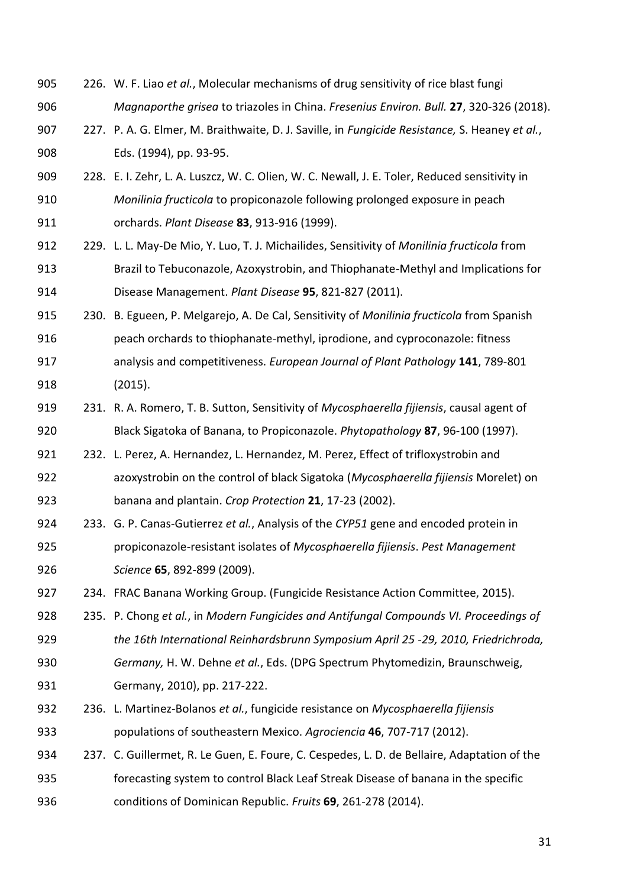226. W. F. Liao *et al.*, Molecular mechanisms of drug sensitivity of rice blast fungi *Magnaporthe grisea* to triazoles in China. *Fresenius Environ. Bull.* **27**, 320-326 (2018).
227. P. A. G. Elmer, M. Braithwaite, D. J. Saville, in *Fungicide Resistance,* S. Heaney *et al.*, Eds. (1994), pp. 93-95.
228. E. I. Zehr, L. A. Luszcz, W. C. Olien, W. C. Newall, J. E. Toler, Reduced sensitivity in *Monilinia fructicola* to propiconazole following prolonged exposure in peach orchards. *Plant Disease* **83**, 913-916 (1999).
229. L. L. May-De Mio, Y. Luo, T. J. Michailides, Sensitivity of *Monilinia fructicola* from Brazil to Tebuconazole, Azoxystrobin, and Thiophanate-Methyl and Implications for Disease Management. *Plant Disease* **95**, 821-827 (2011).
230. B. Egueen, P. Melgarejo, A. De Cal, Sensitivity of *Monilinia fructicola* from Spanish peach orchards to thiophanate-methyl, iprodione, and cyproconazole: fitness analysis and competitiveness. *European Journal of Plant Pathology* **141**, 789-801 (2015).
231. R. A. Romero, T. B. Sutton, Sensitivity of *Mycosphaerella fijiensis*, causal agent of Black Sigatoka of Banana, to Propiconazole. *Phytopathology* **87**, 96-100 (1997).
232. L. Perez, A. Hernandez, L. Hernandez, M. Perez, Effect of trifloxystrobin and azoxystrobin on the control of black Sigatoka (*Mycosphaerella fijiensis* Morelet) on banana and plantain. *Crop Protection* **21**, 17-23 (2002).
233. G. P. Canas-Gutierrez *et al.*, Analysis of the *CYP51* gene and encoded protein in propiconazole-resistant isolates of *Mycosphaerella fijiensis*. *Pest Management Science* **65**, 892-899 (2009).
234. FRAC Banana Working Group. (Fungicide Resistance Action Committee, 2015).
235. P. Chong *et al.*, in *Modern Fungicides and Antifungal Compounds VI. Proceedings of the 16th International Reinhardsbrunn Symposium April 25 -29, 2010, Friedrichroda, Germany,* H. W. Dehne *et al.*, Eds. (DPG Spectrum Phytomedizin, Braunschweig, Germany, 2010), pp. 217-222.
236. L. Martinez-Bolanos *et al.*, fungicide resistance on *Mycosphaerella fijiensis* populations of southeastern Mexico. *Agrociencia* **46**, 707-717 (2012).
237. C. Guillermet, R. Le Guen, E. Foure, C. Cespedes, L. D. de Bellaire, Adaptation of the forecasting system to control Black Leaf Streak Disease of banana in the specific conditions of Dominican Republic. *Fruits* **69**, 261-278 (2014).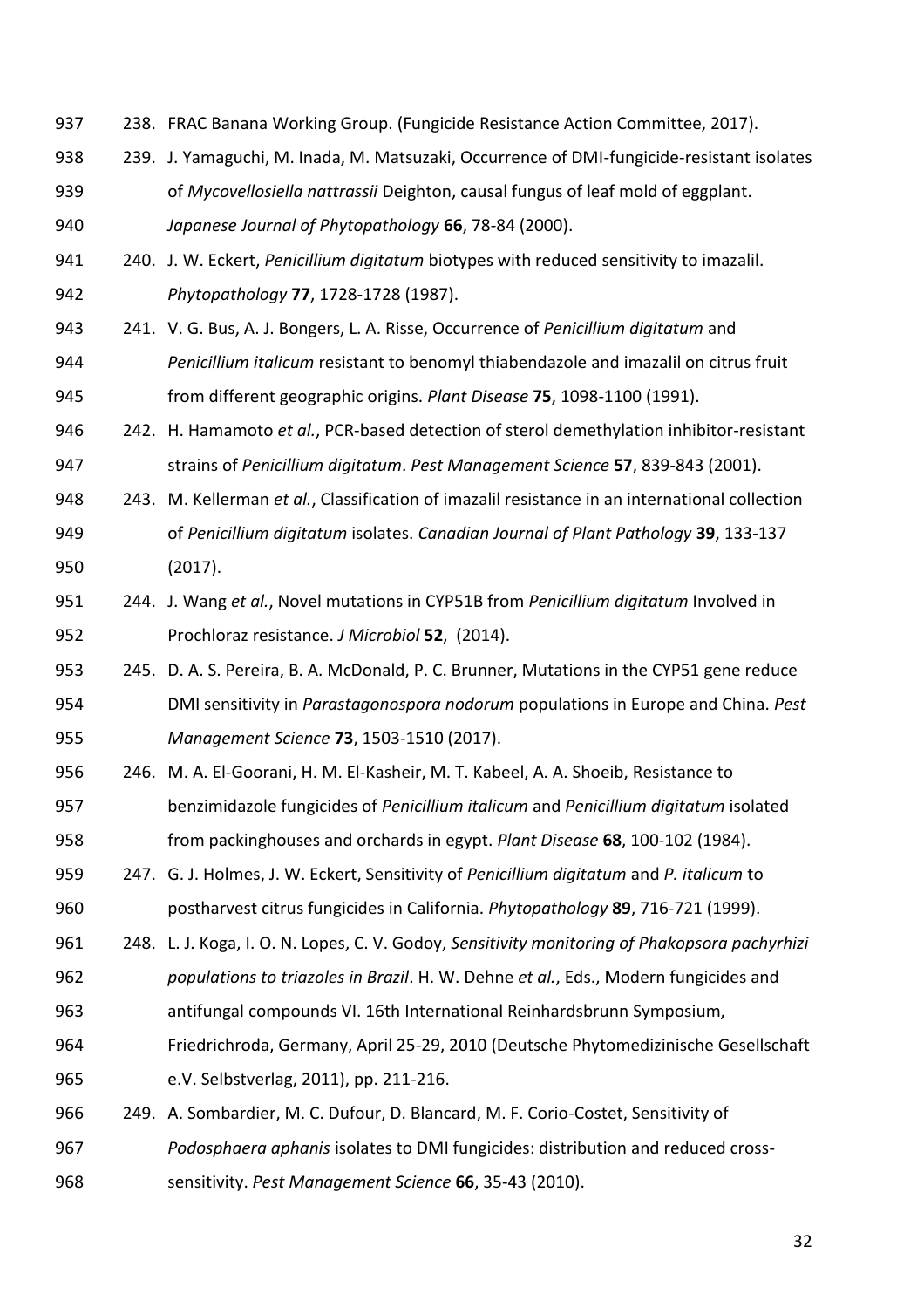238. FRAC Banana Working Group. (Fungicide Resistance Action Committee, 2017).
239. J. Yamaguchi, M. Inada, M. Matsuzaki, Occurrence of DMI-fungicide-resistant isolates of *Mycovellosiella nattrassii* Deighton, causal fungus of leaf mold of eggplant. *Japanese Journal of Phytopathology* **66**, 78-84 (2000).
240. J. W. Eckert, *Penicillium digitatum* biotypes with reduced sensitivity to imazalil. *Phytopathology* **77**, 1728-1728 (1987).
241. V. G. Bus, A. J. Bongers, L. A. Risse, Occurrence of *Penicillium digitatum* and *Penicillium italicum* resistant to benomyl thiabendazole and imazalil on citrus fruit from different geographic origins. *Plant Disease* **75**, 1098-1100 (1991).
242. H. Hamamoto *et al.*, PCR-based detection of sterol demethylation inhibitor-resistant strains of *Penicillium digitatum*. *Pest Management Science* **57**, 839-843 (2001).
243. M. Kellerman *et al.*, Classification of imazalil resistance in an international collection of *Penicillium digitatum* isolates. *Canadian Journal of Plant Pathology* **39**, 133-137 (2017).
244. J. Wang *et al.*, Novel mutations in CYP51B from *Penicillium digitatum* Involved in Prochloraz resistance. *J Microbiol* **52**, (2014).
245. D. A. S. Pereira, B. A. McDonald, P. C. Brunner, Mutations in the CYP51 gene reduce DMI sensitivity in *Parastagonospora nodorum* populations in Europe and China. *Pest Management Science* **73**, 1503-1510 (2017).
246. M. A. El-Goorani, H. M. El-Kasheir, M. T. Kabeel, A. A. Shoeib, Resistance to benzimidazole fungicides of *Penicillium italicum* and *Penicillium digitatum* isolated from packinghouses and orchards in egypt. *Plant Disease* **68**, 100-102 (1984).
247. G. J. Holmes, J. W. Eckert, Sensitivity of *Penicillium digitatum* and *P. italicum* to postharvest citrus fungicides in California. *Phytopathology* **89**, 716-721 (1999).
248. L. J. Koga, I. O. N. Lopes, C. V. Godoy, *Sensitivity monitoring of Phakopsora pachyrhizi populations to triazoles in Brazil*. H. W. Dehne *et al.*, Eds., Modern fungicides and antifungal compounds VI. 16th International Reinhardsbrunn Symposium, Friedrichroda, Germany, April 25-29, 2010 (Deutsche Phytomedizinische Gesellschaft e.V. Selbstverlag, 2011), pp. 211-216.
249. A. Sombardier, M. C. Dufour, D. Blancard, M. F. Corio-Costet, Sensitivity of *Podosphaera aphanis* isolates to DMI fungicides: distribution and reduced cross-sensitivity. *Pest Management Science* **66**, 35-43 (2010).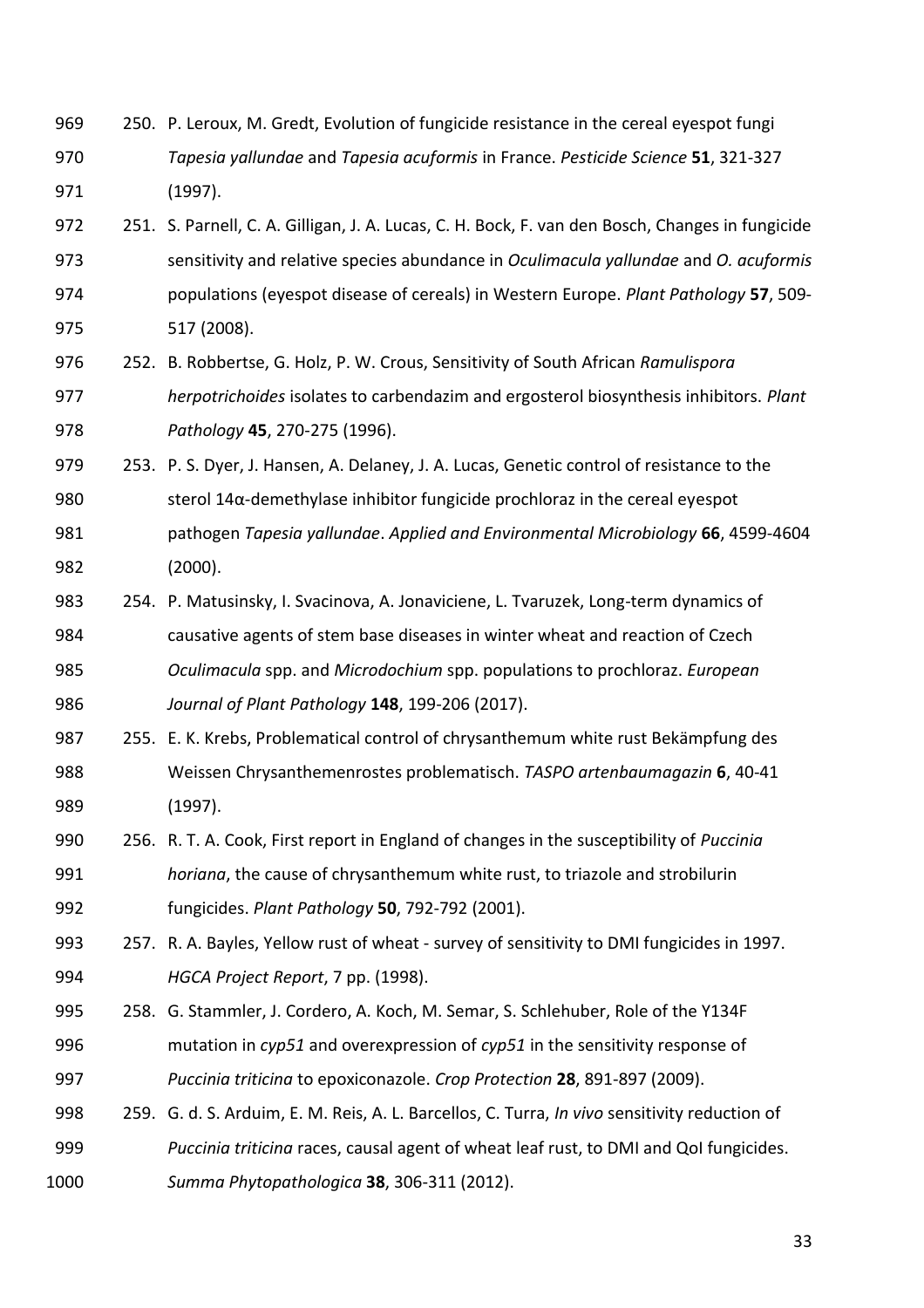250. P. Leroux, M. Gredt, Evolution of fungicide resistance in the cereal eyespot fungi *Tapesia yallundae* and *Tapesia acuformis* in France. *Pesticide Science* **51**, 321-327 (1997).

251. S. Parnell, C. A. Gilligan, J. A. Lucas, C. H. Bock, F. van den Bosch, Changes in fungicide sensitivity and relative species abundance in *Oculimacula yallundae* and *O. acuformis* populations (eyespot disease of cereals) in Western Europe. *Plant Pathology* **57**, 509-517 (2008).

252. B. Robbertse, G. Holz, P. W. Crous, Sensitivity of South African *Ramulispora herpotrichoides* isolates to carbendazim and ergosterol biosynthesis inhibitors. *Plant Pathology* **45**, 270-275 (1996).

253. P. S. Dyer, J. Hansen, A. Delaney, J. A. Lucas, Genetic control of resistance to the sterol 14α-demethylase inhibitor fungicide prochloraz in the cereal eyespot pathogen *Tapesia yallundae*. *Applied and Environmental Microbiology* **66**, 4599-4604 (2000).

254. P. Matusinsky, I. Svacinova, A. Jonaviciene, L. Tvaruzek, Long-term dynamics of causative agents of stem base diseases in winter wheat and reaction of Czech *Oculimacula* spp. and *Microdochium* spp. populations to prochloraz. *European Journal of Plant Pathology* **148**, 199-206 (2017).

255. E. K. Krebs, Problematical control of chrysanthemum white rust Bekämpfung des Weissen Chrysanthemenrostes problematisch. *TASPO artenbaumagazin* **6**, 40-41 (1997).

256. R. T. A. Cook, First report in England of changes in the susceptibility of *Puccinia horiana*, the cause of chrysanthemum white rust, to triazole and strobilurin fungicides. *Plant Pathology* **50**, 792-792 (2001).

257. R. A. Bayles, Yellow rust of wheat - survey of sensitivity to DMI fungicides in 1997. *HGCA Project Report*, 7 pp. (1998).

258. G. Stammler, J. Cordero, A. Koch, M. Semar, S. Schlehuber, Role of the Y134F mutation in *cyp51* and overexpression of *cyp51* in the sensitivity response of *Puccinia triticina* to epoxiconazole. *Crop Protection* **28**, 891-897 (2009).

259. G. d. S. Arduim, E. M. Reis, A. L. Barcellos, C. Turra, *In vivo* sensitivity reduction of *Puccinia triticina* races, causal agent of wheat leaf rust, to DMI and QoI fungicides. *Summa Phytopathologica* **38**, 306-311 (2012).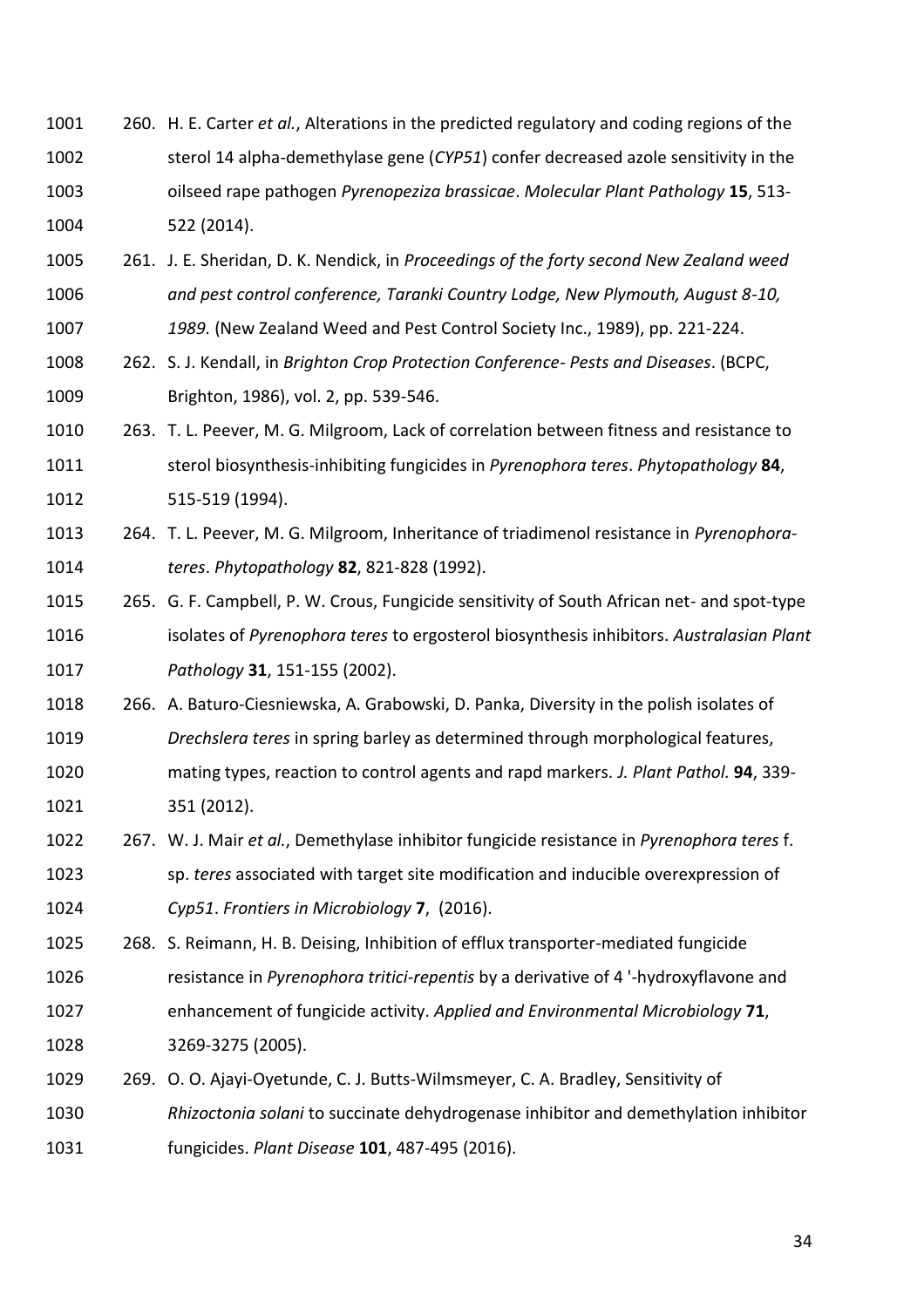260. H. E. Carter *et al.*, Alterations in the predicted regulatory and coding regions of the sterol 14 alpha-demethylase gene (*CYP51*) confer decreased azole sensitivity in the oilseed rape pathogen *Pyrenopeziza brassicae*. *Molecular Plant Pathology* **15**, 513-522 (2014).
261. J. E. Sheridan, D. K. Nendick, in *Proceedings of the forty second New Zealand weed and pest control conference, Taranki Country Lodge, New Plymouth, August 8-10, 1989.* (New Zealand Weed and Pest Control Society Inc., 1989), pp. 221-224.
262. S. J. Kendall, in *Brighton Crop Protection Conference- Pests and Diseases*. (BCPC, Brighton, 1986), vol. 2, pp. 539-546.
263. T. L. Peever, M. G. Milgroom, Lack of correlation between fitness and resistance to sterol biosynthesis-inhibiting fungicides in *Pyrenophora teres*. *Phytopathology* **84**, 515-519 (1994).
264. T. L. Peever, M. G. Milgroom, Inheritance of triadimenol resistance in *Pyrenophora-teres*. *Phytopathology* **82**, 821-828 (1992).
265. G. F. Campbell, P. W. Crous, Fungicide sensitivity of South African net- and spot-type isolates of *Pyrenophora teres* to ergosterol biosynthesis inhibitors. *Australasian Plant Pathology* **31**, 151-155 (2002).
266. A. Baturo-Ciesniewska, A. Grabowski, D. Panka, Diversity in the polish isolates of *Drechslera teres* in spring barley as determined through morphological features, mating types, reaction to control agents and rapd markers. *J. Plant Pathol.* **94**, 339-351 (2012).
267. W. J. Mair *et al.*, Demethylase inhibitor fungicide resistance in *Pyrenophora teres* f. sp. *teres* associated with target site modification and inducible overexpression of *Cyp51*. *Frontiers in Microbiology* **7**, (2016).
268. S. Reimann, H. B. Deising, Inhibition of efflux transporter-mediated fungicide resistance in *Pyrenophora tritici-repentis* by a derivative of 4 '-hydroxyflavone and enhancement of fungicide activity. *Applied and Environmental Microbiology* **71**, 3269-3275 (2005).
269. O. O. Ajayi-Oyetunde, C. J. Butts-Wilmsmeyer, C. A. Bradley, Sensitivity of *Rhizoctonia solani* to succinate dehydrogenase inhibitor and demethylation inhibitor fungicides. *Plant Disease* **101**, 487-495 (2016).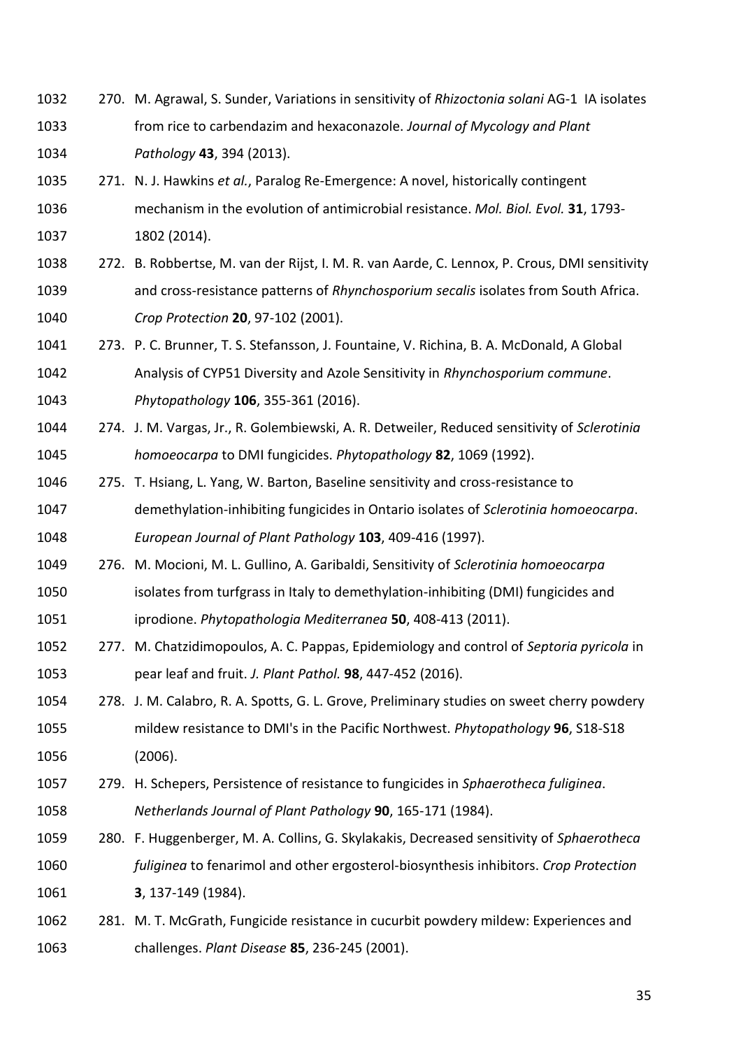270. M. Agrawal, S. Sunder, Variations in sensitivity of *Rhizoctonia solani* AG-1 IA isolates from rice to carbendazim and hexaconazole. *Journal of Mycology and Plant Pathology* **43**, 394 (2013).
271. N. J. Hawkins *et al.*, Paralog Re-Emergence: A novel, historically contingent mechanism in the evolution of antimicrobial resistance. *Mol. Biol. Evol.* **31**, 1793-1802 (2014).
272. B. Robbertse, M. van der Rijst, I. M. R. van Aarde, C. Lennox, P. Crous, DMI sensitivity and cross-resistance patterns of *Rhynchosporium secalis* isolates from South Africa. *Crop Protection* **20**, 97-102 (2001).
273. P. C. Brunner, T. S. Stefansson, J. Fountaine, V. Richina, B. A. McDonald, A Global Analysis of CYP51 Diversity and Azole Sensitivity in *Rhynchosporium commune*. *Phytopathology* **106**, 355-361 (2016).
274. J. M. Vargas, Jr., R. Golembiewski, A. R. Detweiler, Reduced sensitivity of *Sclerotinia homoeocarpa* to DMI fungicides. *Phytopathology* **82**, 1069 (1992).
275. T. Hsiang, L. Yang, W. Barton, Baseline sensitivity and cross-resistance to demethylation-inhibiting fungicides in Ontario isolates of *Sclerotinia homoeocarpa*. *European Journal of Plant Pathology* **103**, 409-416 (1997).
276. M. Mocioni, M. L. Gullino, A. Garibaldi, Sensitivity of *Sclerotinia homoeocarpa* isolates from turfgrass in Italy to demethylation-inhibiting (DMI) fungicides and iprodione. *Phytopathologia Mediterranea* **50**, 408-413 (2011).
277. M. Chatzidimopoulos, A. C. Pappas, Epidemiology and control of *Septoria pyricola* in pear leaf and fruit. *J. Plant Pathol.* **98**, 447-452 (2016).
278. J. M. Calabro, R. A. Spotts, G. L. Grove, Preliminary studies on sweet cherry powdery mildew resistance to DMI's in the Pacific Northwest. *Phytopathology* **96**, S18-S18 (2006).
279. H. Schepers, Persistence of resistance to fungicides in *Sphaerotheca fuliginea*. *Netherlands Journal of Plant Pathology* **90**, 165-171 (1984).
280. F. Huggenberger, M. A. Collins, G. Skylakakis, Decreased sensitivity of *Sphaerotheca fuliginea* to fenarimol and other ergosterol-biosynthesis inhibitors. *Crop Protection* **3**, 137-149 (1984).
281. M. T. McGrath, Fungicide resistance in cucurbit powdery mildew: Experiences and challenges. *Plant Disease* **85**, 236-245 (2001).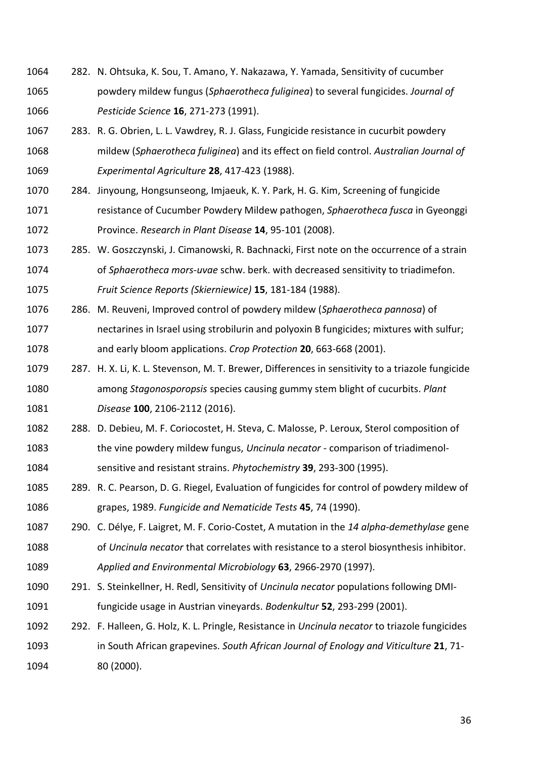282. N. Ohtsuka, K. Sou, T. Amano, Y. Nakazawa, Y. Yamada, Sensitivity of cucumber powdery mildew fungus (*Sphaerotheca fuliginea*) to several fungicides. *Journal of Pesticide Science* **16**, 271-273 (1991).

283. R. G. Obrien, L. L. Vawdrey, R. J. Glass, Fungicide resistance in cucurbit powdery mildew (*Sphaerotheca fuliginea*) and its effect on field control. *Australian Journal of Experimental Agriculture* **28**, 417-423 (1988).

284. Jinyoung, Hongsunseong, Imjaeuk, K. Y. Park, H. G. Kim, Screening of fungicide resistance of Cucumber Powdery Mildew pathogen, *Sphaerotheca fusca* in Gyeonggi Province. *Research in Plant Disease* **14**, 95-101 (2008).

285. W. Goszczynski, J. Cimanowski, R. Bachnacki, First note on the occurrence of a strain of *Sphaerotheca mors-uvae* schw. berk. with decreased sensitivity to triadimefon. *Fruit Science Reports (Skierniewice)* **15**, 181-184 (1988).

286. M. Reuveni, Improved control of powdery mildew (*Sphaerotheca pannosa*) of nectarines in Israel using strobilurin and polyoxin B fungicides; mixtures with sulfur; and early bloom applications. *Crop Protection* **20**, 663-668 (2001).

287. H. X. Li, K. L. Stevenson, M. T. Brewer, Differences in sensitivity to a triazole fungicide among *Stagonosporopsis* species causing gummy stem blight of cucurbits. *Plant Disease* **100**, 2106-2112 (2016).

288. D. Debieu, M. F. Coriocostet, H. Steva, C. Malosse, P. Leroux, Sterol composition of the vine powdery mildew fungus, *Uncinula necator* - comparison of triadimenol-sensitive and resistant strains. *Phytochemistry* **39**, 293-300 (1995).

289. R. C. Pearson, D. G. Riegel, Evaluation of fungicides for control of powdery mildew of grapes, 1989. *Fungicide and Nematicide Tests* **45**, 74 (1990).

290. C. Délye, F. Laigret, M. F. Corio-Costet, A mutation in the *14 alpha-demethylase* gene of *Uncinula necator* that correlates with resistance to a sterol biosynthesis inhibitor. *Applied and Environmental Microbiology* **63**, 2966-2970 (1997).

291. S. Steinkellner, H. Redl, Sensitivity of *Uncinula necator* populations following DMI-fungicide usage in Austrian vineyards. *Bodenkultur* **52**, 293-299 (2001).

292. F. Halleen, G. Holz, K. L. Pringle, Resistance in *Uncinula necator* to triazole fungicides in South African grapevines. *South African Journal of Enology and Viticulture* **21**, 71-80 (2000).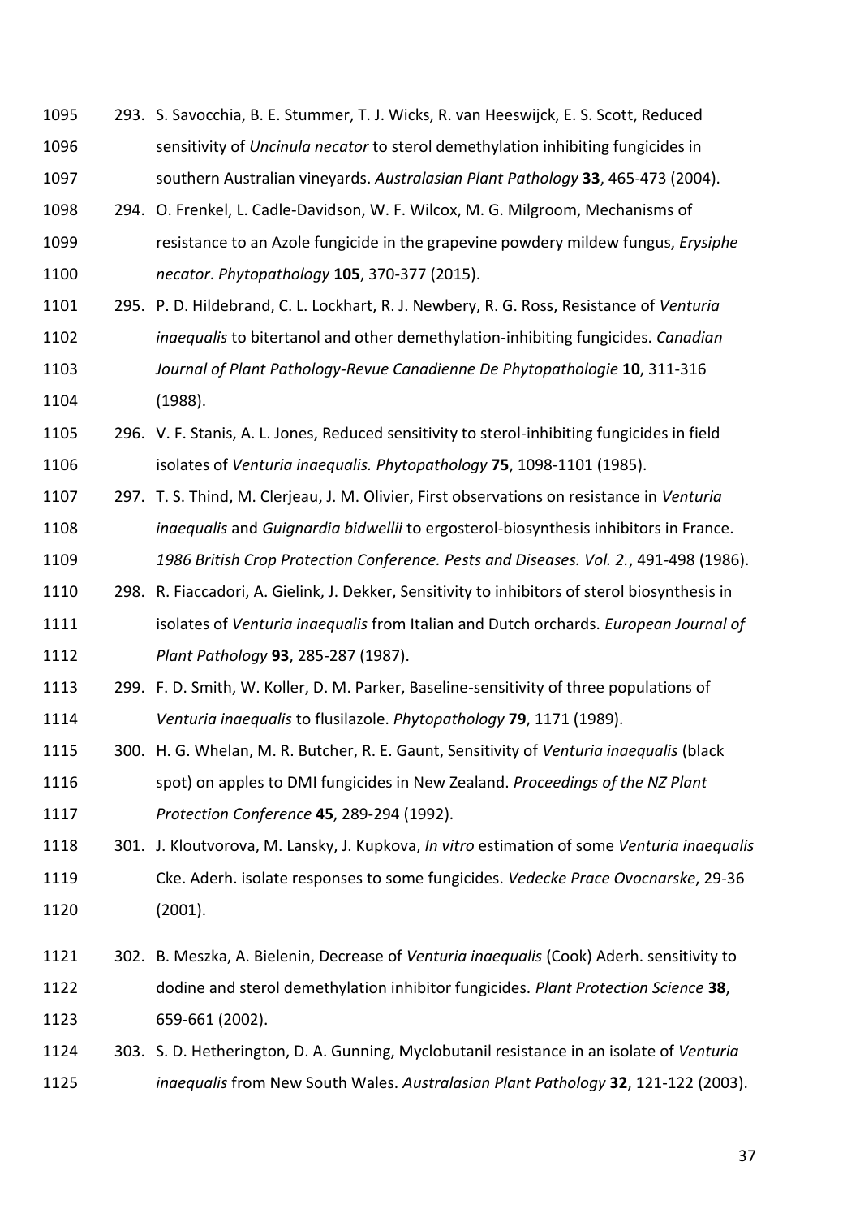293. S. Savocchia, B. E. Stummer, T. J. Wicks, R. van Heeswijck, E. S. Scott, Reduced sensitivity of *Uncinula necator* to sterol demethylation inhibiting fungicides in southern Australian vineyards. *Australasian Plant Pathology* **33**, 465-473 (2004).

294. O. Frenkel, L. Cadle-Davidson, W. F. Wilcox, M. G. Milgroom, Mechanisms of resistance to an Azole fungicide in the grapevine powdery mildew fungus, *Erysiphe necator*. *Phytopathology* **105**, 370-377 (2015).

295. P. D. Hildebrand, C. L. Lockhart, R. J. Newbery, R. G. Ross, Resistance of *Venturia inaequalis* to bitertanol and other demethylation-inhibiting fungicides. *Canadian Journal of Plant Pathology-Revue Canadienne De Phytopathologie* **10**, 311-316 (1988).

296. V. F. Stanis, A. L. Jones, Reduced sensitivity to sterol-inhibiting fungicides in field isolates of *Venturia inaequalis. Phytopathology* **75**, 1098-1101 (1985).

297. T. S. Thind, M. Clerjeau, J. M. Olivier, First observations on resistance in *Venturia inaequalis* and *Guignardia bidwellii* to ergosterol-biosynthesis inhibitors in France. *1986 British Crop Protection Conference. Pests and Diseases. Vol. 2.*, 491-498 (1986).

298. R. Fiaccadori, A. Gielink, J. Dekker, Sensitivity to inhibitors of sterol biosynthesis in isolates of *Venturia inaequalis* from Italian and Dutch orchards. *European Journal of Plant Pathology* **93**, 285-287 (1987).

299. F. D. Smith, W. Koller, D. M. Parker, Baseline-sensitivity of three populations of *Venturia inaequalis* to flusilazole. *Phytopathology* **79**, 1171 (1989).

300. H. G. Whelan, M. R. Butcher, R. E. Gaunt, Sensitivity of *Venturia inaequalis* (black spot) on apples to DMI fungicides in New Zealand. *Proceedings of the NZ Plant Protection Conference* **45**, 289-294 (1992).

301. J. Kloutvorova, M. Lansky, J. Kupkova, *In vitro* estimation of some *Venturia inaequalis* Cke. Aderh. isolate responses to some fungicides. *Vedecke Prace Ovocnarske*, 29-36 (2001).

302. B. Meszka, A. Bielenin, Decrease of *Venturia inaequalis* (Cook) Aderh. sensitivity to dodine and sterol demethylation inhibitor fungicides. *Plant Protection Science* **38**, 659-661 (2002).

303. S. D. Hetherington, D. A. Gunning, Myclobutanil resistance in an isolate of *Venturia inaequalis* from New South Wales. *Australasian Plant Pathology* **32**, 121-122 (2003).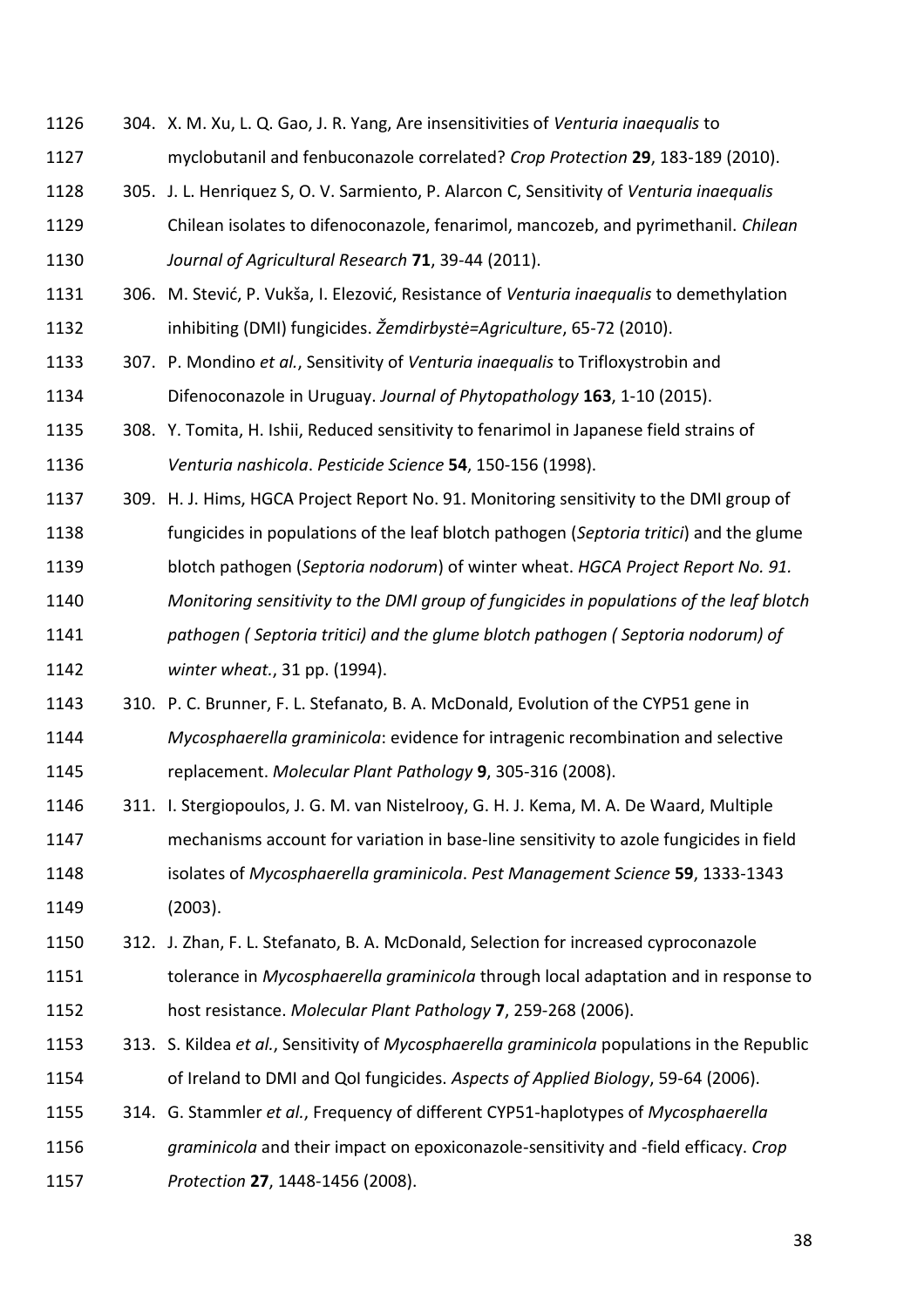304. X. M. Xu, L. Q. Gao, J. R. Yang, Are insensitivities of *Venturia inaequalis* to myclobutanil and fenbuconazole correlated? *Crop Protection* **29**, 183-189 (2010).

305. J. L. Henriquez S, O. V. Sarmiento, P. Alarcon C, Sensitivity of *Venturia inaequalis* Chilean isolates to difenoconazole, fenarimol, mancozeb, and pyrimethanil. *Chilean Journal of Agricultural Research* **71**, 39-44 (2011).

306. M. Stević, P. Vukša, I. Elezović, Resistance of *Venturia inaequalis* to demethylation inhibiting (DMI) fungicides. *Žemdirbystė=Agriculture*, 65-72 (2010).

307. P. Mondino *et al.*, Sensitivity of *Venturia inaequalis* to Trifloxystrobin and Difenoconazole in Uruguay. *Journal of Phytopathology* **163**, 1-10 (2015).

308. Y. Tomita, H. Ishii, Reduced sensitivity to fenarimol in Japanese field strains of *Venturia nashicola*. *Pesticide Science* **54**, 150-156 (1998).

309. H. J. Hims, HGCA Project Report No. 91. Monitoring sensitivity to the DMI group of fungicides in populations of the leaf blotch pathogen (*Septoria tritici*) and the glume blotch pathogen (*Septoria nodorum*) of winter wheat. *HGCA Project Report No. 91. Monitoring sensitivity to the DMI group of fungicides in populations of the leaf blotch pathogen ( Septoria tritici) and the glume blotch pathogen ( Septoria nodorum) of winter wheat.*, 31 pp. (1994).

310. P. C. Brunner, F. L. Stefanato, B. A. McDonald, Evolution of the CYP51 gene in *Mycosphaerella graminicola*: evidence for intragenic recombination and selective replacement. *Molecular Plant Pathology* **9**, 305-316 (2008).

311. I. Stergiopoulos, J. G. M. van Nistelrooy, G. H. J. Kema, M. A. De Waard, Multiple mechanisms account for variation in base-line sensitivity to azole fungicides in field isolates of *Mycosphaerella graminicola*. *Pest Management Science* **59**, 1333-1343 (2003).

312. J. Zhan, F. L. Stefanato, B. A. McDonald, Selection for increased cyproconazole tolerance in *Mycosphaerella graminicola* through local adaptation and in response to host resistance. *Molecular Plant Pathology* **7**, 259-268 (2006).

313. S. Kildea *et al.*, Sensitivity of *Mycosphaerella graminicola* populations in the Republic of Ireland to DMI and QoI fungicides. *Aspects of Applied Biology*, 59-64 (2006).

314. G. Stammler *et al.*, Frequency of different CYP51-haplotypes of *Mycosphaerella graminicola* and their impact on epoxiconazole-sensitivity and -field efficacy. *Crop Protection* **27**, 1448-1456 (2008).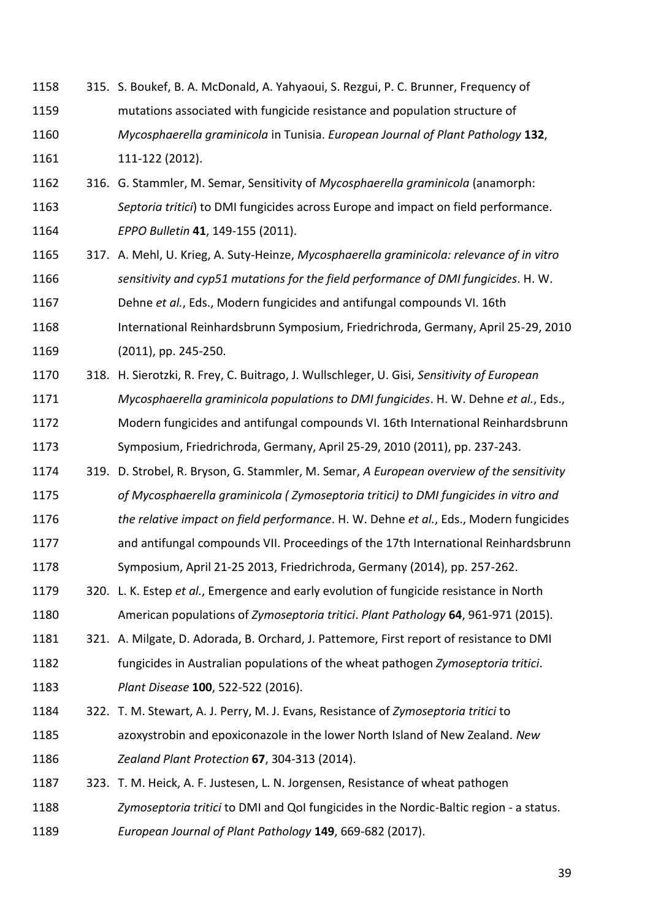315. S. Boukef, B. A. McDonald, A. Yahyaoui, S. Rezgui, P. C. Brunner, Frequency of mutations associated with fungicide resistance and population structure of *Mycosphaerella graminicola* in Tunisia. *European Journal of Plant Pathology* **132**, 111-122 (2012).
316. G. Stammler, M. Semar, Sensitivity of *Mycosphaerella graminicola* (anamorph: *Septoria tritici*) to DMI fungicides across Europe and impact on field performance. *EPPO Bulletin* **41**, 149-155 (2011).
317. A. Mehl, U. Krieg, A. Suty-Heinze, *Mycosphaerella graminicola: relevance of in vitro sensitivity and cyp51 mutations for the field performance of DMI fungicides*. H. W. Dehne *et al.*, Eds., Modern fungicides and antifungal compounds VI. 16th International Reinhardsbrunn Symposium, Friedrichroda, Germany, April 25-29, 2010 (2011), pp. 245-250.
318. H. Sierotzki, R. Frey, C. Buitrago, J. Wullschleger, U. Gisi, *Sensitivity of European Mycosphaerella graminicola populations to DMI fungicides*. H. W. Dehne *et al.*, Eds., Modern fungicides and antifungal compounds VI. 16th International Reinhardsbrunn Symposium, Friedrichroda, Germany, April 25-29, 2010 (2011), pp. 237-243.
319. D. Strobel, R. Bryson, G. Stammler, M. Semar, *A European overview of the sensitivity of Mycosphaerella graminicola ( Zymoseptoria tritici) to DMI fungicides in vitro and the relative impact on field performance*. H. W. Dehne *et al.*, Eds., Modern fungicides and antifungal compounds VII. Proceedings of the 17th International Reinhardsbrunn Symposium, April 21-25 2013, Friedrichroda, Germany (2014), pp. 257-262.
320. L. K. Estep *et al.*, Emergence and early evolution of fungicide resistance in North American populations of *Zymoseptoria tritici*. *Plant Pathology* **64**, 961-971 (2015).
321. A. Milgate, D. Adorada, B. Orchard, J. Pattemore, First report of resistance to DMI fungicides in Australian populations of the wheat pathogen *Zymoseptoria tritici*. *Plant Disease* **100**, 522-522 (2016).
322. T. M. Stewart, A. J. Perry, M. J. Evans, Resistance of *Zymoseptoria tritici* to azoxystrobin and epoxiconazole in the lower North Island of New Zealand. *New Zealand Plant Protection* **67**, 304-313 (2014).
323. T. M. Heick, A. F. Justesen, L. N. Jorgensen, Resistance of wheat pathogen *Zymoseptoria tritici* to DMI and QoI fungicides in the Nordic-Baltic region - a status. *European Journal of Plant Pathology* **149**, 669-682 (2017).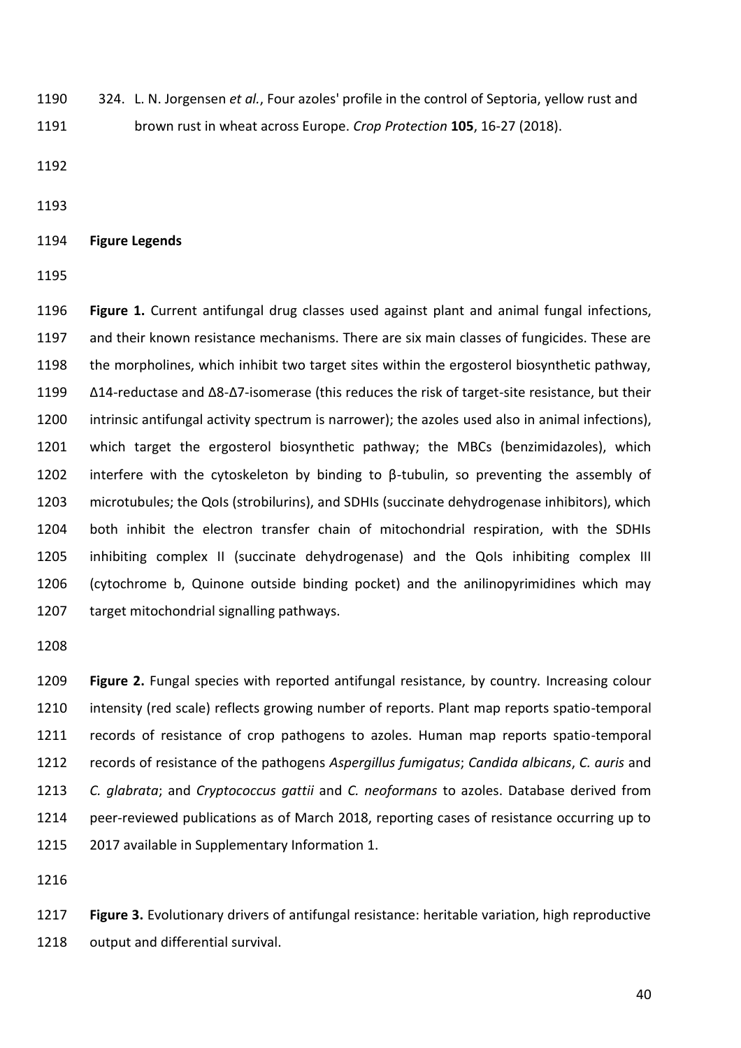324. L. N. Jorgensen *et al.*, Four azoles' profile in the control of Septoria, yellow rust and brown rust in wheat across Europe. *Crop Protection* **105**, 16-27 (2018).

## Figure Legends

**Figure 1.** Current antifungal drug classes used against plant and animal fungal infections, and their known resistance mechanisms. There are six main classes of fungicides. These are the morpholines, which inhibit two target sites within the ergosterol biosynthetic pathway, Δ14-reductase and Δ8-Δ7-isomerase (this reduces the risk of target-site resistance, but their intrinsic antifungal activity spectrum is narrower); the azoles used also in animal infections), which target the ergosterol biosynthetic pathway; the MBCs (benzimidazoles), which interfere with the cytoskeleton by binding to β-tubulin, so preventing the assembly of microtubules; the QoIs (strobilurins), and SDHIs (succinate dehydrogenase inhibitors), which both inhibit the electron transfer chain of mitochondrial respiration, with the SDHIs inhibiting complex II (succinate dehydrogenase) and the QoIs inhibiting complex III (cytochrome b, Quinone outside binding pocket) and the anilinopyrimidines which may target mitochondrial signalling pathways.

**Figure 2.** Fungal species with reported antifungal resistance, by country. Increasing colour intensity (red scale) reflects growing number of reports. Plant map reports spatio-temporal records of resistance of crop pathogens to azoles. Human map reports spatio-temporal records of resistance of the pathogens *Aspergillus fumigatus*; *Candida albicans*, *C. auris* and *C. glabrata*; and *Cryptococcus gattii* and *C. neoformans* to azoles. Database derived from peer-reviewed publications as of March 2018, reporting cases of resistance occurring up to 2017 available in Supplementary Information 1.

**Figure 3.** Evolutionary drivers of antifungal resistance: heritable variation, high reproductive output and differential survival.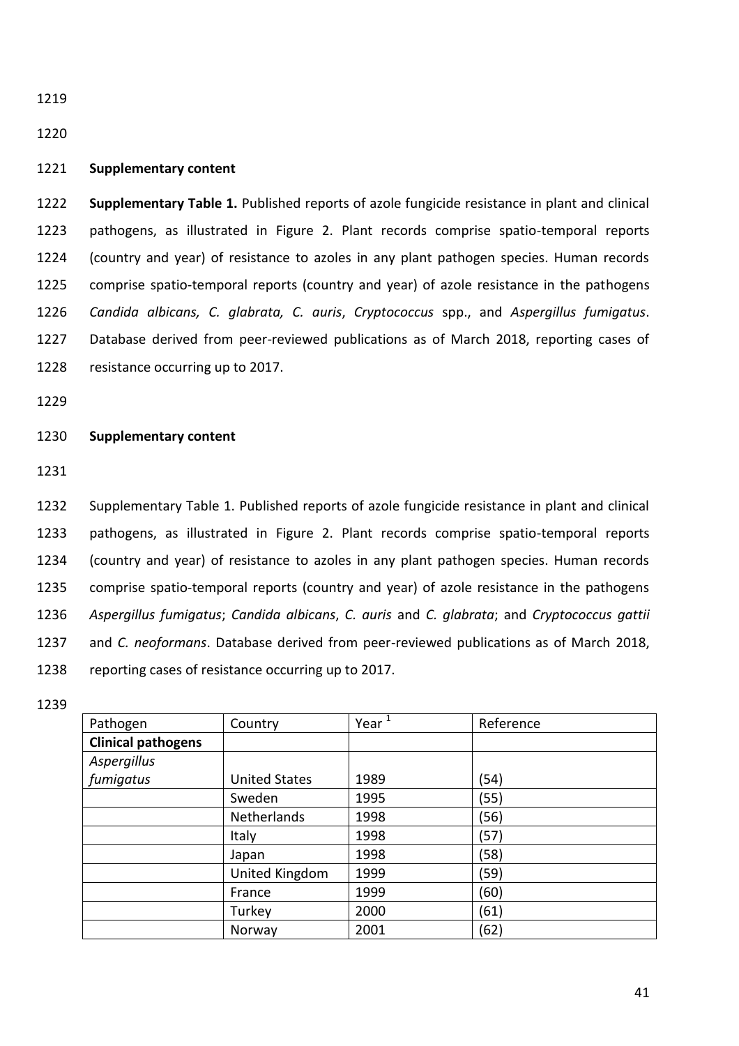**Supplementary content**

**Supplementary Table 1.** Published reports of azole fungicide resistance in plant and clinical pathogens, as illustrated in Figure 2. Plant records comprise spatio-temporal reports (country and year) of resistance to azoles in any plant pathogen species. Human records comprise spatio-temporal reports (country and year) of azole resistance in the pathogens *Candida albicans, C. glabrata, C. auris*, *Cryptococcus* spp., and *Aspergillus fumigatus*. Database derived from peer-reviewed publications as of March 2018, reporting cases of resistance occurring up to 2017.

**Supplementary content**

Supplementary Table 1. Published reports of azole fungicide resistance in plant and clinical pathogens, as illustrated in Figure 2. Plant records comprise spatio-temporal reports (country and year) of resistance to azoles in any plant pathogen species. Human records comprise spatio-temporal reports (country and year) of azole resistance in the pathogens *Aspergillus fumigatus*; *Candida albicans*, *C. auris* and *C. glabrata*; and *Cryptococcus gattii* and *C. neoformans*. Database derived from peer-reviewed publications as of March 2018, reporting cases of resistance occurring up to 2017.

| Pathogen | Country | Year [1] | Reference |
|---|---|---|---|
| **Clinical pathogens** | | | |
| *Aspergillus fumigatus* | United States | 1989 | (54) |
| | Sweden | 1995 | (55) |
| | Netherlands | 1998 | (56) |
| | Italy | 1998 | (57) |
| | Japan | 1998 | (58) |
| | United Kingdom | 1999 | (59) |
| | France | 1999 | (60) |
| | Turkey | 2000 | (61) |
| | Norway | 2001 | (62) |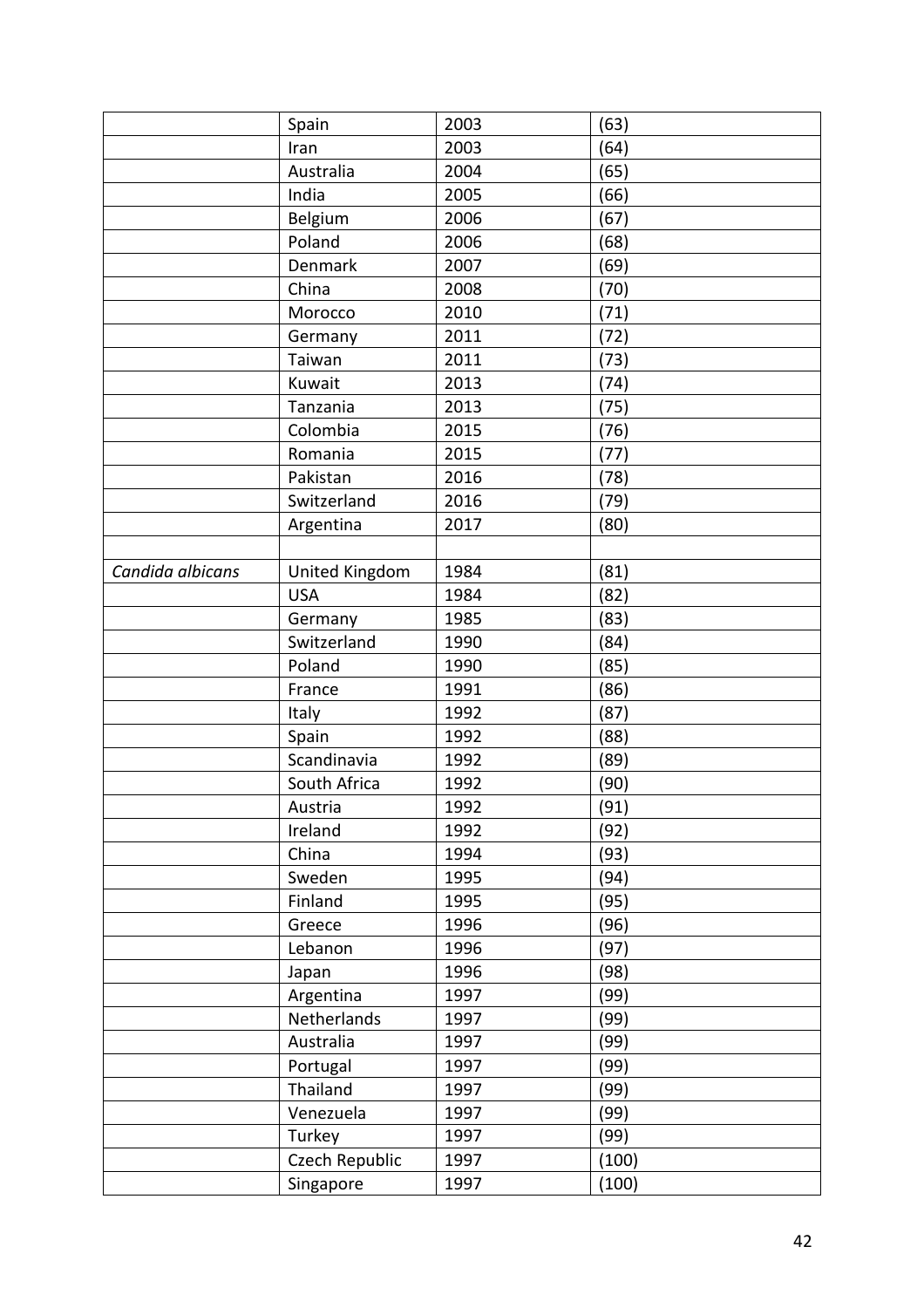| | | | |
|---|---|---|---|
| | Spain | 2003 | (63) |
| | Iran | 2003 | (64) |
| | Australia | 2004 | (65) |
| | India | 2005 | (66) |
| | Belgium | 2006 | (67) |
| | Poland | 2006 | (68) |
| | Denmark | 2007 | (69) |
| | China | 2008 | (70) |
| | Morocco | 2010 | (71) |
| | Germany | 2011 | (72) |
| | Taiwan | 2011 | (73) |
| | Kuwait | 2013 | (74) |
| | Tanzania | 2013 | (75) |
| | Colombia | 2015 | (76) |
| | Romania | 2015 | (77) |
| | Pakistan | 2016 | (78) |
| | Switzerland | 2016 | (79) |
| | Argentina | 2017 | (80) |
| | | | |
| *Candida albicans* | United Kingdom | 1984 | (81) |
| | USA | 1984 | (82) |
| | Germany | 1985 | (83) |
| | Switzerland | 1990 | (84) |
| | Poland | 1990 | (85) |
| | France | 1991 | (86) |
| | Italy | 1992 | (87) |
| | Spain | 1992 | (88) |
| | Scandinavia | 1992 | (89) |
| | South Africa | 1992 | (90) |
| | Austria | 1992 | (91) |
| | Ireland | 1992 | (92) |
| | China | 1994 | (93) |
| | Sweden | 1995 | (94) |
| | Finland | 1995 | (95) |
| | Greece | 1996 | (96) |
| | Lebanon | 1996 | (97) |
| | Japan | 1996 | (98) |
| | Argentina | 1997 | (99) |
| | Netherlands | 1997 | (99) |
| | Australia | 1997 | (99) |
| | Portugal | 1997 | (99) |
| | Thailand | 1997 | (99) |
| | Venezuela | 1997 | (99) |
| | Turkey | 1997 | (99) |
| | Czech Republic | 1997 | (100) |
| | Singapore | 1997 | (100) |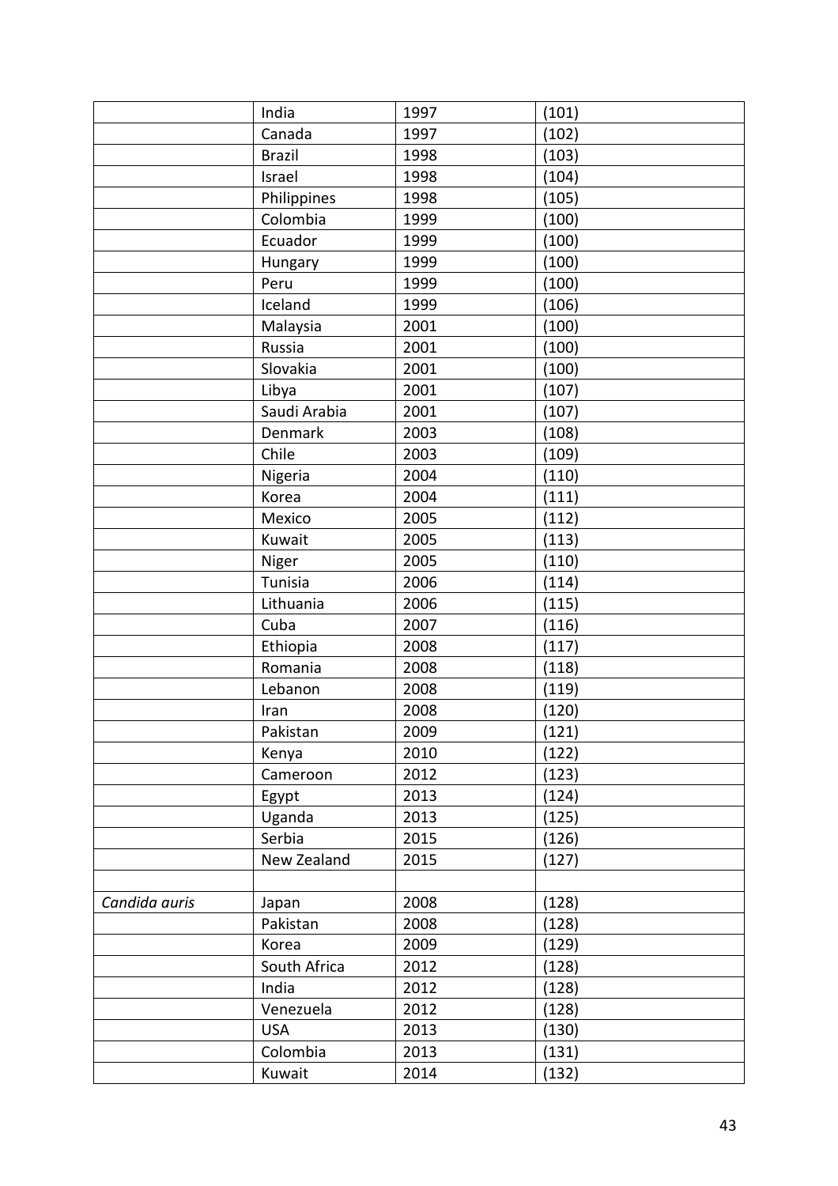|  |  |  |  |
|---|---|---|---|
|  | India | 1997 | (101) |
|  | Canada | 1997 | (102) |
|  | Brazil | 1998 | (103) |
|  | Israel | 1998 | (104) |
|  | Philippines | 1998 | (105) |
|  | Colombia | 1999 | (100) |
|  | Ecuador | 1999 | (100) |
|  | Hungary | 1999 | (100) |
|  | Peru | 1999 | (100) |
|  | Iceland | 1999 | (106) |
|  | Malaysia | 2001 | (100) |
|  | Russia | 2001 | (100) |
|  | Slovakia | 2001 | (100) |
|  | Libya | 2001 | (107) |
|  | Saudi Arabia | 2001 | (107) |
|  | Denmark | 2003 | (108) |
|  | Chile | 2003 | (109) |
|  | Nigeria | 2004 | (110) |
|  | Korea | 2004 | (111) |
|  | Mexico | 2005 | (112) |
|  | Kuwait | 2005 | (113) |
|  | Niger | 2005 | (110) |
|  | Tunisia | 2006 | (114) |
|  | Lithuania | 2006 | (115) |
|  | Cuba | 2007 | (116) |
|  | Ethiopia | 2008 | (117) |
|  | Romania | 2008 | (118) |
|  | Lebanon | 2008 | (119) |
|  | Iran | 2008 | (120) |
|  | Pakistan | 2009 | (121) |
|  | Kenya | 2010 | (122) |
|  | Cameroon | 2012 | (123) |
|  | Egypt | 2013 | (124) |
|  | Uganda | 2013 | (125) |
|  | Serbia | 2015 | (126) |
|  | New Zealand | 2015 | (127) |
|  |  |  |  |
| *Candida auris* | Japan | 2008 | (128) |
|  | Pakistan | 2008 | (128) |
|  | Korea | 2009 | (129) |
|  | South Africa | 2012 | (128) |
|  | India | 2012 | (128) |
|  | Venezuela | 2012 | (128) |
|  | USA | 2013 | (130) |
|  | Colombia | 2013 | (131) |
|  | Kuwait | 2014 | (132) |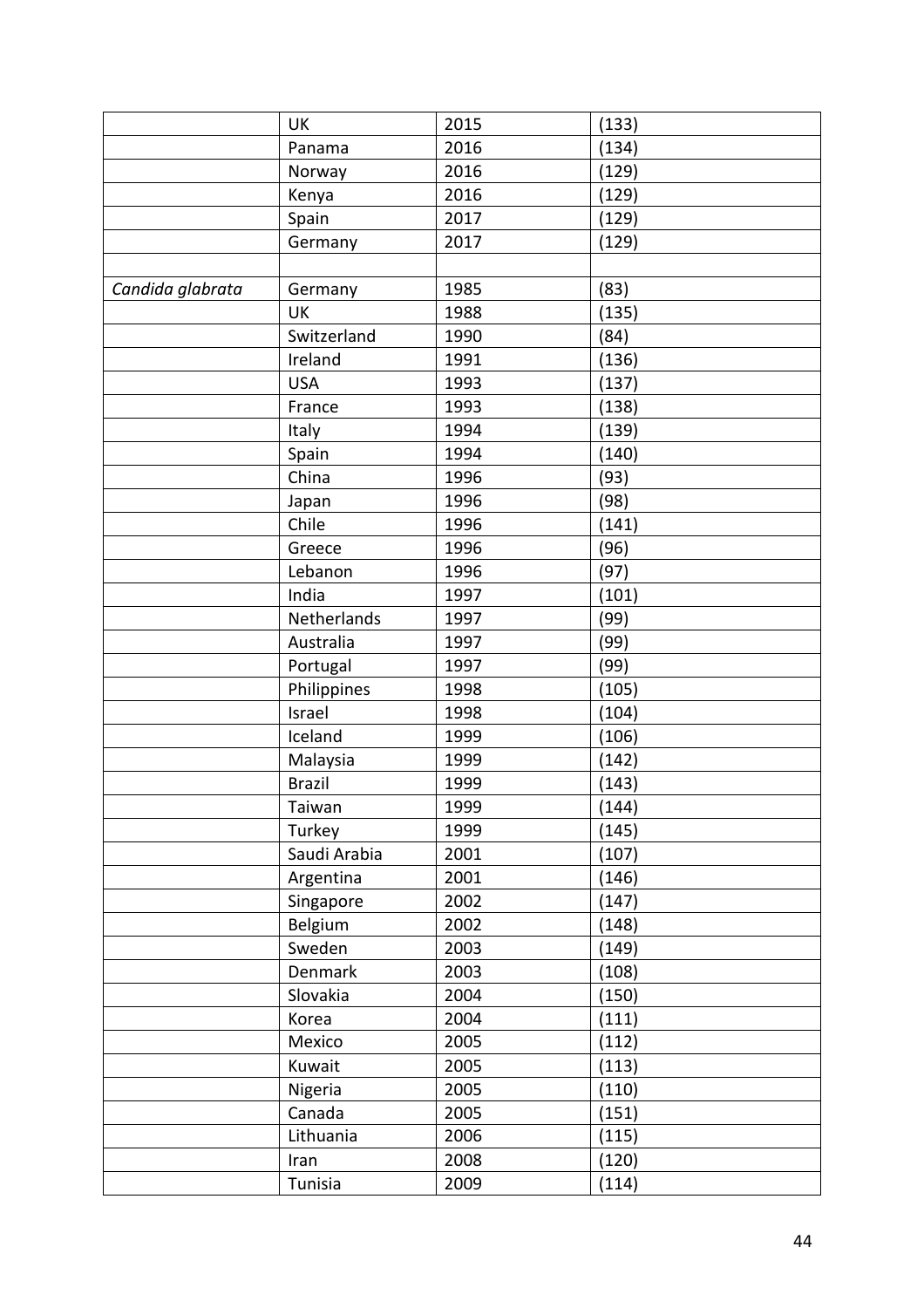| | | | |
|---|---|---|---|
| | UK | 2015 | (133) |
| | Panama | 2016 | (134) |
| | Norway | 2016 | (129) |
| | Kenya | 2016 | (129) |
| | Spain | 2017 | (129) |
| | Germany | 2017 | (129) |
| | | | |
| *Candida glabrata* | Germany | 1985 | (83) |
| | UK | 1988 | (135) |
| | Switzerland | 1990 | (84) |
| | Ireland | 1991 | (136) |
| | USA | 1993 | (137) |
| | France | 1993 | (138) |
| | Italy | 1994 | (139) |
| | Spain | 1994 | (140) |
| | China | 1996 | (93) |
| | Japan | 1996 | (98) |
| | Chile | 1996 | (141) |
| | Greece | 1996 | (96) |
| | Lebanon | 1996 | (97) |
| | India | 1997 | (101) |
| | Netherlands | 1997 | (99) |
| | Australia | 1997 | (99) |
| | Portugal | 1997 | (99) |
| | Philippines | 1998 | (105) |
| | Israel | 1998 | (104) |
| | Iceland | 1999 | (106) |
| | Malaysia | 1999 | (142) |
| | Brazil | 1999 | (143) |
| | Taiwan | 1999 | (144) |
| | Turkey | 1999 | (145) |
| | Saudi Arabia | 2001 | (107) |
| | Argentina | 2001 | (146) |
| | Singapore | 2002 | (147) |
| | Belgium | 2002 | (148) |
| | Sweden | 2003 | (149) |
| | Denmark | 2003 | (108) |
| | Slovakia | 2004 | (150) |
| | Korea | 2004 | (111) |
| | Mexico | 2005 | (112) |
| | Kuwait | 2005 | (113) |
| | Nigeria | 2005 | (110) |
| | Canada | 2005 | (151) |
| | Lithuania | 2006 | (115) |
| | Iran | 2008 | (120) |
| | Tunisia | 2009 | (114) |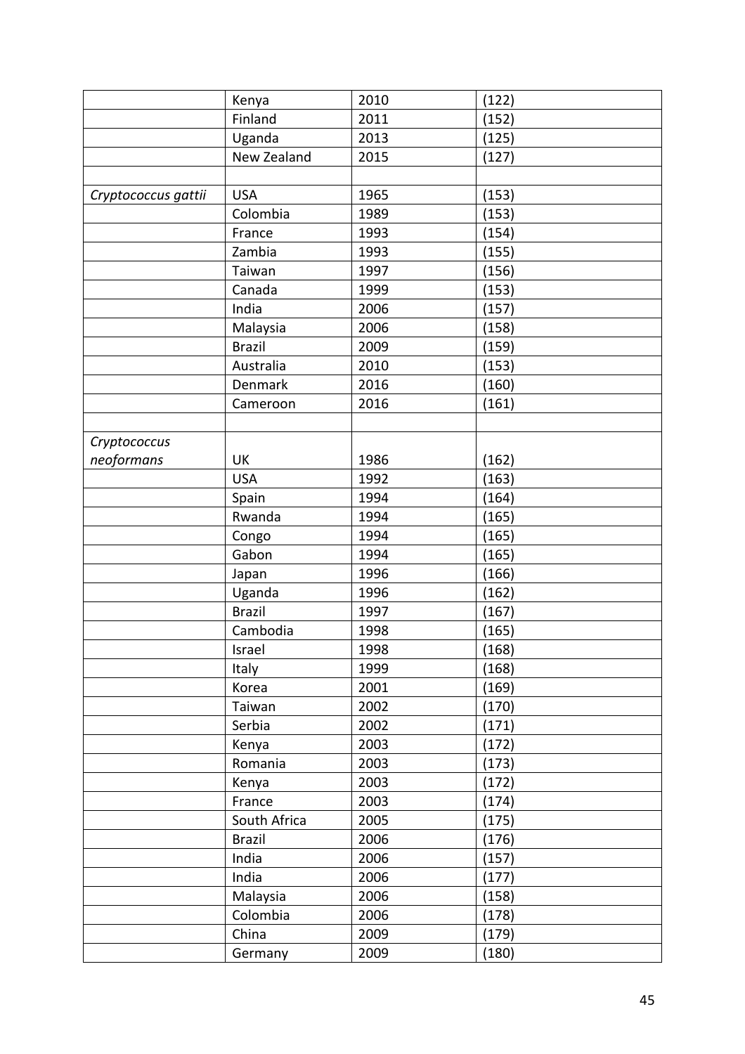| | | | |
|---|---|---|---|
| | Kenya | 2010 | (122) |
| | Finland | 2011 | (152) |
| | Uganda | 2013 | (125) |
| | New Zealand | 2015 | (127) |
| | | | |
| *Cryptococcus gattii* | USA | 1965 | (153) |
| | Colombia | 1989 | (153) |
| | France | 1993 | (154) |
| | Zambia | 1993 | (155) |
| | Taiwan | 1997 | (156) |
| | Canada | 1999 | (153) |
| | India | 2006 | (157) |
| | Malaysia | 2006 | (158) |
| | Brazil | 2009 | (159) |
| | Australia | 2010 | (153) |
| | Denmark | 2016 | (160) |
| | Cameroon | 2016 | (161) |
| | | | |
| *Cryptococcus neoformans* | UK | 1986 | (162) |
| | USA | 1992 | (163) |
| | Spain | 1994 | (164) |
| | Rwanda | 1994 | (165) |
| | Congo | 1994 | (165) |
| | Gabon | 1994 | (165) |
| | Japan | 1996 | (166) |
| | Uganda | 1996 | (162) |
| | Brazil | 1997 | (167) |
| | Cambodia | 1998 | (165) |
| | Israel | 1998 | (168) |
| | Italy | 1999 | (168) |
| | Korea | 2001 | (169) |
| | Taiwan | 2002 | (170) |
| | Serbia | 2002 | (171) |
| | Kenya | 2003 | (172) |
| | Romania | 2003 | (173) |
| | Kenya | 2003 | (172) |
| | France | 2003 | (174) |
| | South Africa | 2005 | (175) |
| | Brazil | 2006 | (176) |
| | India | 2006 | (157) |
| | India | 2006 | (177) |
| | Malaysia | 2006 | (158) |
| | Colombia | 2006 | (178) |
| | China | 2009 | (179) |
| | Germany | 2009 | (180) |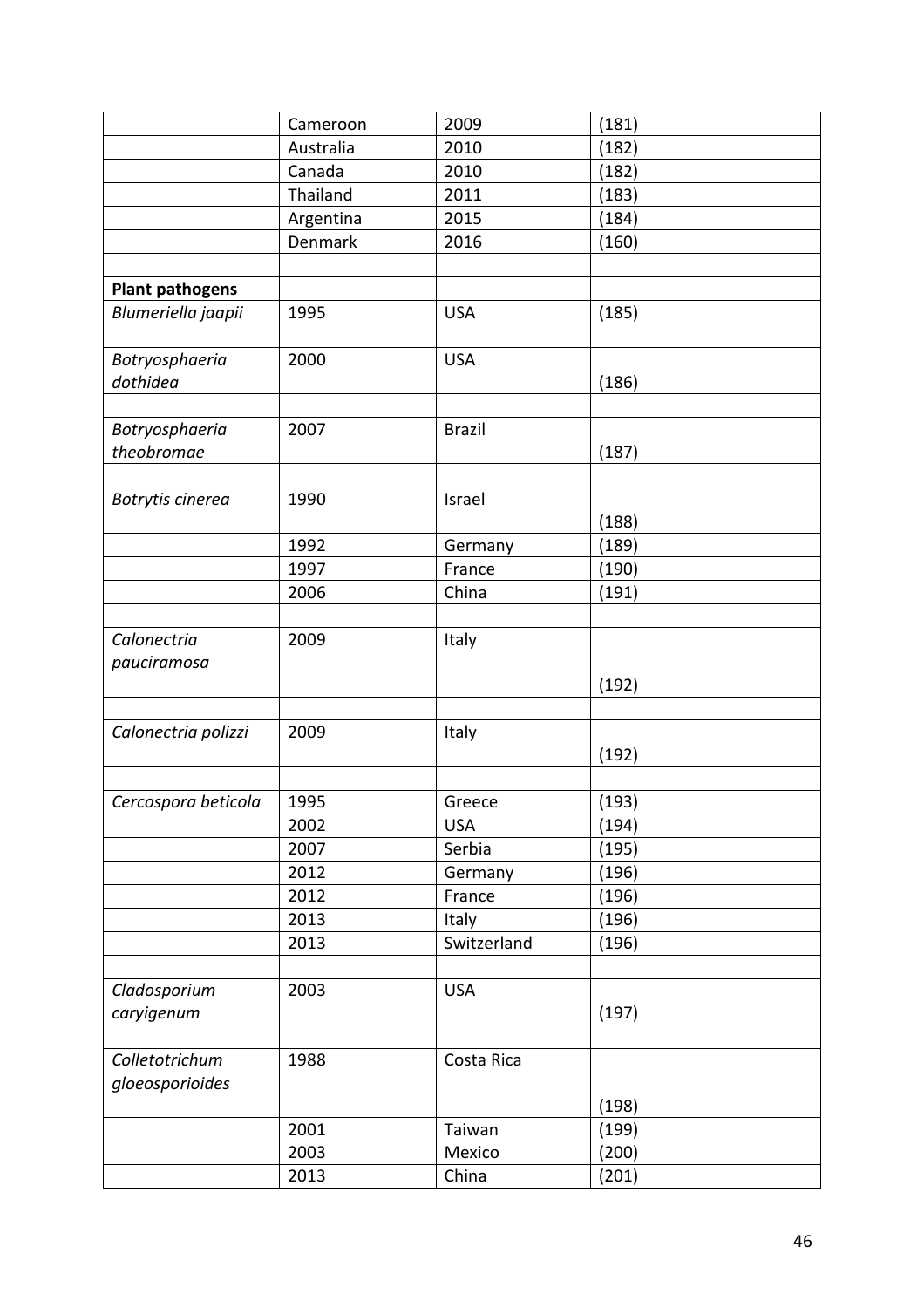| | | | |
|---|---|---|---|
| | Cameroon | 2009 | (181) |
| | Australia | 2010 | (182) |
| | Canada | 2010 | (182) |
| | Thailand | 2011 | (183) |
| | Argentina | 2015 | (184) |
| | Denmark | 2016 | (160) |
| | | | |
| **Plant pathogens** | | | |
| *Blumeriella jaapii* | 1995 | USA | (185) |
| | | | |
| *Botryosphaeria dothidea* | 2000 | USA | (186) |
| | | | |
| *Botryosphaeria theobromae* | 2007 | Brazil | (187) |
| | | | |
| *Botrytis cinerea* | 1990 | Israel | (188) |
| | 1992 | Germany | (189) |
| | 1997 | France | (190) |
| | 2006 | China | (191) |
| | | | |
| *Calonectria pauciramosa* | 2009 | Italy | (192) |
| | | | |
| *Calonectria polizzi* | 2009 | Italy | (192) |
| | | | |
| *Cercospora beticola* | 1995 | Greece | (193) |
| | 2002 | USA | (194) |
| | 2007 | Serbia | (195) |
| | 2012 | Germany | (196) |
| | 2012 | France | (196) |
| | 2013 | Italy | (196) |
| | 2013 | Switzerland | (196) |
| | | | |
| *Cladosporium caryigenum* | 2003 | USA | (197) |
| | | | |
| *Colletotrichum gloeosporioides* | 1988 | Costa Rica | (198) |
| | 2001 | Taiwan | (199) |
| | 2003 | Mexico | (200) |
| | 2013 | China | (201) |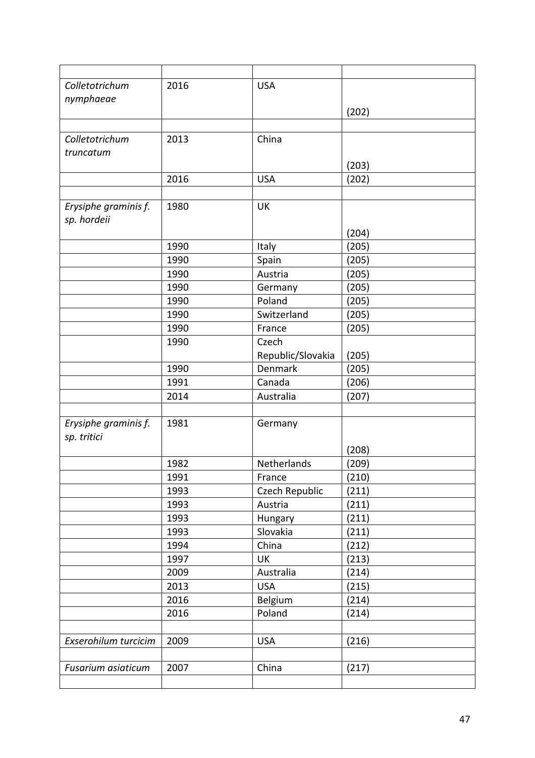| | | | |
|---|---|---|---|
| *Colletotrichum nymphaeae* | 2016 | USA | (202) |
| | | | |
| *Colletotrichum truncatum* | 2013 | China | (203) |
| | 2016 | USA | (202) |
| | | | |
| *Erysiphe graminis f. sp. hordeii* | 1980 | UK | (204) |
| | 1990 | Italy | (205) |
| | 1990 | Spain | (205) |
| | 1990 | Austria | (205) |
| | 1990 | Germany | (205) |
| | 1990 | Poland | (205) |
| | 1990 | Switzerland | (205) |
| | 1990 | France | (205) |
| | 1990 | Czech Republic/Slovakia | (205) |
| | 1990 | Denmark | (205) |
| | 1991 | Canada | (206) |
| | 2014 | Australia | (207) |
| | | | |
| *Erysiphe graminis f. sp. tritici* | 1981 | Germany | (208) |
| | 1982 | Netherlands | (209) |
| | 1991 | France | (210) |
| | 1993 | Czech Republic | (211) |
| | 1993 | Austria | (211) |
| | 1993 | Hungary | (211) |
| | 1993 | Slovakia | (211) |
| | 1994 | China | (212) |
| | 1997 | UK | (213) |
| | 2009 | Australia | (214) |
| | 2013 | USA | (215) |
| | 2016 | Belgium | (214) |
| | 2016 | Poland | (214) |
| | | | |
| *Exserohilum turcicim* | 2009 | USA | (216) |
| | | | |
| *Fusarium asiaticum* | 2007 | China | (217) |
| | | | |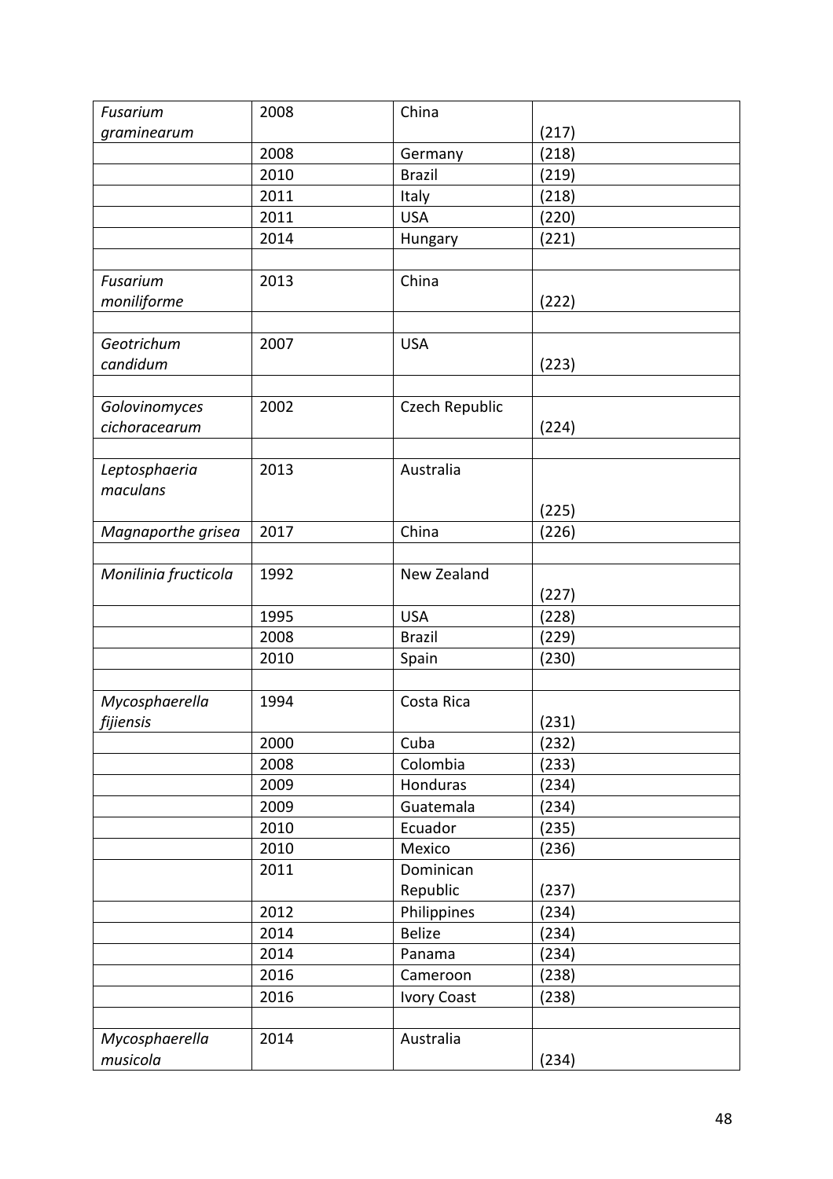| *Fusarium graminearum* | 2008 | China | (217) |
|---|---|---|---|
| | 2008 | Germany | (218) |
| | 2010 | Brazil | (219) |
| | 2011 | Italy | (218) |
| | 2011 | USA | (220) |
| | 2014 | Hungary | (221) |
| | | | |
| *Fusarium moniliforme* | 2013 | China | (222) |
| | | | |
| *Geotrichum candidum* | 2007 | USA | (223) |
| | | | |
| *Golovinomyces cichoracearum* | 2002 | Czech Republic | (224) |
| | | | |
| *Leptosphaeria maculans* | 2013 | Australia | (225) |
| *Magnaporthe grisea* | 2017 | China | (226) |
| | | | |
| *Monilinia fructicola* | 1992 | New Zealand | (227) |
| | 1995 | USA | (228) |
| | 2008 | Brazil | (229) |
| | 2010 | Spain | (230) |
| | | | |
| *Mycosphaerella fijiensis* | 1994 | Costa Rica | (231) |
| | 2000 | Cuba | (232) |
| | 2008 | Colombia | (233) |
| | 2009 | Honduras | (234) |
| | 2009 | Guatemala | (234) |
| | 2010 | Ecuador | (235) |
| | 2010 | Mexico | (236) |
| | 2011 | Dominican Republic | (237) |
| | 2012 | Philippines | (234) |
| | 2014 | Belize | (234) |
| | 2014 | Panama | (234) |
| | 2016 | Cameroon | (238) |
| | 2016 | Ivory Coast | (238) |
| | | | |
| *Mycosphaerella musicola* | 2014 | Australia | (234) |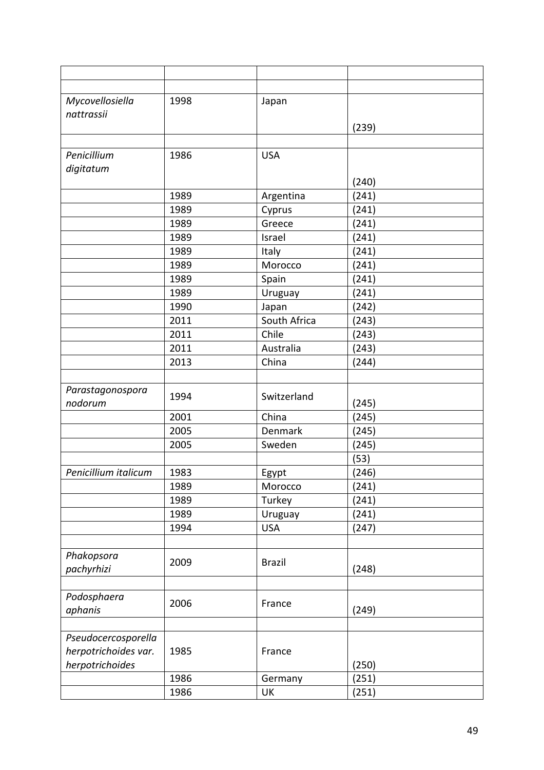| | | | |
|---|---|---|---|
| | | | |
| *Mycovellosiella nattrassii* | 1998 | Japan | (239) |
| | | | |
| *Penicillium digitatum* | 1986 | USA | (240) |
| | 1989 | Argentina | (241) |
| | 1989 | Cyprus | (241) |
| | 1989 | Greece | (241) |
| | 1989 | Israel | (241) |
| | 1989 | Italy | (241) |
| | 1989 | Morocco | (241) |
| | 1989 | Spain | (241) |
| | 1989 | Uruguay | (241) |
| | 1990 | Japan | (242) |
| | 2011 | South Africa | (243) |
| | 2011 | Chile | (243) |
| | 2011 | Australia | (243) |
| | 2013 | China | (244) |
| | | | |
| *Parastagonospora nodorum* | 1994 | Switzerland | (245) |
| | 2001 | China | (245) |
| | 2005 | Denmark | (245) |
| | 2005 | Sweden | (245) |
| | | | (53) |
| *Penicillium italicum* | 1983 | Egypt | (246) |
| | 1989 | Morocco | (241) |
| | 1989 | Turkey | (241) |
| | 1989 | Uruguay | (241) |
| | 1994 | USA | (247) |
| | | | |
| *Phakopsora pachyrhizi* | 2009 | Brazil | (248) |
| | | | |
| *Podosphaera aphanis* | 2006 | France | (249) |
| | | | |
| *Pseudocercosporella herpotrichoides var. herpotrichoides* | 1985 | France | (250) |
| | 1986 | Germany | (251) |
| | 1986 | UK | (251) |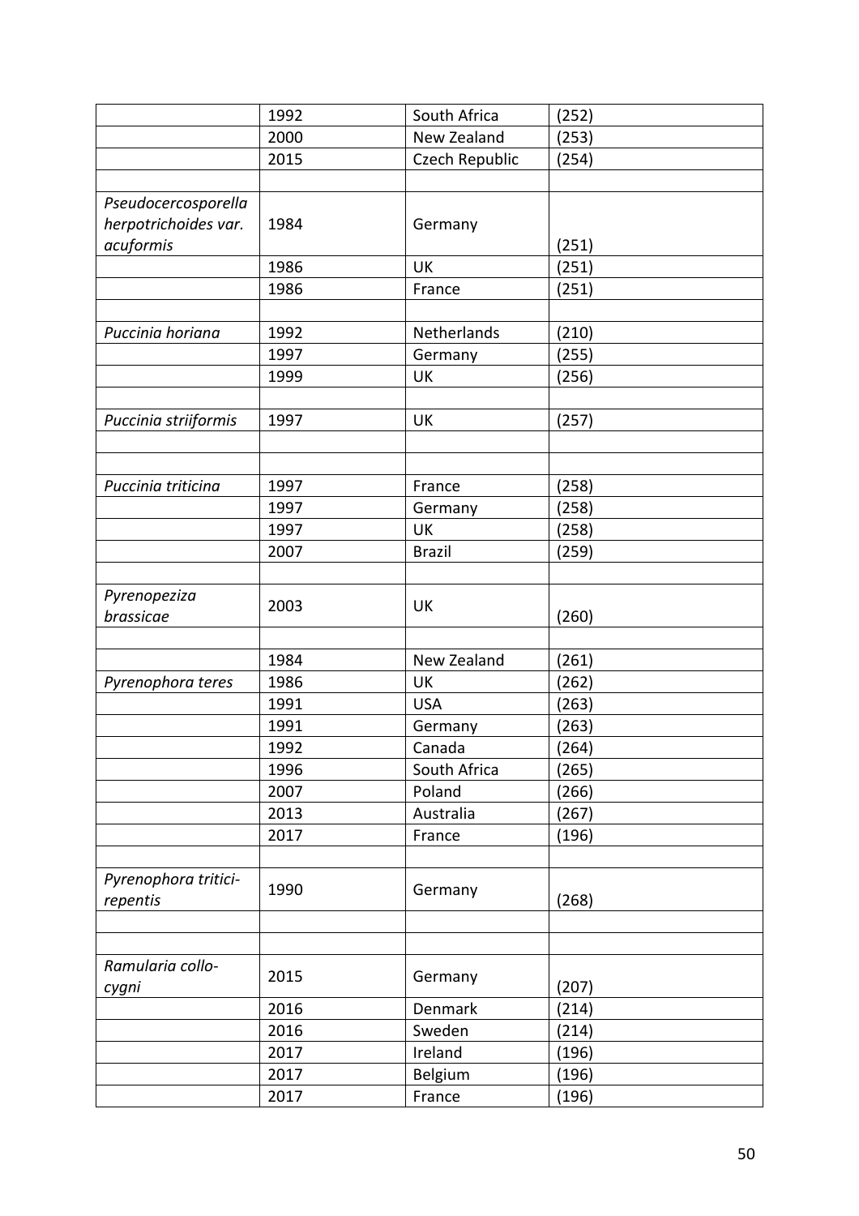| | | | |
|---|---|---|---|
| | 1992 | South Africa | (252) |
| | 2000 | New Zealand | (253) |
| | 2015 | Czech Republic | (254) |
| | | | |
| *Pseudocercosporella herpotrichoides var. acuformis* | 1984 | Germany | (251) |
| | 1986 | UK | (251) |
| | 1986 | France | (251) |
| | | | |
| *Puccinia horiana* | 1992 | Netherlands | (210) |
| | 1997 | Germany | (255) |
| | 1999 | UK | (256) |
| | | | |
| *Puccinia striiformis* | 1997 | UK | (257) |
| | | | |
| | | | |
| *Puccinia triticina* | 1997 | France | (258) |
| | 1997 | Germany | (258) |
| | 1997 | UK | (258) |
| | 2007 | Brazil | (259) |
| | | | |
| *Pyrenopeziza brassicae* | 2003 | UK | (260) |
| | | | |
| | 1984 | New Zealand | (261) |
| *Pyrenophora teres* | 1986 | UK | (262) |
| | 1991 | USA | (263) |
| | 1991 | Germany | (263) |
| | 1992 | Canada | (264) |
| | 1996 | South Africa | (265) |
| | 2007 | Poland | (266) |
| | 2013 | Australia | (267) |
| | 2017 | France | (196) |
| | | | |
| *Pyrenophora tritici-repentis* | 1990 | Germany | (268) |
| | | | |
| | | | |
| *Ramularia collo-cygni* | 2015 | Germany | (207) |
| | 2016 | Denmark | (214) |
| | 2016 | Sweden | (214) |
| | 2017 | Ireland | (196) |
| | 2017 | Belgium | (196) |
| | 2017 | France | (196) |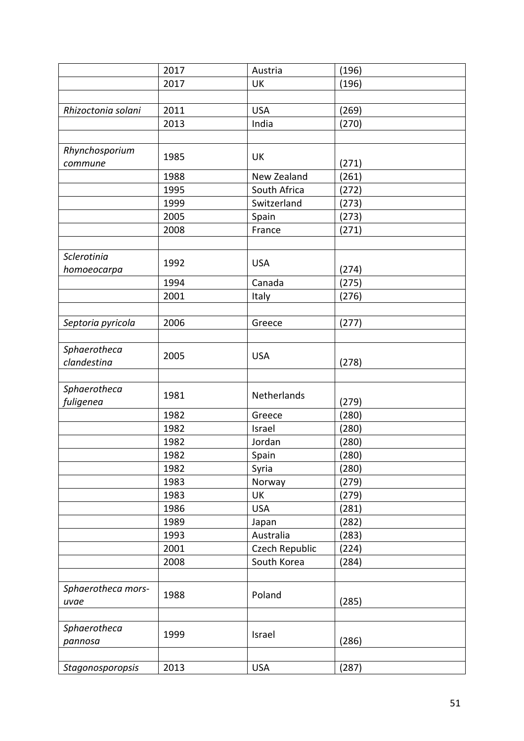| | | | |
|---|---|---|---|
| | 2017 | Austria | (196) |
| | 2017 | UK | (196) |
| | | | |
| *Rhizoctonia solani* | 2011 | USA | (269) |
| | 2013 | India | (270) |
| | | | |
| *Rhynchosporium commune* | 1985 | UK | (271) |
| | 1988 | New Zealand | (261) |
| | 1995 | South Africa | (272) |
| | 1999 | Switzerland | (273) |
| | 2005 | Spain | (273) |
| | 2008 | France | (271) |
| | | | |
| *Sclerotinia homoeocarpa* | 1992 | USA | (274) |
| | 1994 | Canada | (275) |
| | 2001 | Italy | (276) |
| | | | |
| *Septoria pyricola* | 2006 | Greece | (277) |
| | | | |
| *Sphaerotheca clandestina* | 2005 | USA | (278) |
| | | | |
| *Sphaerotheca fuligenea* | 1981 | Netherlands | (279) |
| | 1982 | Greece | (280) |
| | 1982 | Israel | (280) |
| | 1982 | Jordan | (280) |
| | 1982 | Spain | (280) |
| | 1982 | Syria | (280) |
| | 1983 | Norway | (279) |
| | 1983 | UK | (279) |
| | 1986 | USA | (281) |
| | 1989 | Japan | (282) |
| | 1993 | Australia | (283) |
| | 2001 | Czech Republic | (224) |
| | 2008 | South Korea | (284) |
| | | | |
| *Sphaerotheca mors-uvae* | 1988 | Poland | (285) |
| | | | |
| *Sphaerotheca pannosa* | 1999 | Israel | (286) |
| | | | |
| *Stagonosporopsis* | 2013 | USA | (287) |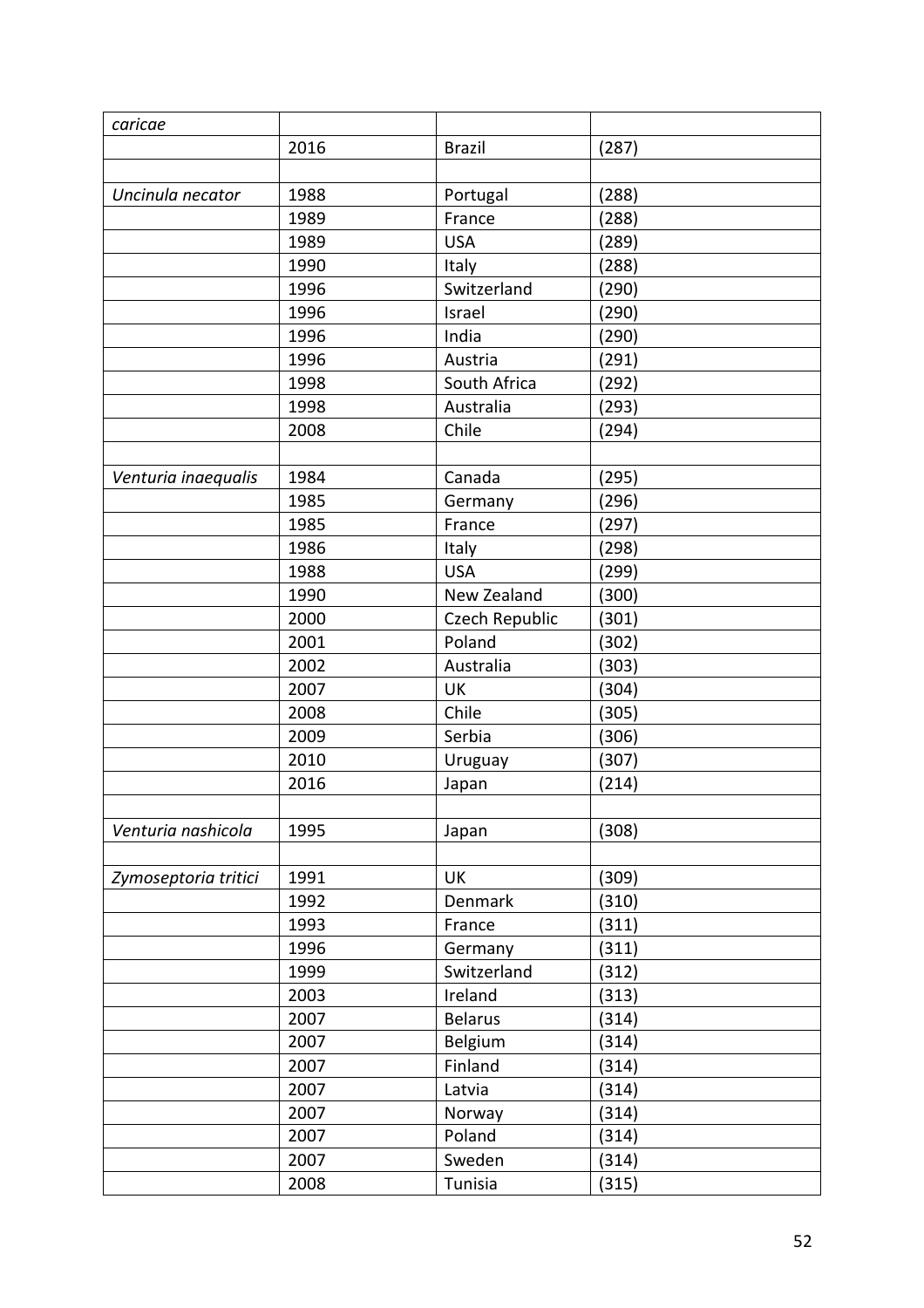| *caricae* | | | |
|---|---|---|---|
| | 2016 | Brazil | (287) |
| | | | |
| *Uncinula necator* | 1988 | Portugal | (288) |
| | 1989 | France | (288) |
| | 1989 | USA | (289) |
| | 1990 | Italy | (288) |
| | 1996 | Switzerland | (290) |
| | 1996 | Israel | (290) |
| | 1996 | India | (290) |
| | 1996 | Austria | (291) |
| | 1998 | South Africa | (292) |
| | 1998 | Australia | (293) |
| | 2008 | Chile | (294) |
| | | | |
| *Venturia inaequalis* | 1984 | Canada | (295) |
| | 1985 | Germany | (296) |
| | 1985 | France | (297) |
| | 1986 | Italy | (298) |
| | 1988 | USA | (299) |
| | 1990 | New Zealand | (300) |
| | 2000 | Czech Republic | (301) |
| | 2001 | Poland | (302) |
| | 2002 | Australia | (303) |
| | 2007 | UK | (304) |
| | 2008 | Chile | (305) |
| | 2009 | Serbia | (306) |
| | 2010 | Uruguay | (307) |
| | 2016 | Japan | (214) |
| | | | |
| *Venturia nashicola* | 1995 | Japan | (308) |
| | | | |
| *Zymoseptoria tritici* | 1991 | UK | (309) |
| | 1992 | Denmark | (310) |
| | 1993 | France | (311) |
| | 1996 | Germany | (311) |
| | 1999 | Switzerland | (312) |
| | 2003 | Ireland | (313) |
| | 2007 | Belarus | (314) |
| | 2007 | Belgium | (314) |
| | 2007 | Finland | (314) |
| | 2007 | Latvia | (314) |
| | 2007 | Norway | (314) |
| | 2007 | Poland | (314) |
| | 2007 | Sweden | (314) |
| | 2008 | Tunisia | (315) |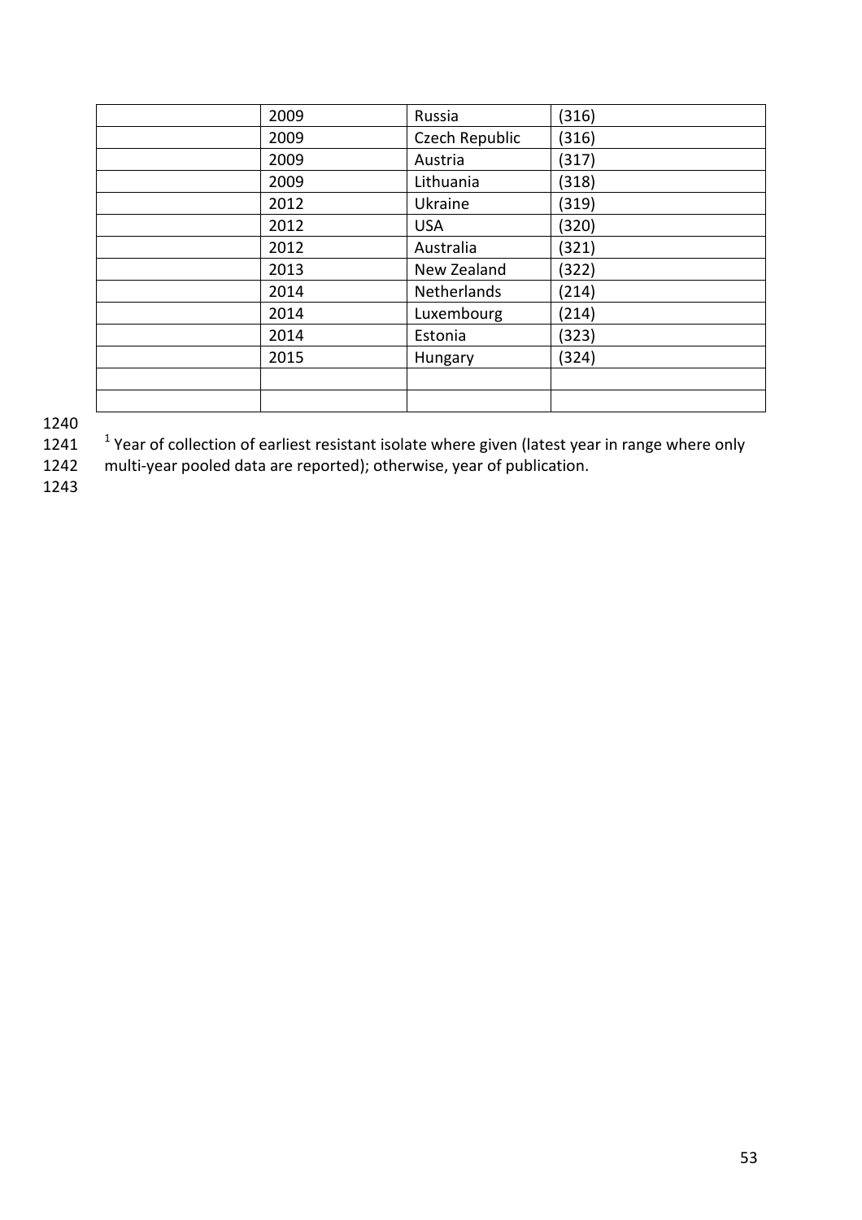| | | | |
|---|---|---|---|
| | 2009 | Russia | (316) |
| | 2009 | Czech Republic | (316) |
| | 2009 | Austria | (317) |
| | 2009 | Lithuania | (318) |
| | 2012 | Ukraine | (319) |
| | 2012 | USA | (320) |
| | 2012 | Australia | (321) |
| | 2013 | New Zealand | (322) |
| | 2014 | Netherlands | (214) |
| | 2014 | Luxembourg | (214) |
| | 2014 | Estonia | (323) |
| | 2015 | Hungary | (324) |
| | | | |
| | | | |

[1] Year of collection of earliest resistant isolate where given (latest year in range where only multi-year pooled data are reported); otherwise, year of publication.